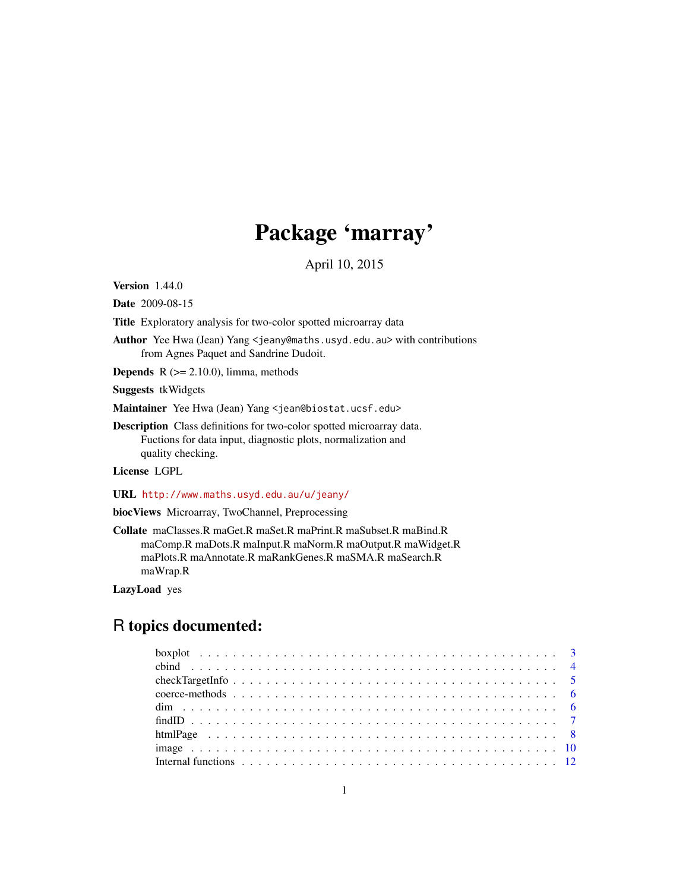# Package 'marray'

April 10, 2015

**Version** 1.44.0

**Date** 2009-08-15

**Title** Exploratory analysis for two-color spotted microarray data

**Author** Yee Hwa (Jean) Yang <jeany@maths.usyd.edu.au> with contributions from Agnes Paquet and Sandrine Dudoit.

**Depends** R (>= 2.10.0), limma, methods

**Suggests** tkWidgets

**Maintainer** Yee Hwa (Jean) Yang <jean@biostat.ucsf.edu>

**Description** Class definitions for two-color spotted microarray data. Fuctions for data input, diagnostic plots, normalization and quality checking.

**License** LGPL

**URL** http://www.maths.usyd.edu.au/u/jeany/

**biocViews** Microarray, TwoChannel, Preprocessing

**Collate** maClasses.R maGet.R maSet.R maPrint.R maSubset.R maBind.R maComp.R maDots.R maInput.R maNorm.R maOutput.R maWidget.R maPlots.R maAnnotate.R maRankGenes.R maSMA.R maSearch.R maWrap.R

**LazyLoad** yes

## R topics documented:

- boxplot . . . . . . . . . . . . . . . . . . . . . . . . . . . . . . . . . . . . . . . . . . . 3
- cbind . . . . . . . . . . . . . . . . . . . . . . . . . . . . . . . . . . . . . . . . . . . . 4
- checkTargetInfo . . . . . . . . . . . . . . . . . . . . . . . . . . . . . . . . . . . . . . 5
- coerce-methods . . . . . . . . . . . . . . . . . . . . . . . . . . . . . . . . . . . . . . . 6
- dim . . . . . . . . . . . . . . . . . . . . . . . . . . . . . . . . . . . . . . . . . . . . . 6
- findID . . . . . . . . . . . . . . . . . . . . . . . . . . . . . . . . . . . . . . . . . . . . 7
- htmlPage . . . . . . . . . . . . . . . . . . . . . . . . . . . . . . . . . . . . . . . . . . 8
- image . . . . . . . . . . . . . . . . . . . . . . . . . . . . . . . . . . . . . . . . . . . . 10
- Internal functions . . . . . . . . . . . . . . . . . . . . . . . . . . . . . . . . . . . . . . 12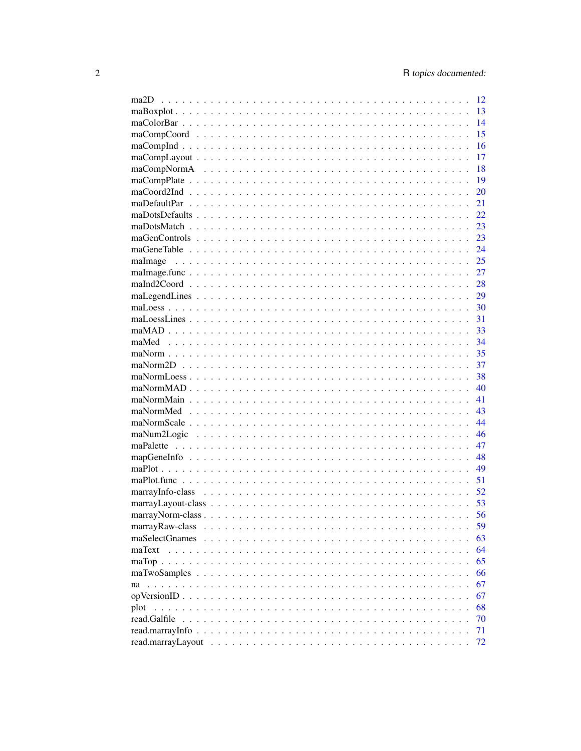ma2D . . . . . . . . . . . . . . . . . . . . . . . . . . . . . . . . . . . . . . . . . . 12
maBoxplot . . . . . . . . . . . . . . . . . . . . . . . . . . . . . . . . . . . . . . . . 13
maColorBar . . . . . . . . . . . . . . . . . . . . . . . . . . . . . . . . . . . . . . . 14
maCompCoord . . . . . . . . . . . . . . . . . . . . . . . . . . . . . . . . . . . . . . 15
maCompInd . . . . . . . . . . . . . . . . . . . . . . . . . . . . . . . . . . . . . . . 16
maCompLayout . . . . . . . . . . . . . . . . . . . . . . . . . . . . . . . . . . . . . 17
maCompNormA . . . . . . . . . . . . . . . . . . . . . . . . . . . . . . . . . . . . . 18
maCompPlate . . . . . . . . . . . . . . . . . . . . . . . . . . . . . . . . . . . . . . 19
maCoord2Ind . . . . . . . . . . . . . . . . . . . . . . . . . . . . . . . . . . . . . . 20
maDefaultPar . . . . . . . . . . . . . . . . . . . . . . . . . . . . . . . . . . . . . . 21
maDotsDefaults . . . . . . . . . . . . . . . . . . . . . . . . . . . . . . . . . . . . . 22
maDotsMatch . . . . . . . . . . . . . . . . . . . . . . . . . . . . . . . . . . . . . . 23
maGenControls . . . . . . . . . . . . . . . . . . . . . . . . . . . . . . . . . . . . . 23
maGeneTable . . . . . . . . . . . . . . . . . . . . . . . . . . . . . . . . . . . . . . 24
maImage . . . . . . . . . . . . . . . . . . . . . . . . . . . . . . . . . . . . . . . . 25
maImage.func . . . . . . . . . . . . . . . . . . . . . . . . . . . . . . . . . . . . . . 27
maInd2Coord . . . . . . . . . . . . . . . . . . . . . . . . . . . . . . . . . . . . . . 28
maLegendLines . . . . . . . . . . . . . . . . . . . . . . . . . . . . . . . . . . . . . 29
maLoess . . . . . . . . . . . . . . . . . . . . . . . . . . . . . . . . . . . . . . . . 30
maLoessLines . . . . . . . . . . . . . . . . . . . . . . . . . . . . . . . . . . . . . . 31
maMAD . . . . . . . . . . . . . . . . . . . . . . . . . . . . . . . . . . . . . . . . 33
maMed . . . . . . . . . . . . . . . . . . . . . . . . . . . . . . . . . . . . . . . . . 34
maNorm . . . . . . . . . . . . . . . . . . . . . . . . . . . . . . . . . . . . . . . . 35
maNorm2D . . . . . . . . . . . . . . . . . . . . . . . . . . . . . . . . . . . . . . . 37
maNormLoess . . . . . . . . . . . . . . . . . . . . . . . . . . . . . . . . . . . . . . 38
maNormMAD . . . . . . . . . . . . . . . . . . . . . . . . . . . . . . . . . . . . . . 40
maNormMain . . . . . . . . . . . . . . . . . . . . . . . . . . . . . . . . . . . . . . 41
maNormMed . . . . . . . . . . . . . . . . . . . . . . . . . . . . . . . . . . . . . . 43
maNormScale . . . . . . . . . . . . . . . . . . . . . . . . . . . . . . . . . . . . . . 44
maNum2Logic . . . . . . . . . . . . . . . . . . . . . . . . . . . . . . . . . . . . . . 46
maPalette . . . . . . . . . . . . . . . . . . . . . . . . . . . . . . . . . . . . . . . . 47
mapGeneInfo . . . . . . . . . . . . . . . . . . . . . . . . . . . . . . . . . . . . . . 48
maPlot . . . . . . . . . . . . . . . . . . . . . . . . . . . . . . . . . . . . . . . . . 49
maPlot.func . . . . . . . . . . . . . . . . . . . . . . . . . . . . . . . . . . . . . . . 51
marrayInfo-class . . . . . . . . . . . . . . . . . . . . . . . . . . . . . . . . . . . . . 52
marrayLayout-class . . . . . . . . . . . . . . . . . . . . . . . . . . . . . . . . . . . 53
marrayNorm-class . . . . . . . . . . . . . . . . . . . . . . . . . . . . . . . . . . . . 56
marrayRaw-class . . . . . . . . . . . . . . . . . . . . . . . . . . . . . . . . . . . . . 59
maSelectGnames . . . . . . . . . . . . . . . . . . . . . . . . . . . . . . . . . . . . 63
maText . . . . . . . . . . . . . . . . . . . . . . . . . . . . . . . . . . . . . . . . . 64
maTop . . . . . . . . . . . . . . . . . . . . . . . . . . . . . . . . . . . . . . . . . 65
maTwoSamples . . . . . . . . . . . . . . . . . . . . . . . . . . . . . . . . . . . . . 66
na . . . . . . . . . . . . . . . . . . . . . . . . . . . . . . . . . . . . . . . . . . . 67
opVersionID . . . . . . . . . . . . . . . . . . . . . . . . . . . . . . . . . . . . . . . 67
plot . . . . . . . . . . . . . . . . . . . . . . . . . . . . . . . . . . . . . . . . . . . 68
read.Galfile . . . . . . . . . . . . . . . . . . . . . . . . . . . . . . . . . . . . . . . 70
read.marrayInfo . . . . . . . . . . . . . . . . . . . . . . . . . . . . . . . . . . . . . 71
read.marrayLayout . . . . . . . . . . . . . . . . . . . . . . . . . . . . . . . . . . . 72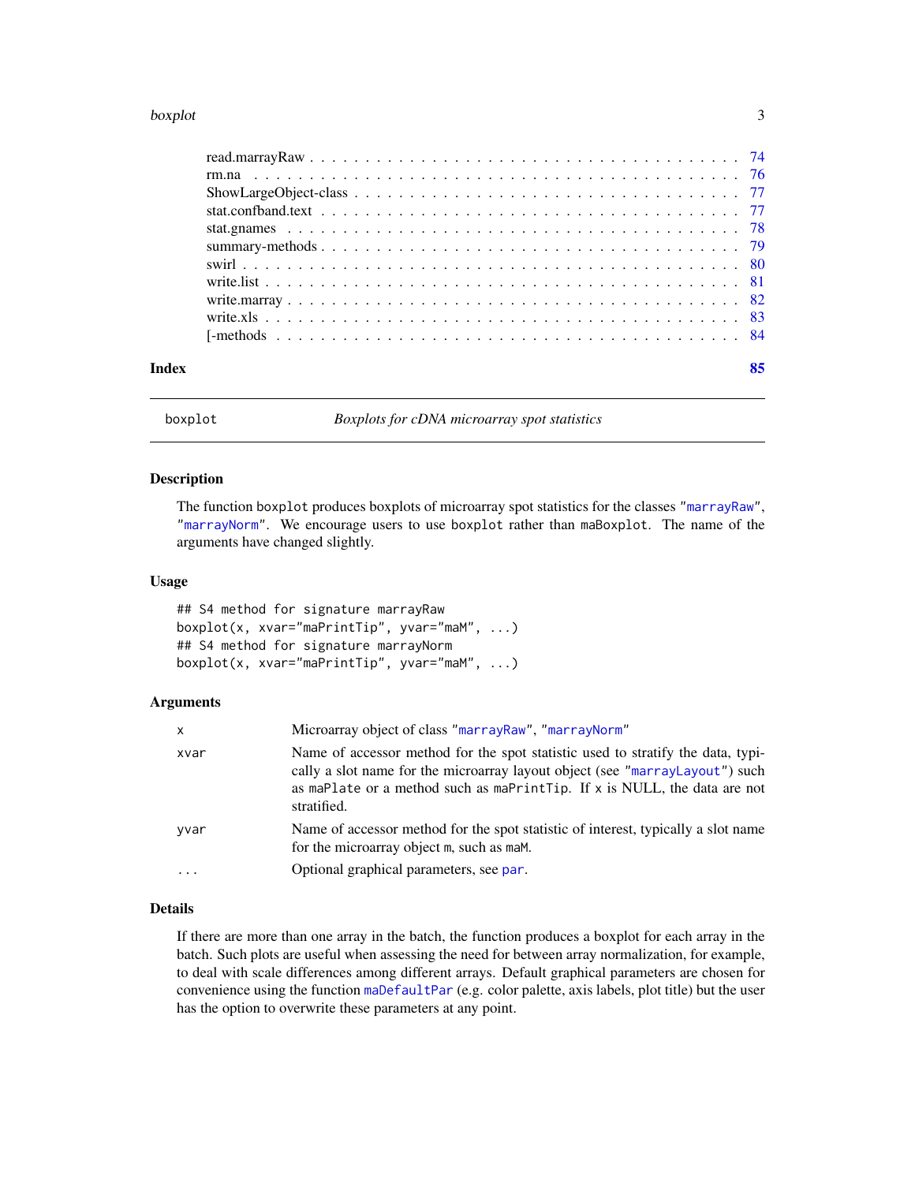read.marrayRaw . . . . . . . . . . . . . . . . . . . . . . . . . . . . . . . . . . . . . . . . 74
rm.na . . . . . . . . . . . . . . . . . . . . . . . . . . . . . . . . . . . . . . . . . . . 76
ShowLargeObject-class . . . . . . . . . . . . . . . . . . . . . . . . . . . . . . . . . . . . 77
stat.confband.text . . . . . . . . . . . . . . . . . . . . . . . . . . . . . . . . . . . . . . 77
stat.gnames . . . . . . . . . . . . . . . . . . . . . . . . . . . . . . . . . . . . . . . . . 78
summary-methods . . . . . . . . . . . . . . . . . . . . . . . . . . . . . . . . . . . . . . . 79
swirl . . . . . . . . . . . . . . . . . . . . . . . . . . . . . . . . . . . . . . . . . . . . 80
write.list . . . . . . . . . . . . . . . . . . . . . . . . . . . . . . . . . . . . . . . . . . 81
write.marray . . . . . . . . . . . . . . . . . . . . . . . . . . . . . . . . . . . . . . . . 82
write.xls . . . . . . . . . . . . . . . . . . . . . . . . . . . . . . . . . . . . . . . . . . 83
[-methods . . . . . . . . . . . . . . . . . . . . . . . . . . . . . . . . . . . . . . . . . . 84

**Index** **85**

---

`boxplot` *Boxplots for cDNA microarray spot statistics*

---

## Description

The function `boxplot` produces boxplots of microarray spot statistics for the classes "marrayRaw", "marrayNorm". We encourage users to use `boxplot` rather than `maBoxplot`. The name of the arguments have changed slightly.

## Usage

```
## S4 method for signature marrayRaw
boxplot(x, xvar="maPrintTip", yvar="maM", ...)
## S4 method for signature marrayNorm
boxplot(x, xvar="maPrintTip", yvar="maM", ...)
```

## Arguments

| | |
|---|---|
| `x` | Microarray object of class "marrayRaw", "marrayNorm" |
| `xvar` | Name of accessor method for the spot statistic used to stratify the data, typically a slot name for the microarray layout object (see "marrayLayout") such as `maPlate` or a method such as `maPrintTip`. If `x` is NULL, the data are not stratified. |
| `yvar` | Name of accessor method for the spot statistic of interest, typically a slot name for the microarray object `m`, such as `maM`. |
| `...` | Optional graphical parameters, see par. |

## Details

If there are more than one array in the batch, the function produces a boxplot for each array in the batch. Such plots are useful when assessing the need for between array normalization, for example, to deal with scale differences among different arrays. Default graphical parameters are chosen for convenience using the function maDefaultPar (e.g. color palette, axis labels, plot title) but the user has the option to overwrite these parameters at any point.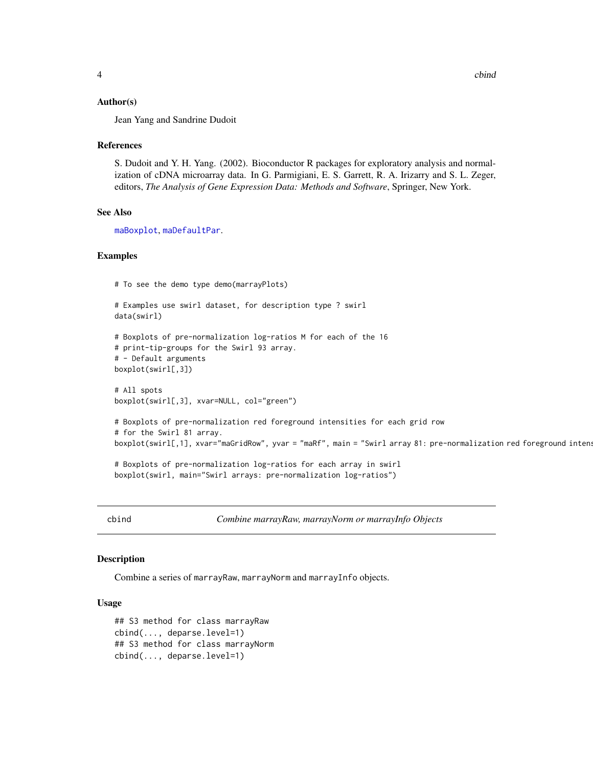### Author(s)

Jean Yang and Sandrine Dudoit

### References

S. Dudoit and Y. H. Yang. (2002). Bioconductor R packages for exploratory analysis and normalization of cDNA microarray data. In G. Parmigiani, E. S. Garrett, R. A. Irizarry and S. L. Zeger, editors, *The Analysis of Gene Expression Data: Methods and Software*, Springer, New York.

### See Also

maBoxplot, maDefaultPar.

### Examples

```
# To see the demo type demo(marrayPlots)

# Examples use swirl dataset, for description type ? swirl
data(swirl)

# Boxplots of pre-normalization log-ratios M for each of the 16
# print-tip-groups for the Swirl 93 array.
# - Default arguments
boxplot(swirl[,3])

# All spots
boxplot(swirl[,3], xvar=NULL, col="green")

# Boxplots of pre-normalization red foreground intensities for each grid row
# for the Swirl 81 array.
boxplot(swirl[,1], xvar="maGridRow", yvar = "maRf", main = "Swirl array 81: pre-normalization red foreground intens

# Boxplots of pre-normalization log-ratios for each array in swirl
boxplot(swirl, main="Swirl arrays: pre-normalization log-ratios")
```

---

## cbind — *Combine marrayRaw, marrayNorm or marrayInfo Objects*

### Description

Combine a series of marrayRaw, marrayNorm and marrayInfo objects.

### Usage

```
## S3 method for class marrayRaw
cbind(..., deparse.level=1)
## S3 method for class marrayNorm
cbind(..., deparse.level=1)
```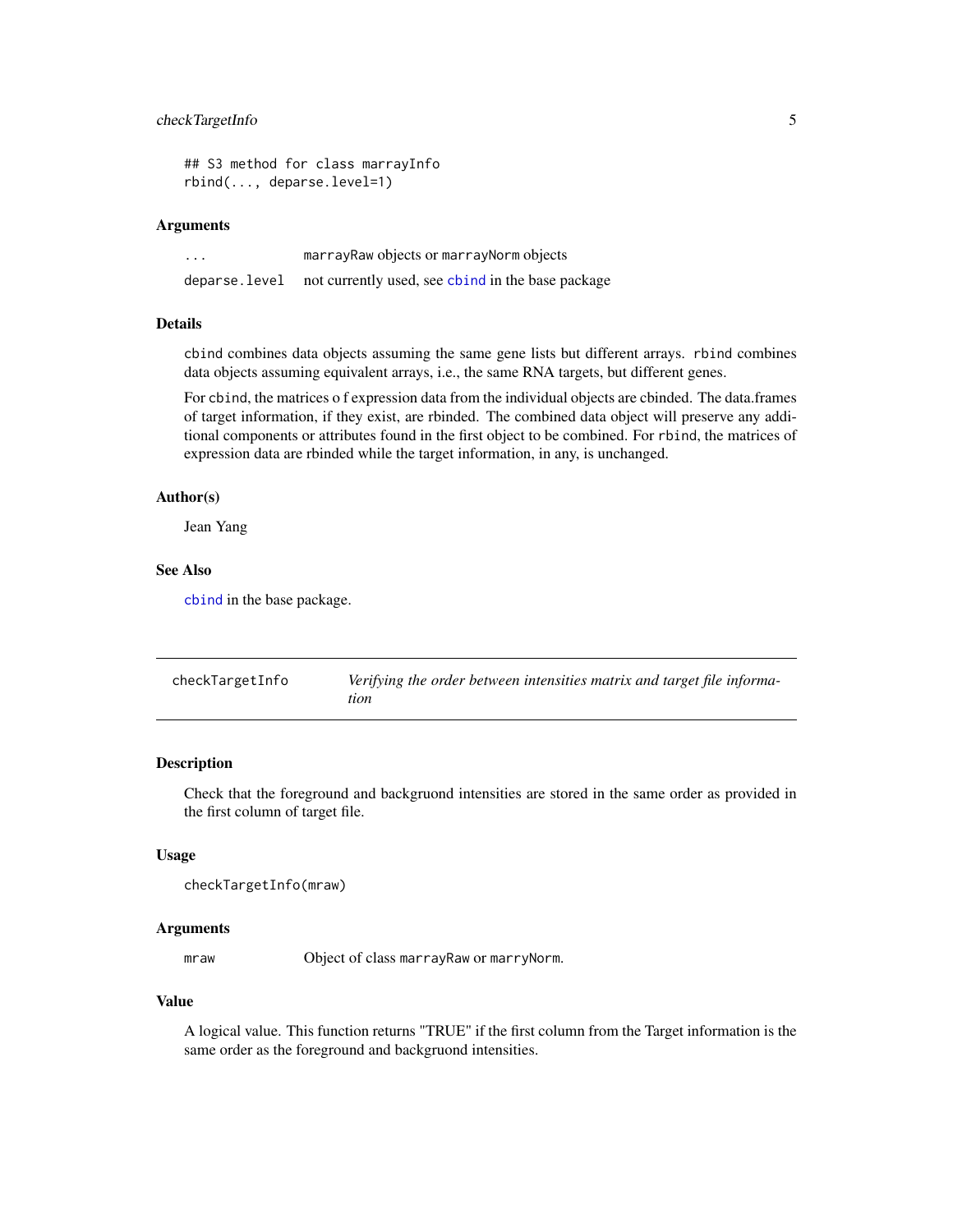```
## S3 method for class marrayInfo
rbind(..., deparse.level=1)
```

### Arguments

| | |
|---|---|
| `...` | `marrayRaw` objects or `marrayNorm` objects |
| `deparse.level` | not currently used, see `cbind` in the base package |

### Details

`cbind` combines data objects assuming the same gene lists but different arrays. `rbind` combines data objects assuming equivalent arrays, i.e., the same RNA targets, but different genes.

For `cbind`, the matrices o f expression data from the individual objects are cbinded. The data.frames of target information, if they exist, are rbinded. The combined data object will preserve any additional components or attributes found in the first object to be combined. For `rbind`, the matrices of expression data are rbinded while the target information, in any, is unchanged.

### Author(s)

Jean Yang

### See Also

`cbind` in the base package.

---

## checkTargetInfo — *Verifying the order between intensities matrix and target file information*

---

### Description

Check that the foreground and backgruond intensities are stored in the same order as provided in the first column of target file.

### Usage

```
checkTargetInfo(mraw)
```

### Arguments

| | |
|---|---|
| `mraw` | Object of class `marrayRaw` or `marryNorm`. |

### Value

A logical value. This function returns "TRUE" if the first column from the Target information is the same order as the foreground and backgruond intensities.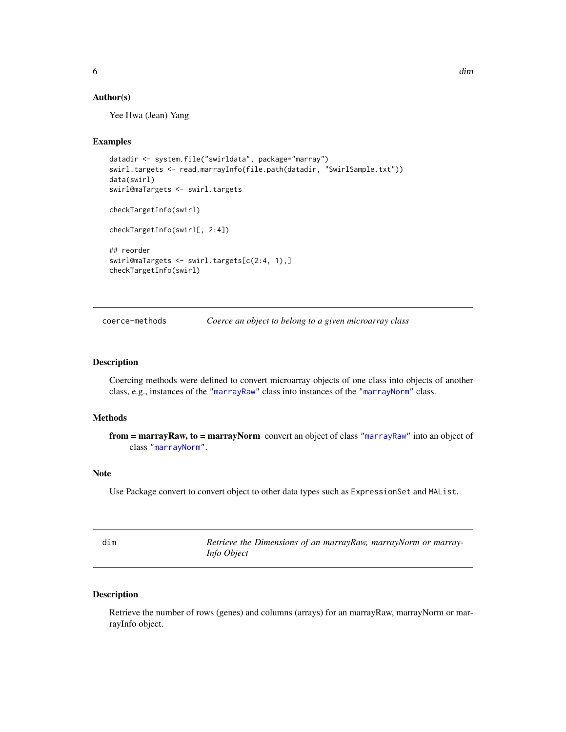### Author(s)

Yee Hwa (Jean) Yang

### Examples

```
datadir <- system.file("swirldata", package="marray")
swirl.targets <- read.marrayInfo(file.path(datadir, "SwirlSample.txt"))
data(swirl)
swirl@maTargets <- swirl.targets

checkTargetInfo(swirl)

checkTargetInfo(swirl[, 2:4])

## reorder
swirl@maTargets <- swirl.targets[c(2:4, 1),]
checkTargetInfo(swirl)
```

---

## coerce-methods — *Coerce an object to belong to a given microarray class*

### Description

Coercing methods were defined to convert microarray objects of one class into objects of another class, e.g., instances of the "marrayRaw" class into instances of the "marrayNorm" class.

### Methods

**from = marrayRaw, to = marrayNorm** convert an object of class "marrayRaw" into an object of class "marrayNorm".

### Note

Use Package convert to convert object to other data types such as `ExpressionSet` and `MAList`.

---

## dim — *Retrieve the Dimensions of an marrayRaw, marrayNorm or marrayInfo Object*

### Description

Retrieve the number of rows (genes) and columns (arrays) for an marrayRaw, marrayNorm or marrayInfo object.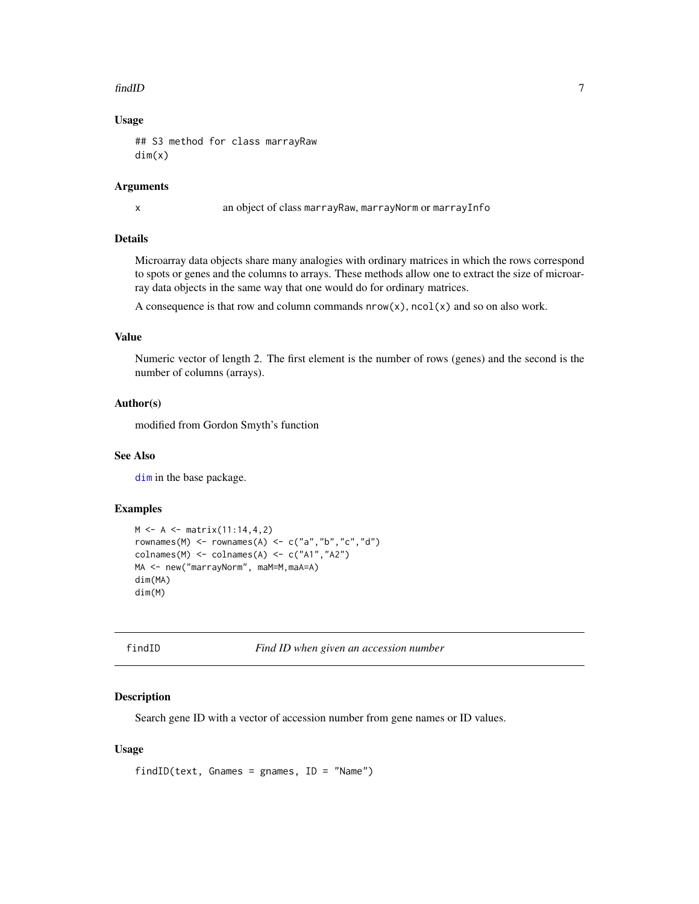### Usage

```
## S3 method for class marrayRaw
dim(x)
```

### Arguments

| | |
|---|---|
| x | an object of class `marrayRaw`, `marrayNorm` or `marrayInfo` |

### Details

Microarray data objects share many analogies with ordinary matrices in which the rows correspond to spots or genes and the columns to arrays. These methods allow one to extract the size of microarray data objects in the same way that one would do for ordinary matrices.

A consequence is that row and column commands `nrow(x)`, `ncol(x)` and so on also work.

### Value

Numeric vector of length 2. The first element is the number of rows (genes) and the second is the number of columns (arrays).

### Author(s)

modified from Gordon Smyth's function

### See Also

`dim` in the base package.

### Examples

```
M <- A <- matrix(11:14,4,2)
rownames(M) <- rownames(A) <- c("a","b","c","d")
colnames(M) <- colnames(A) <- c("A1","A2")
MA <- new("marrayNorm", maM=M,maA=A)
dim(MA)
dim(M)
```

---

## findID — *Find ID when given an accession number*

### Description

Search gene ID with a vector of accession number from gene names or ID values.

### Usage

```
findID(text, Gnames = gnames, ID = "Name")
```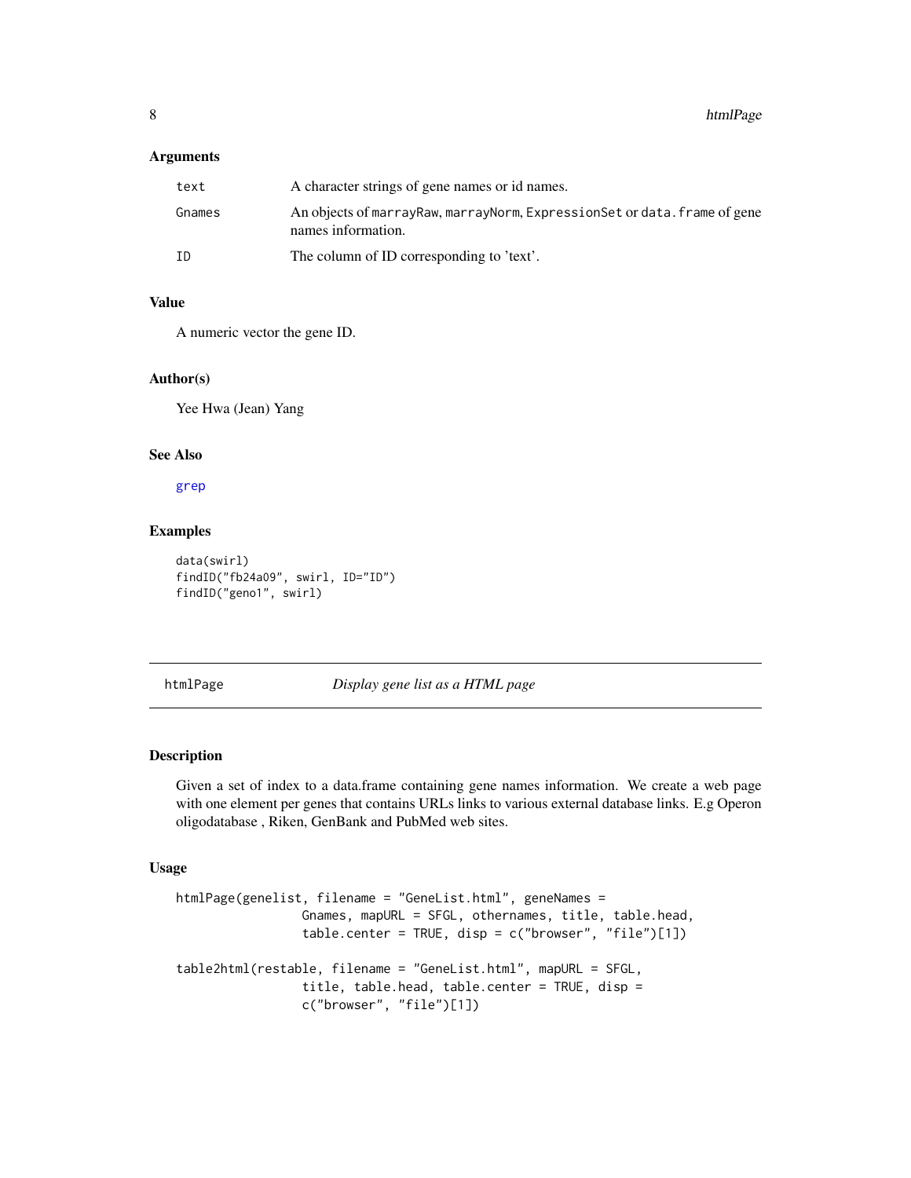### Arguments

| | |
|---|---|
| text | A character strings of gene names or id names. |
| Gnames | An objects of marrayRaw, marrayNorm, ExpressionSet or data.frame of gene names information. |
| ID | The column of ID corresponding to 'text'. |

### Value

A numeric vector the gene ID.

### Author(s)

Yee Hwa (Jean) Yang

### See Also

grep

### Examples

```
data(swirl)
findID("fb24a09", swirl, ID="ID")
findID("geno1", swirl)
```

---

## htmlPage *Display gene list as a HTML page*

### Description

Given a set of index to a data.frame containing gene names information. We create a web page with one element per genes that contains URLs links to various external database links. E.g Operon oligodatabase , Riken, GenBank and PubMed web sites.

### Usage

```
htmlPage(genelist, filename = "GeneList.html", geneNames =
                Gnames, mapURL = SFGL, othernames, title, table.head,
                table.center = TRUE, disp = c("browser", "file")[1])

table2html(restable, filename = "GeneList.html", mapURL = SFGL,
                title, table.head, table.center = TRUE, disp =
                c("browser", "file")[1])
```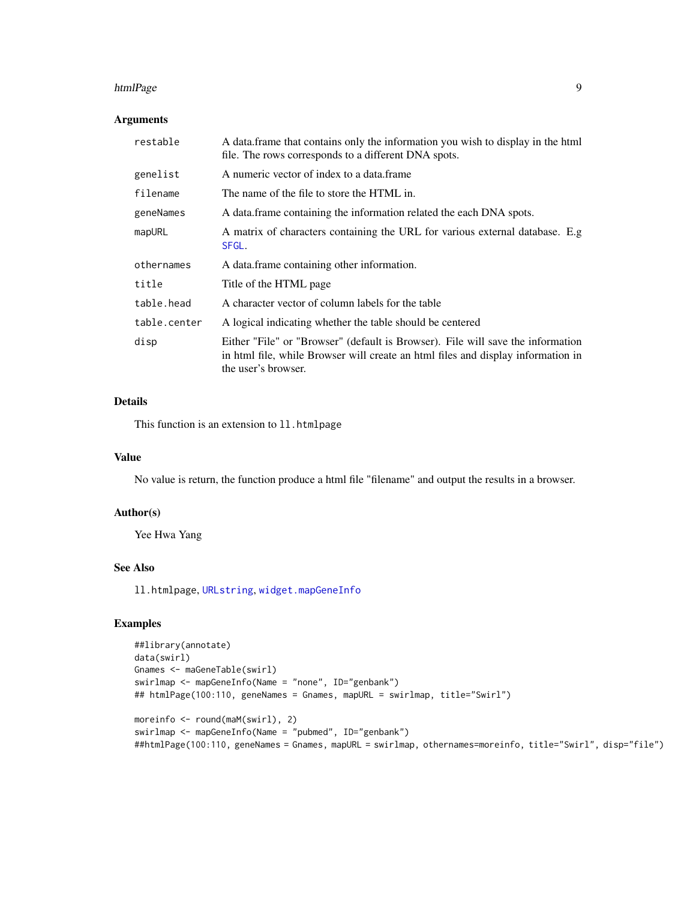## Arguments

| | |
|---|---|
| `restable` | A data.frame that contains only the information you wish to display in the html file. The rows corresponds to a different DNA spots. |
| `genelist` | A numeric vector of index to a data.frame |
| `filename` | The name of the file to store the HTML in. |
| `geneNames` | A data.frame containing the information related the each DNA spots. |
| `mapURL` | A matrix of characters containing the URL for various external database. E.g `SFGL`. |
| `othernames` | A data.frame containing other information. |
| `title` | Title of the HTML page |
| `table.head` | A character vector of column labels for the table |
| `table.center` | A logical indicating whether the table should be centered |
| `disp` | Either "File" or "Browser" (default is Browser). File will save the information in html file, while Browser will create an html files and display information in the user's browser. |

## Details

This function is an extension to `ll.htmlpage`

## Value

No value is return, the function produce a html file "filename" and output the results in a browser.

## Author(s)

Yee Hwa Yang

## See Also

`ll.htmlpage`, `URLstring`, `widget.mapGeneInfo`

## Examples

```
##library(annotate)
data(swirl)
Gnames <- maGeneTable(swirl)
swirlmap <- mapGeneInfo(Name = "none", ID="genbank")
## htmlPage(100:110, geneNames = Gnames, mapURL = swirlmap, title="Swirl")

moreinfo <- round(maM(swirl), 2)
swirlmap <- mapGeneInfo(Name = "pubmed", ID="genbank")
##htmlPage(100:110, geneNames = Gnames, mapURL = swirlmap, othernames=moreinfo, title="Swirl", disp="file")
```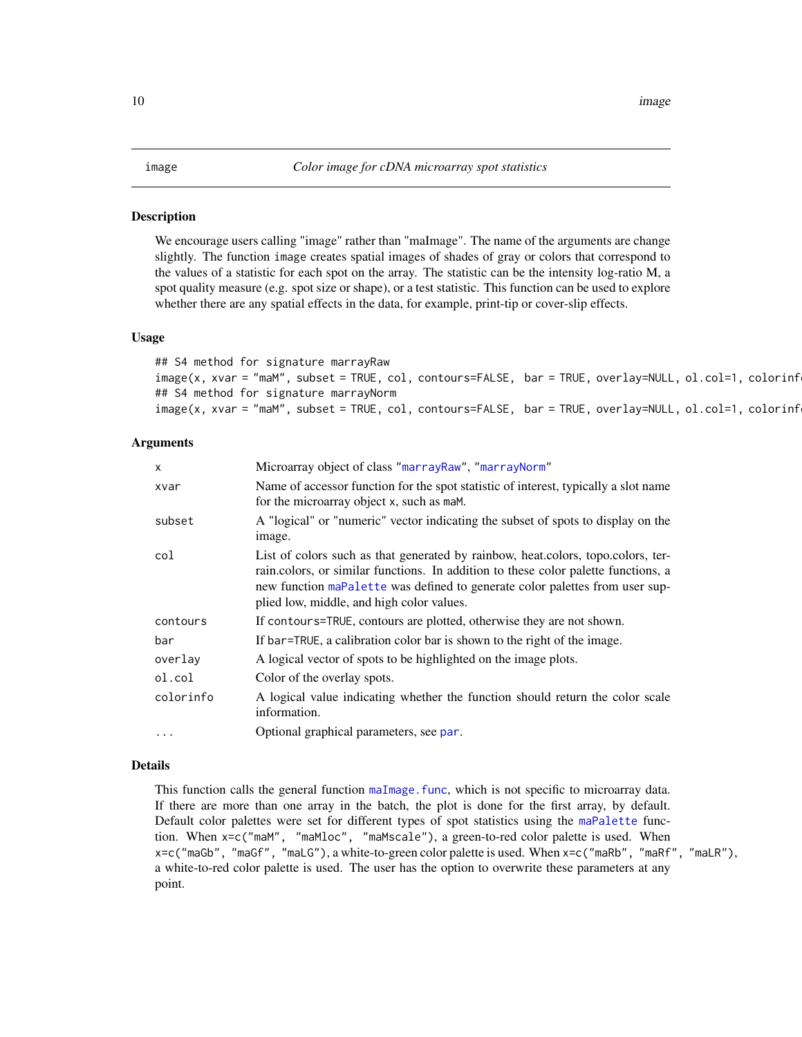# image — *Color image for cDNA microarray spot statistics*

## Description

We encourage users calling "image" rather than "maImage". The name of the arguments are change slightly. The function image creates spatial images of shades of gray or colors that correspond to the values of a statistic for each spot on the array. The statistic can be the intensity log-ratio M, a spot quality measure (e.g. spot size or shape), or a test statistic. This function can be used to explore whether there are any spatial effects in the data, for example, print-tip or cover-slip effects.

## Usage

```
## S4 method for signature marrayRaw
image(x, xvar = "maM", subset = TRUE, col, contours=FALSE,  bar = TRUE, overlay=NULL, ol.col=1, colorinf
## S4 method for signature marrayNorm
image(x, xvar = "maM", subset = TRUE, col, contours=FALSE,  bar = TRUE, overlay=NULL, ol.col=1, colorinf
```

## Arguments

| | |
|---|---|
| x | Microarray object of class "marrayRaw", "marrayNorm" |
| xvar | Name of accessor function for the spot statistic of interest, typically a slot name for the microarray object x, such as maM. |
| subset | A "logical" or "numeric" vector indicating the subset of spots to display on the image. |
| col | List of colors such as that generated by rainbow, heat.colors, topo.colors, terrain.colors, or similar functions. In addition to these color palette functions, a new function maPalette was defined to generate color palettes from user supplied low, middle, and high color values. |
| contours | If contours=TRUE, contours are plotted, otherwise they are not shown. |
| bar | If bar=TRUE, a calibration color bar is shown to the right of the image. |
| overlay | A logical vector of spots to be highlighted on the image plots. |
| ol.col | Color of the overlay spots. |
| colorinfo | A logical value indicating whether the function should return the color scale information. |
| ... | Optional graphical parameters, see par. |

## Details

This function calls the general function maImage.func, which is not specific to microarray data. If there are more than one array in the batch, the plot is done for the first array, by default. Default color palettes were set for different types of spot statistics using the maPalette function. When x=c("maM", "maMloc", "maMscale"), a green-to-red color palette is used. When x=c("maGb", "maGf", "maLG"), a white-to-green color palette is used. When x=c("maRb", "maRf", "maLR"), a white-to-red color palette is used. The user has the option to overwrite these parameters at any point.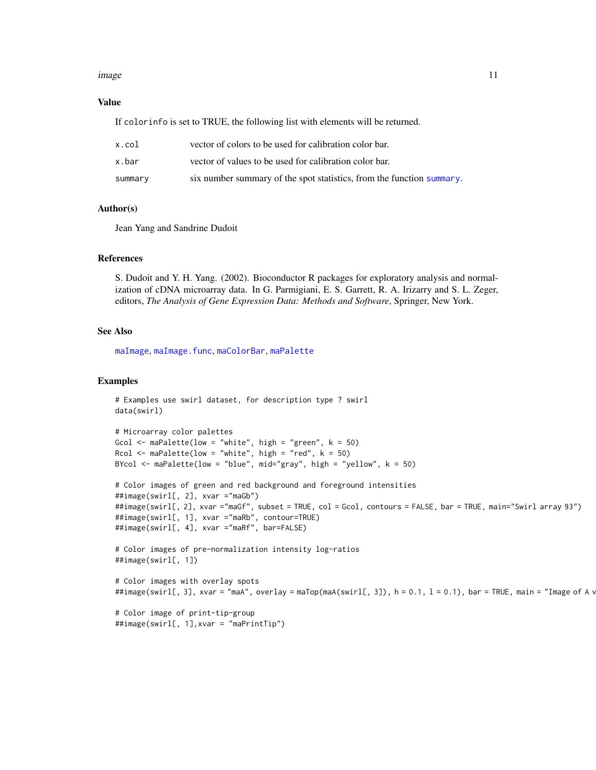## Value

If `colorinfo` is set to TRUE, the following list with elements will be returned.

| | |
|---|---|
| `x.col` | vector of colors to be used for calibration color bar. |
| `x.bar` | vector of values to be used for calibration color bar. |
| `summary` | six number summary of the spot statistics, from the function `summary`. |

## Author(s)

Jean Yang and Sandrine Dudoit

## References

S. Dudoit and Y. H. Yang. (2002). Bioconductor R packages for exploratory analysis and normalization of cDNA microarray data. In G. Parmigiani, E. S. Garrett, R. A. Irizarry and S. L. Zeger, editors, *The Analysis of Gene Expression Data: Methods and Software*, Springer, New York.

## See Also

`maImage`, `maImage.func`, `maColorBar`, `maPalette`

## Examples

```
# Examples use swirl dataset, for description type ? swirl
data(swirl)

# Microarray color palettes
Gcol <- maPalette(low = "white", high = "green", k = 50)
Rcol <- maPalette(low = "white", high = "red", k = 50)
BYcol <- maPalette(low = "blue", mid="gray", high = "yellow", k = 50)

# Color images of green and red background and foreground intensities
##image(swirl[, 2], xvar ="maGb")
##image(swirl[, 2], xvar ="maGf", subset = TRUE, col = Gcol, contours = FALSE, bar = TRUE, main="Swirl array 93")
##image(swirl[, 1], xvar ="maRb", contour=TRUE)
##image(swirl[, 4], xvar ="maRf", bar=FALSE)

# Color images of pre-normalization intensity log-ratios
##image(swirl[, 1])

# Color images with overlay spots
##image(swirl[, 3], xvar = "maA", overlay = maTop(maA(swirl[, 3]), h = 0.1, l = 0.1), bar = TRUE, main = "Image of A v

# Color image of print-tip-group
##image(swirl[, 1],xvar = "maPrintTip")
```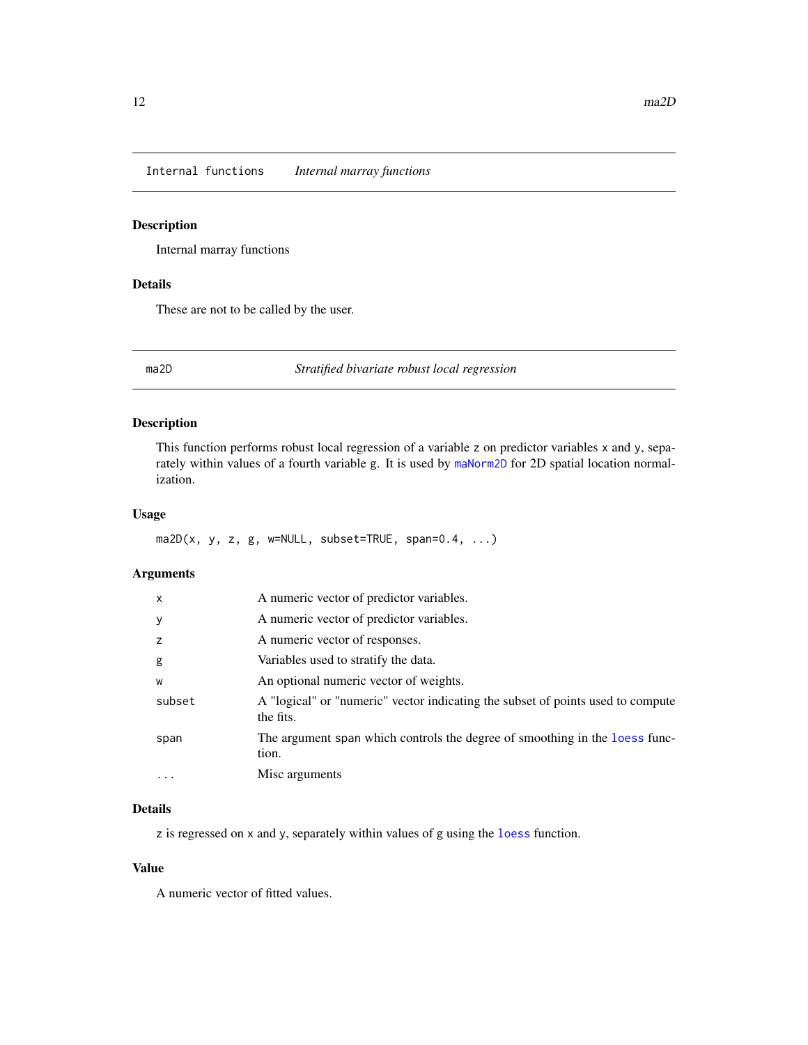## Internal functions *Internal marray functions*

### Description

Internal marray functions

### Details

These are not to be called by the user.

## ma2D *Stratified bivariate robust local regression*

### Description

This function performs robust local regression of a variable `z` on predictor variables `x` and `y`, separately within values of a fourth variable `g`. It is used by `maNorm2D` for 2D spatial location normalization.

### Usage

```
ma2D(x, y, z, g, w=NULL, subset=TRUE, span=0.4, ...)
```

### Arguments

| | |
|---|---|
| `x` | A numeric vector of predictor variables. |
| `y` | A numeric vector of predictor variables. |
| `z` | A numeric vector of responses. |
| `g` | Variables used to stratify the data. |
| `w` | An optional numeric vector of weights. |
| `subset` | A "logical" or "numeric" vector indicating the subset of points used to compute the fits. |
| `span` | The argument span which controls the degree of smoothing in the `loess` function. |
| `...` | Misc arguments |

### Details

`z` is regressed on `x` and `y`, separately within values of `g` using the `loess` function.

### Value

A numeric vector of fitted values.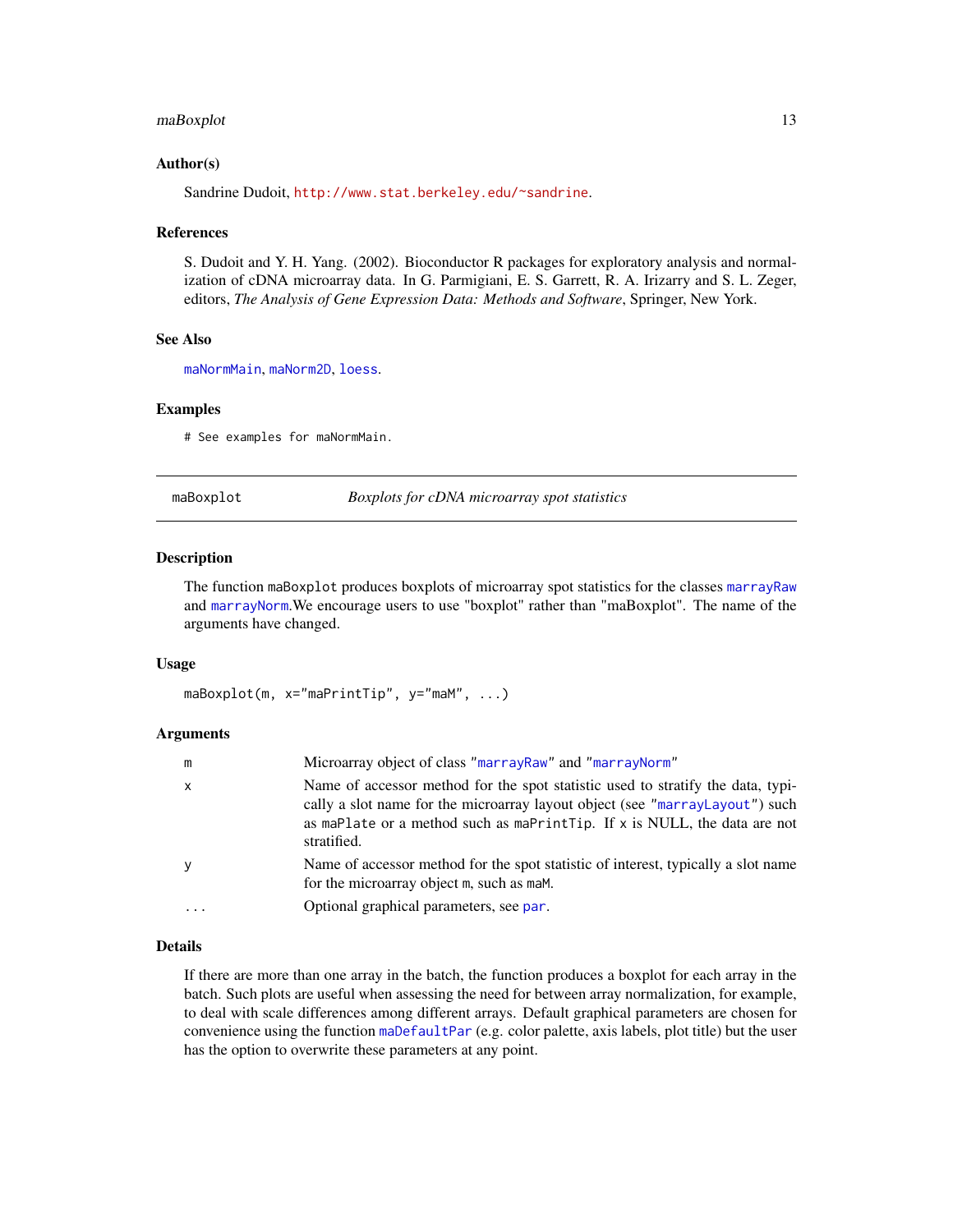### Author(s)

Sandrine Dudoit, http://www.stat.berkeley.edu/~sandrine.

### References

S. Dudoit and Y. H. Yang. (2002). Bioconductor R packages for exploratory analysis and normalization of cDNA microarray data. In G. Parmigiani, E. S. Garrett, R. A. Irizarry and S. L. Zeger, editors, *The Analysis of Gene Expression Data: Methods and Software*, Springer, New York.

### See Also

maNormMain, maNorm2D, loess.

### Examples

```
# See examples for maNormMain.
```

---

## maBoxplot — *Boxplots for cDNA microarray spot statistics*

### Description

The function maBoxplot produces boxplots of microarray spot statistics for the classes marrayRaw and marrayNorm.We encourage users to use "boxplot" rather than "maBoxplot". The name of the arguments have changed.

### Usage

```
maBoxplot(m, x="maPrintTip", y="maM", ...)
```

### Arguments

| | |
|---|---|
| m | Microarray object of class "marrayRaw" and "marrayNorm" |
| x | Name of accessor method for the spot statistic used to stratify the data, typically a slot name for the microarray layout object (see "marrayLayout") such as maPlate or a method such as maPrintTip. If x is NULL, the data are not stratified. |
| y | Name of accessor method for the spot statistic of interest, typically a slot name for the microarray object m, such as maM. |
| ... | Optional graphical parameters, see par. |

### Details

If there are more than one array in the batch, the function produces a boxplot for each array in the batch. Such plots are useful when assessing the need for between array normalization, for example, to deal with scale differences among different arrays. Default graphical parameters are chosen for convenience using the function maDefaultPar (e.g. color palette, axis labels, plot title) but the user has the option to overwrite these parameters at any point.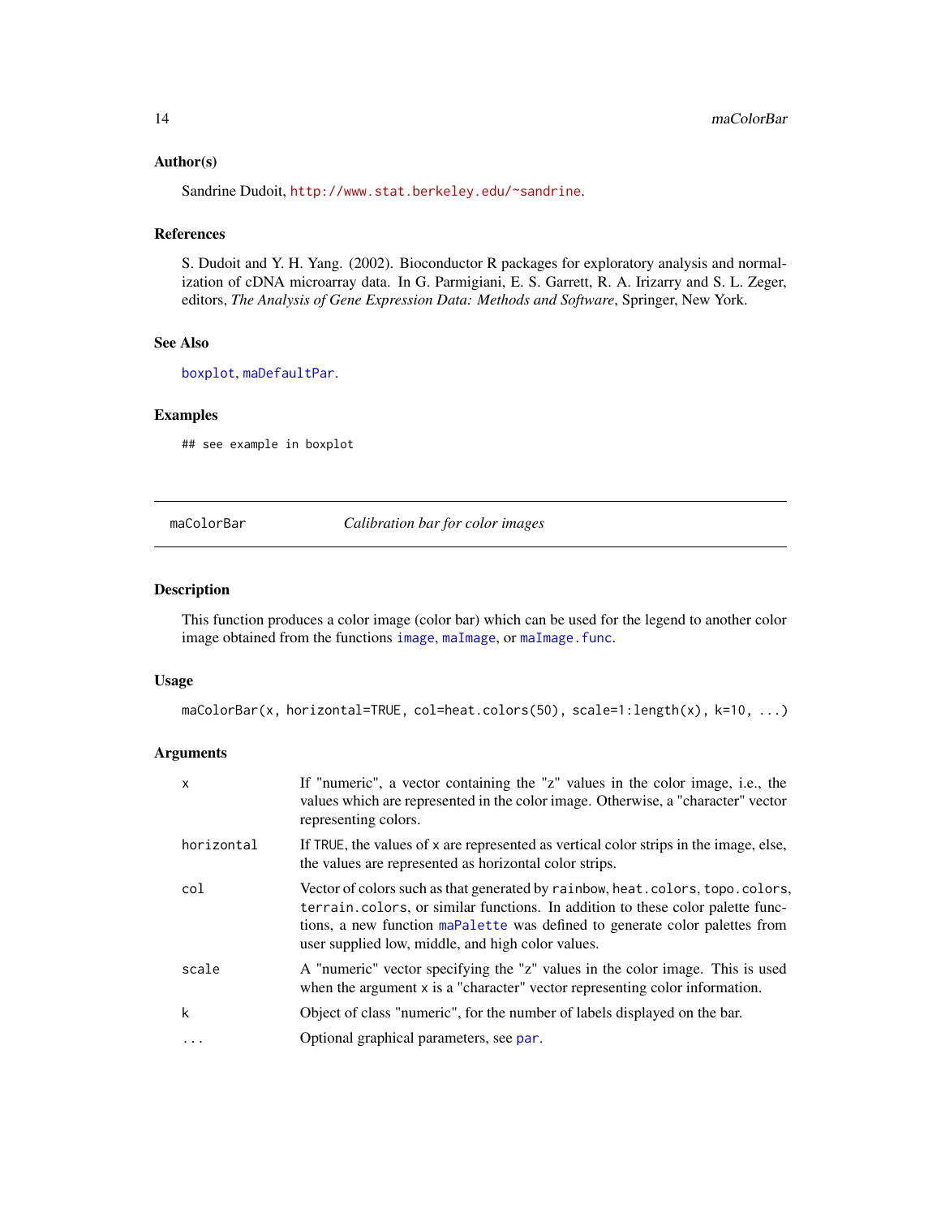### Author(s)

Sandrine Dudoit, http://www.stat.berkeley.edu/~sandrine.

### References

S. Dudoit and Y. H. Yang. (2002). Bioconductor R packages for exploratory analysis and normalization of cDNA microarray data. In G. Parmigiani, E. S. Garrett, R. A. Irizarry and S. L. Zeger, editors, *The Analysis of Gene Expression Data: Methods and Software*, Springer, New York.

### See Also

boxplot, maDefaultPar.

### Examples

```
## see example in boxplot
```

---

## maColorBar — *Calibration bar for color images*

---

### Description

This function produces a color image (color bar) which can be used for the legend to another color image obtained from the functions image, maImage, or maImage.func.

### Usage

```
maColorBar(x, horizontal=TRUE, col=heat.colors(50), scale=1:length(x), k=10, ...)
```

### Arguments

| | |
|---|---|
| x | If "numeric", a vector containing the "z" values in the color image, i.e., the values which are represented in the color image. Otherwise, a "character" vector representing colors. |
| horizontal | If TRUE, the values of x are represented as vertical color strips in the image, else, the values are represented as horizontal color strips. |
| col | Vector of colors such as that generated by rainbow, heat.colors, topo.colors, terrain.colors, or similar functions. In addition to these color palette functions, a new function maPalette was defined to generate color palettes from user supplied low, middle, and high color values. |
| scale | A "numeric" vector specifying the "z" values in the color image. This is used when the argument x is a "character" vector representing color information. |
| k | Object of class "numeric", for the number of labels displayed on the bar. |
| ... | Optional graphical parameters, see par. |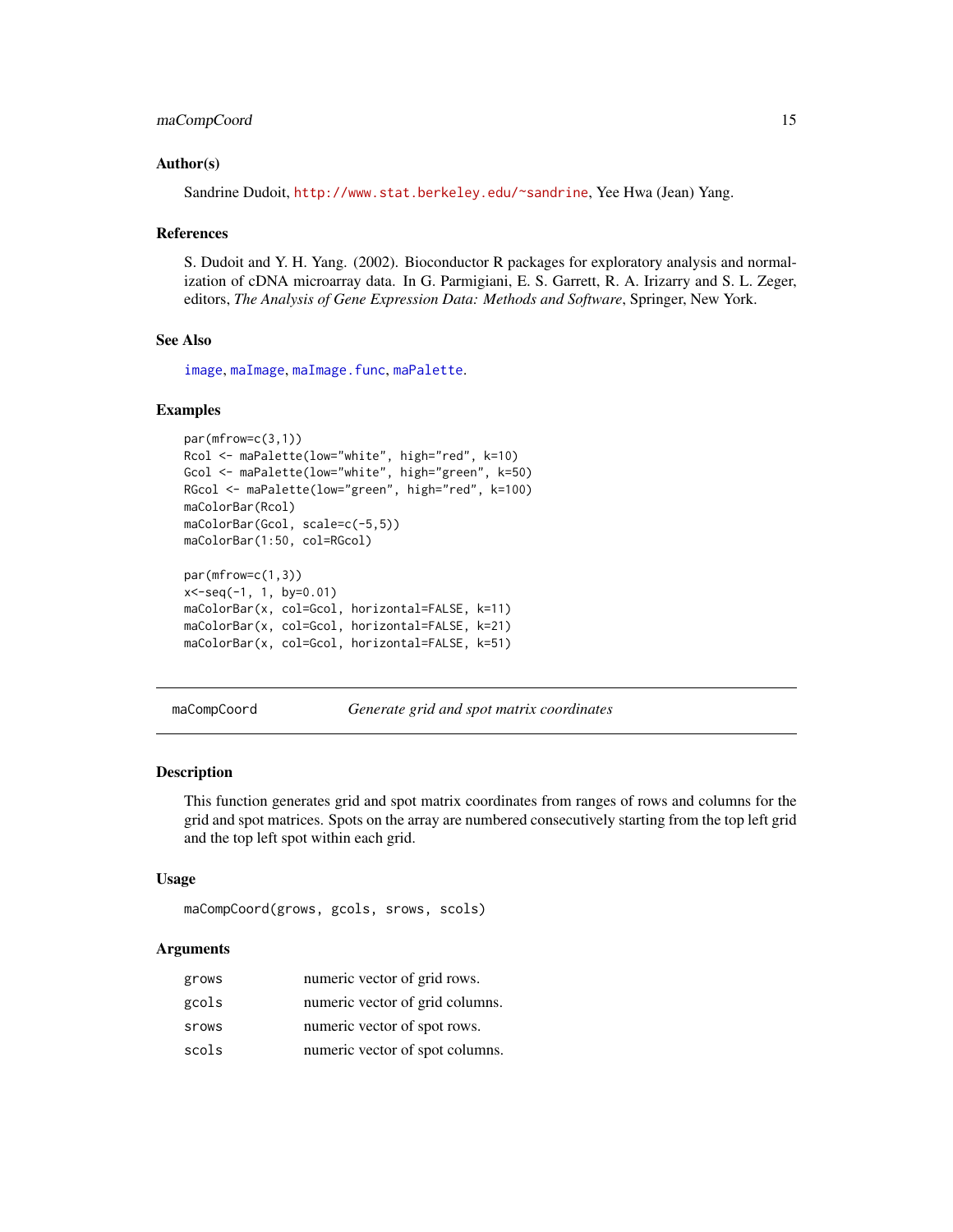### Author(s)

Sandrine Dudoit, http://www.stat.berkeley.edu/~sandrine, Yee Hwa (Jean) Yang.

### References

S. Dudoit and Y. H. Yang. (2002). Bioconductor R packages for exploratory analysis and normalization of cDNA microarray data. In G. Parmigiani, E. S. Garrett, R. A. Irizarry and S. L. Zeger, editors, *The Analysis of Gene Expression Data: Methods and Software*, Springer, New York.

### See Also

image, maImage, maImage.func, maPalette.

### Examples

```
par(mfrow=c(3,1))
Rcol <- maPalette(low="white", high="red", k=10)
Gcol <- maPalette(low="white", high="green", k=50)
RGcol <- maPalette(low="green", high="red", k=100)
maColorBar(Rcol)
maColorBar(Gcol, scale=c(-5,5))
maColorBar(1:50, col=RGcol)

par(mfrow=c(1,3))
x<-seq(-1, 1, by=0.01)
maColorBar(x, col=Gcol, horizontal=FALSE, k=11)
maColorBar(x, col=Gcol, horizontal=FALSE, k=21)
maColorBar(x, col=Gcol, horizontal=FALSE, k=51)
```

---

## maCompCoord — *Generate grid and spot matrix coordinates*

### Description

This function generates grid and spot matrix coordinates from ranges of rows and columns for the grid and spot matrices. Spots on the array are numbered consecutively starting from the top left grid and the top left spot within each grid.

### Usage

```
maCompCoord(grows, gcols, srows, scols)
```

### Arguments

| | |
|---|---|
| grows | numeric vector of grid rows. |
| gcols | numeric vector of grid columns. |
| srows | numeric vector of spot rows. |
| scols | numeric vector of spot columns. |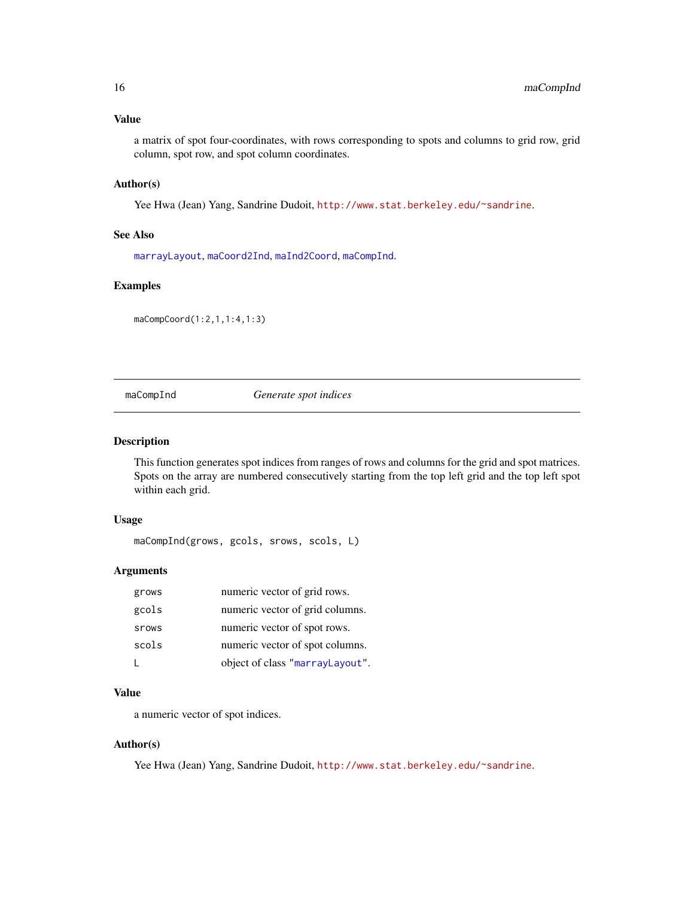### Value

a matrix of spot four-coordinates, with rows corresponding to spots and columns to grid row, grid column, spot row, and spot column coordinates.

### Author(s)

Yee Hwa (Jean) Yang, Sandrine Dudoit, http://www.stat.berkeley.edu/~sandrine.

### See Also

marrayLayout, maCoord2Ind, maInd2Coord, maCompInd.

### Examples

```
maCompCoord(1:2,1,1:4,1:3)
```

---

## maCompInd — *Generate spot indices*

---

### Description

This function generates spot indices from ranges of rows and columns for the grid and spot matrices. Spots on the array are numbered consecutively starting from the top left grid and the top left spot within each grid.

### Usage

```
maCompInd(grows, gcols, srows, scols, L)
```

### Arguments

| | |
|---|---|
| grows | numeric vector of grid rows. |
| gcols | numeric vector of grid columns. |
| srows | numeric vector of spot rows. |
| scols | numeric vector of spot columns. |
| L | object of class "marrayLayout". |

### Value

a numeric vector of spot indices.

### Author(s)

Yee Hwa (Jean) Yang, Sandrine Dudoit, http://www.stat.berkeley.edu/~sandrine.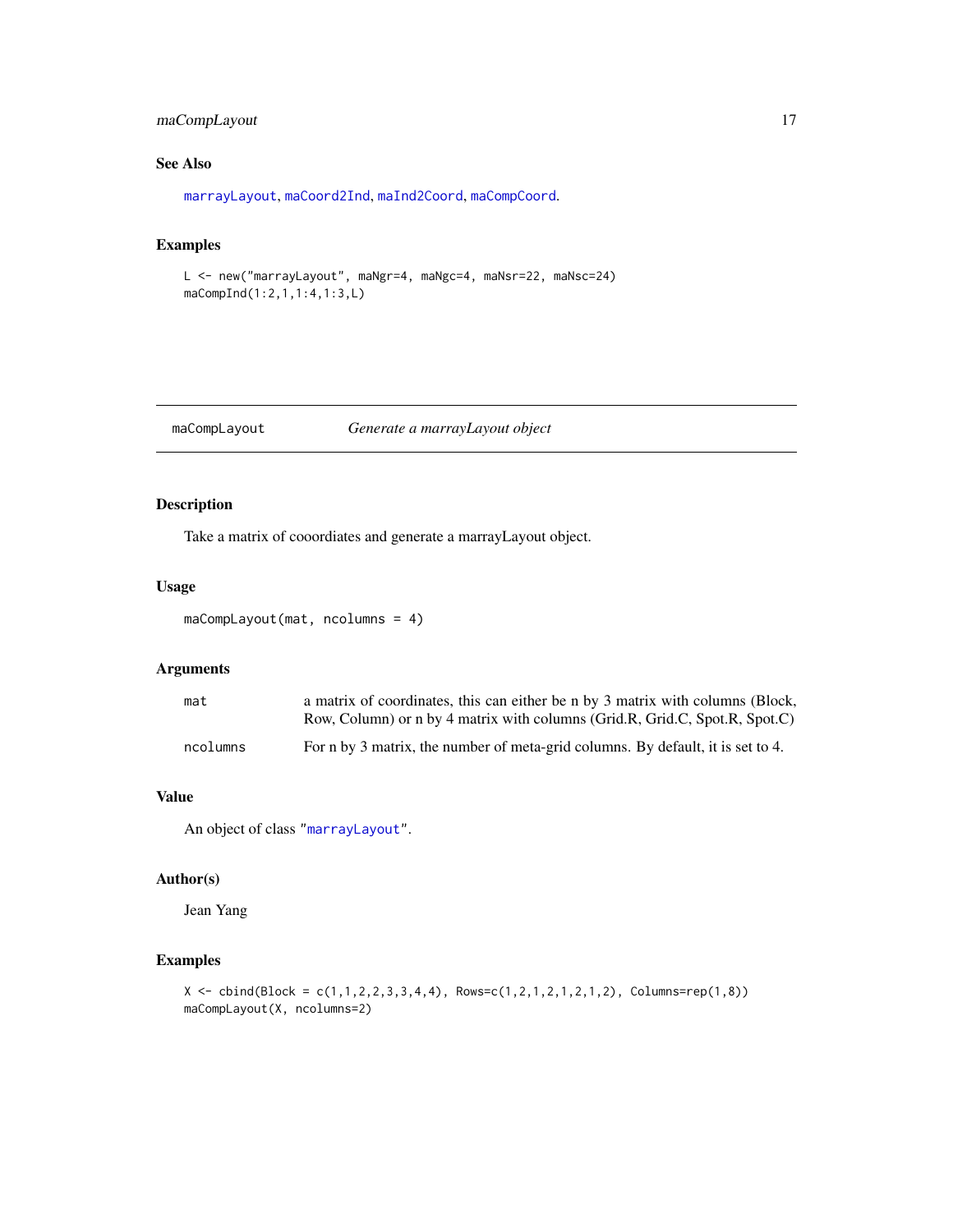## See Also

marrayLayout, maCoord2Ind, maInd2Coord, maCompCoord.

## Examples

```
L <- new("marrayLayout", maNgr=4, maNgc=4, maNsr=22, maNsc=24)
maCompInd(1:2,1,1:4,1:3,L)
```

---

# maCompLayout *Generate a marrayLayout object*

## Description

Take a matrix of cooordiates and generate a marrayLayout object.

## Usage

```
maCompLayout(mat, ncolumns = 4)
```

## Arguments

| | |
|---|---|
| mat | a matrix of coordinates, this can either be n by 3 matrix with columns (Block, Row, Column) or n by 4 matrix with columns (Grid.R, Grid.C, Spot.R, Spot.C) |
| ncolumns | For n by 3 matrix, the number of meta-grid columns. By default, it is set to 4. |

## Value

An object of class "marrayLayout".

## Author(s)

Jean Yang

## Examples

```
X <- cbind(Block = c(1,1,2,2,3,3,4,4), Rows=c(1,2,1,2,1,2,1,2), Columns=rep(1,8))
maCompLayout(X, ncolumns=2)
```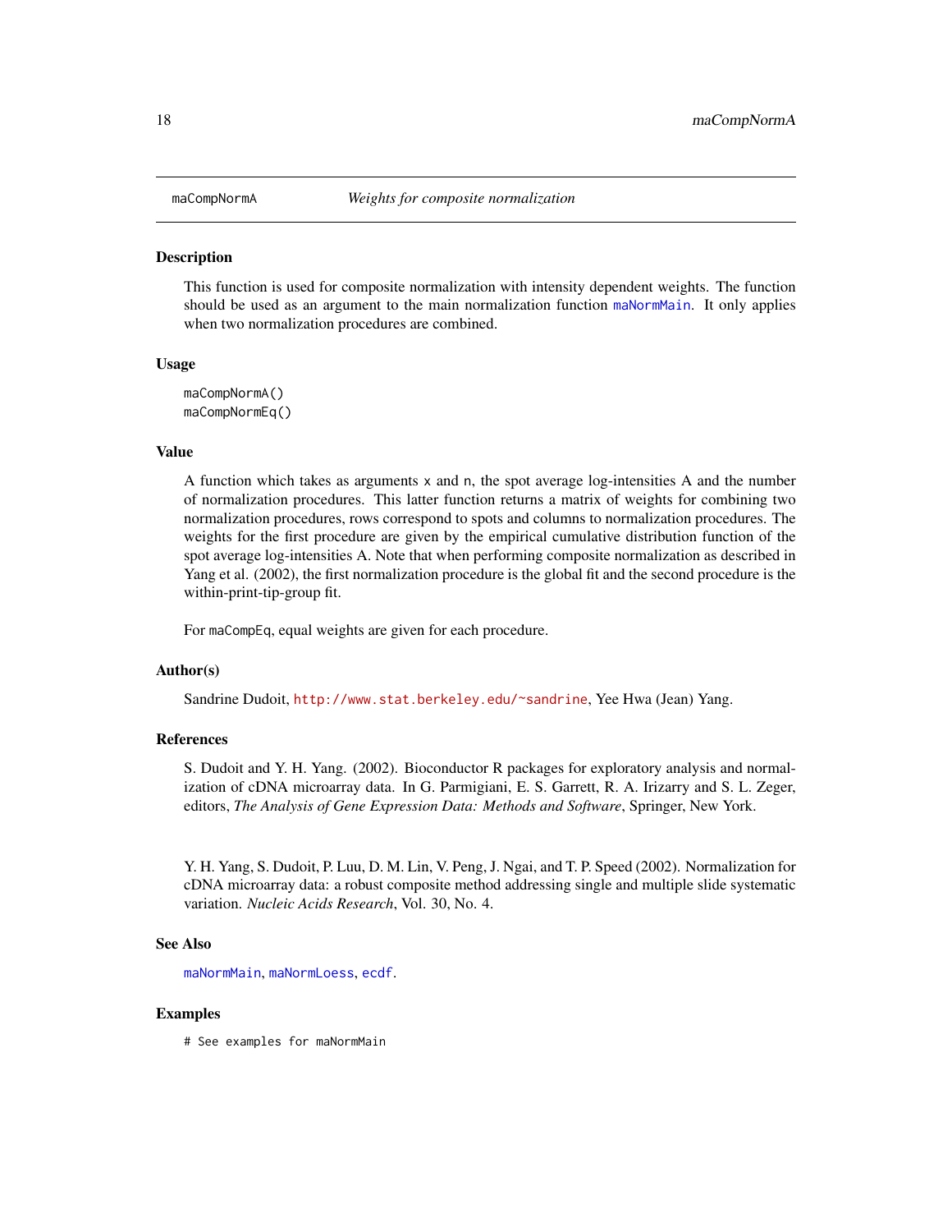# maCompNormA — *Weights for composite normalization*

## Description

This function is used for composite normalization with intensity dependent weights. The function should be used as an argument to the main normalization function maNormMain. It only applies when two normalization procedures are combined.

## Usage

```
maCompNormA()
maCompNormEq()
```

## Value

A function which takes as arguments x and n, the spot average log-intensities A and the number of normalization procedures. This latter function returns a matrix of weights for combining two normalization procedures, rows correspond to spots and columns to normalization procedures. The weights for the first procedure are given by the empirical cumulative distribution function of the spot average log-intensities A. Note that when performing composite normalization as described in Yang et al. (2002), the first normalization procedure is the global fit and the second procedure is the within-print-tip-group fit.

For maCompEq, equal weights are given for each procedure.

## Author(s)

Sandrine Dudoit, http://www.stat.berkeley.edu/~sandrine, Yee Hwa (Jean) Yang.

## References

S. Dudoit and Y. H. Yang. (2002). Bioconductor R packages for exploratory analysis and normalization of cDNA microarray data. In G. Parmigiani, E. S. Garrett, R. A. Irizarry and S. L. Zeger, editors, *The Analysis of Gene Expression Data: Methods and Software*, Springer, New York.

Y. H. Yang, S. Dudoit, P. Luu, D. M. Lin, V. Peng, J. Ngai, and T. P. Speed (2002). Normalization for cDNA microarray data: a robust composite method addressing single and multiple slide systematic variation. *Nucleic Acids Research*, Vol. 30, No. 4.

## See Also

maNormMain, maNormLoess, ecdf.

## Examples

```
# See examples for maNormMain
```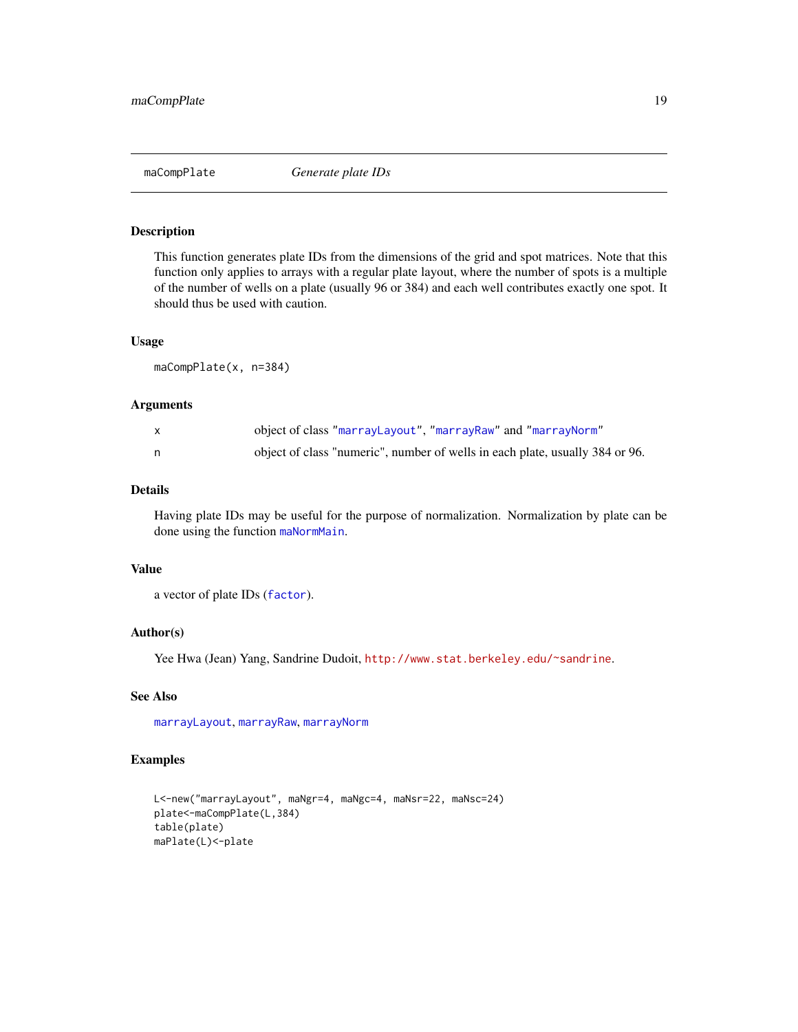# maCompPlate *Generate plate IDs*

## Description

This function generates plate IDs from the dimensions of the grid and spot matrices. Note that this function only applies to arrays with a regular plate layout, where the number of spots is a multiple of the number of wells on a plate (usually 96 or 384) and each well contributes exactly one spot. It should thus be used with caution.

## Usage

```
maCompPlate(x, n=384)
```

## Arguments

| | |
|---|---|
| x | object of class "marrayLayout", "marrayRaw" and "marrayNorm" |
| n | object of class "numeric", number of wells in each plate, usually 384 or 96. |

## Details

Having plate IDs may be useful for the purpose of normalization. Normalization by plate can be done using the function maNormMain.

## Value

a vector of plate IDs (factor).

## Author(s)

Yee Hwa (Jean) Yang, Sandrine Dudoit, http://www.stat.berkeley.edu/~sandrine.

## See Also

marrayLayout, marrayRaw, marrayNorm

## Examples

```
L<-new("marrayLayout", maNgr=4, maNgc=4, maNsr=22, maNsc=24)
plate<-maCompPlate(L,384)
table(plate)
maPlate(L)<-plate
```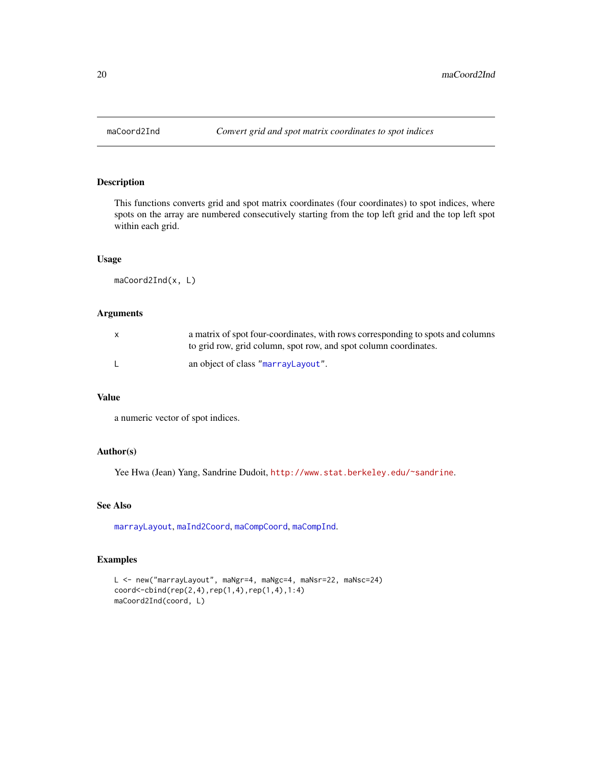# maCoord2Ind — *Convert grid and spot matrix coordinates to spot indices*

## Description

This functions converts grid and spot matrix coordinates (four coordinates) to spot indices, where spots on the array are numbered consecutively starting from the top left grid and the top left spot within each grid.

## Usage

```
maCoord2Ind(x, L)
```

## Arguments

| | |
|---|---|
| x | a matrix of spot four-coordinates, with rows corresponding to spots and columns to grid row, grid column, spot row, and spot column coordinates. |
| L | an object of class "marrayLayout". |

## Value

a numeric vector of spot indices.

## Author(s)

Yee Hwa (Jean) Yang, Sandrine Dudoit, http://www.stat.berkeley.edu/~sandrine.

## See Also

marrayLayout, maInd2Coord, maCompCoord, maCompInd.

## Examples

```
L <- new("marrayLayout", maNgr=4, maNgc=4, maNsr=22, maNsc=24)
coord<-cbind(rep(2,4),rep(1,4),rep(1,4),1:4)
maCoord2Ind(coord, L)
```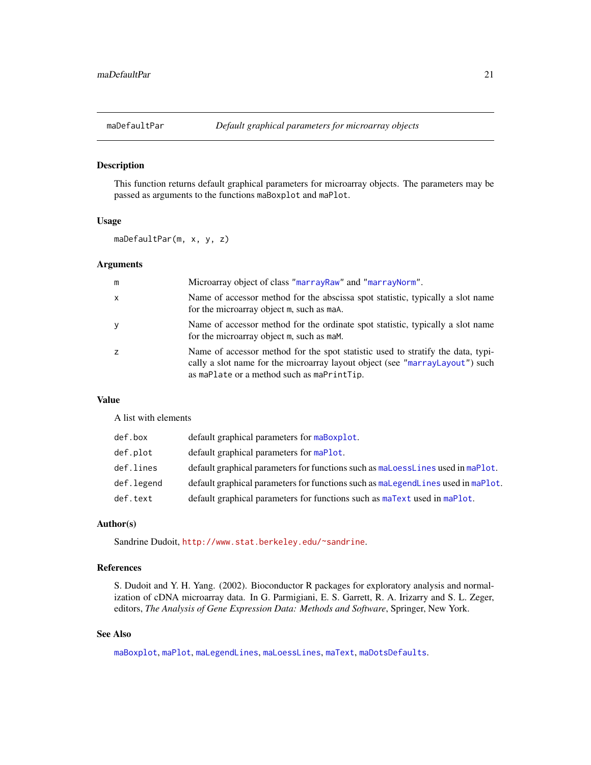## maDefaultPar — *Default graphical parameters for microarray objects*

### Description

This function returns default graphical parameters for microarray objects. The parameters may be passed as arguments to the functions `maBoxplot` and `maPlot`.

### Usage

```
maDefaultPar(m, x, y, z)
```

### Arguments

| | |
|---|---|
| `m` | Microarray object of class "`marrayRaw`" and "`marrayNorm`". |
| `x` | Name of accessor method for the abscissa spot statistic, typically a slot name for the microarray object `m`, such as `maA`. |
| `y` | Name of accessor method for the ordinate spot statistic, typically a slot name for the microarray object `m`, such as `maM`. |
| `z` | Name of accessor method for the spot statistic used to stratify the data, typically a slot name for the microarray layout object (see "`marrayLayout`") such as `maPlate` or a method such as `maPrintTip`. |

### Value

A list with elements

| | |
|---|---|
| `def.box` | default graphical parameters for `maBoxplot`. |
| `def.plot` | default graphical parameters for `maPlot`. |
| `def.lines` | default graphical parameters for functions such as `maLoessLines` used in `maPlot`. |
| `def.legend` | default graphical parameters for functions such as `maLegendLines` used in `maPlot`. |
| `def.text` | default graphical parameters for functions such as `maText` used in `maPlot`. |

### Author(s)

Sandrine Dudoit, http://www.stat.berkeley.edu/~sandrine.

### References

S. Dudoit and Y. H. Yang. (2002). Bioconductor R packages for exploratory analysis and normalization of cDNA microarray data. In G. Parmigiani, E. S. Garrett, R. A. Irizarry and S. L. Zeger, editors, *The Analysis of Gene Expression Data: Methods and Software*, Springer, New York.

### See Also

`maBoxplot`, `maPlot`, `maLegendLines`, `maLoessLines`, `maText`, `maDotsDefaults`.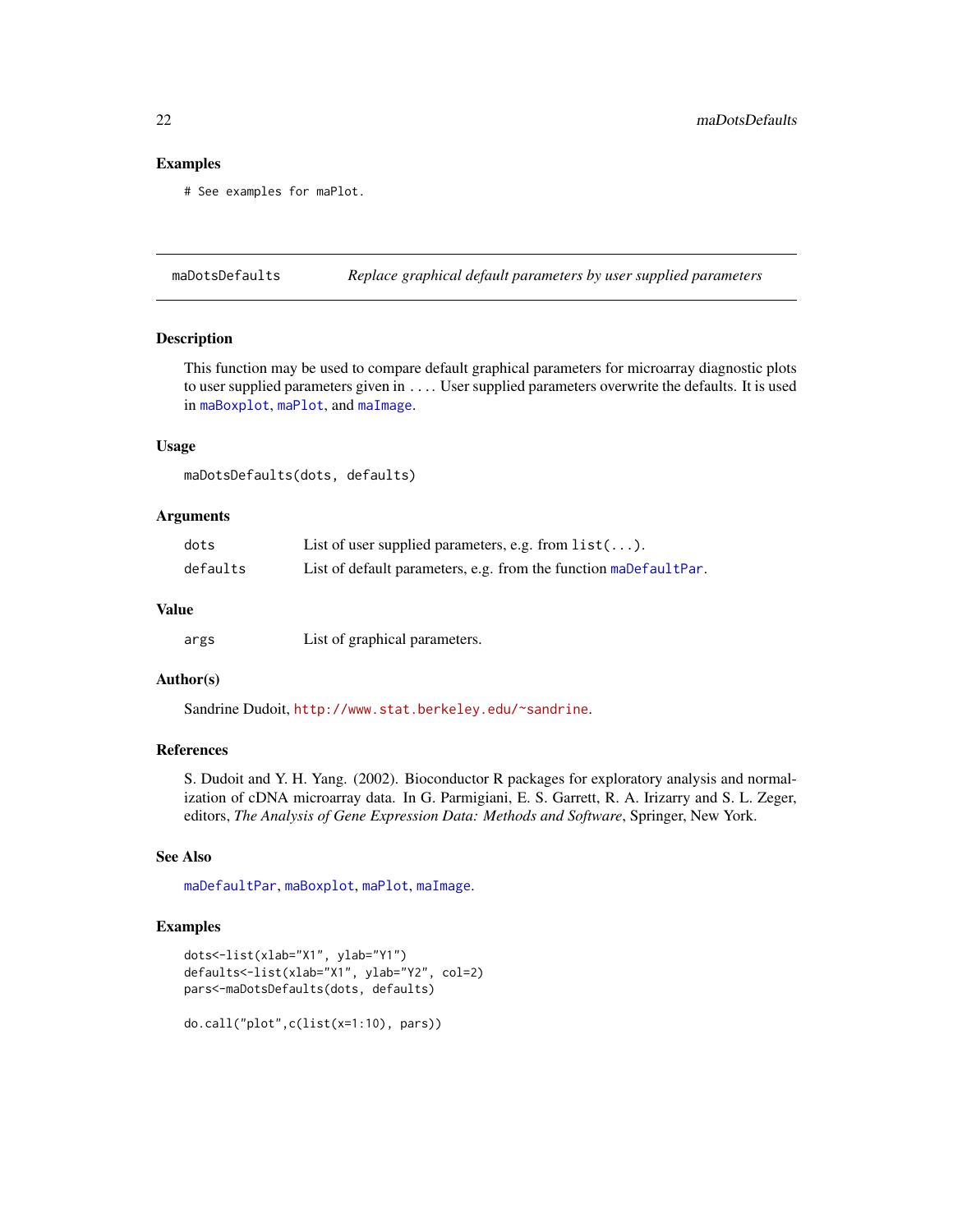## Examples

```
# See examples for maPlot.
```

---

## maDotsDefaults — *Replace graphical default parameters by user supplied parameters*

---

### Description

This function may be used to compare default graphical parameters for microarray diagnostic plots to user supplied parameters given in .... User supplied parameters overwrite the defaults. It is used in maBoxplot, maPlot, and maImage.

### Usage

```
maDotsDefaults(dots, defaults)
```

### Arguments

| | |
|---|---|
| dots | List of user supplied parameters, e.g. from `list(...)`. |
| defaults | List of default parameters, e.g. from the function maDefaultPar. |

### Value

| | |
|---|---|
| args | List of graphical parameters. |

### Author(s)

Sandrine Dudoit, http://www.stat.berkeley.edu/~sandrine.

### References

S. Dudoit and Y. H. Yang. (2002). Bioconductor R packages for exploratory analysis and normalization of cDNA microarray data. In G. Parmigiani, E. S. Garrett, R. A. Irizarry and S. L. Zeger, editors, *The Analysis of Gene Expression Data: Methods and Software*, Springer, New York.

### See Also

maDefaultPar, maBoxplot, maPlot, maImage.

### Examples

```
dots<-list(xlab="X1", ylab="Y1")
defaults<-list(xlab="X1", ylab="Y2", col=2)
pars<-maDotsDefaults(dots, defaults)

do.call("plot",c(list(x=1:10), pars))
```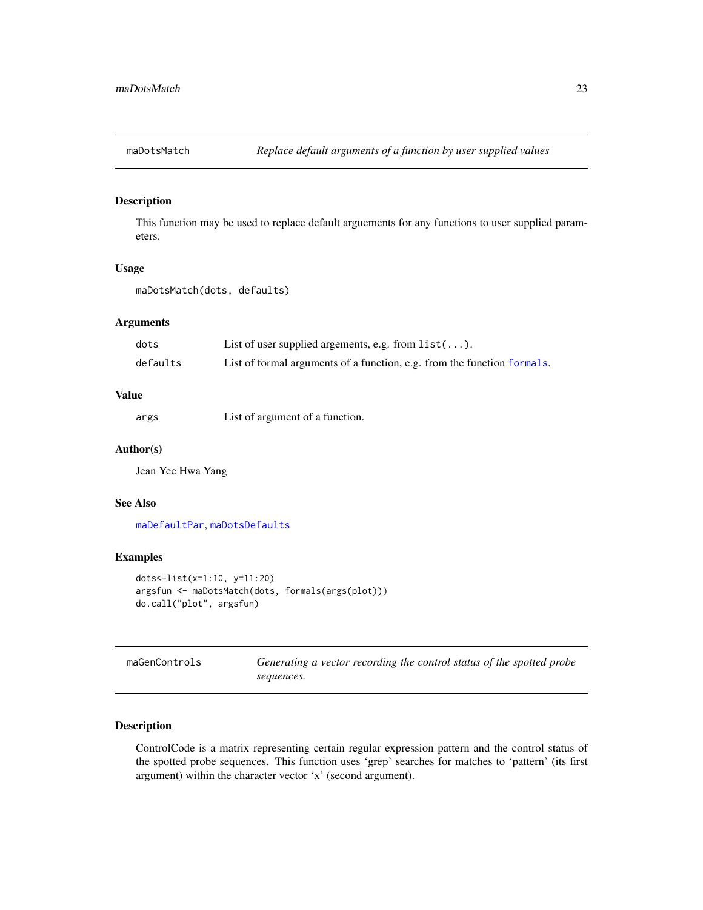## maDotsMatch — *Replace default arguments of a function by user supplied values*

### Description

This function may be used to replace default arguements for any functions to user supplied parameters.

### Usage

```
maDotsMatch(dots, defaults)
```

### Arguments

| | |
|---|---|
| dots | List of user supplied argements, e.g. from `list(...)`. |
| defaults | List of formal arguments of a function, e.g. from the function `formals`. |

### Value

| | |
|---|---|
| args | List of argument of a function. |

### Author(s)

Jean Yee Hwa Yang

### See Also

`maDefaultPar`, `maDotsDefaults`

### Examples

```
dots<-list(x=1:10, y=11:20)
argsfun <- maDotsMatch(dots, formals(args(plot)))
do.call("plot", argsfun)
```

## maGenControls — *Generating a vector recording the control status of the spotted probe sequences.*

### Description

ControlCode is a matrix representing certain regular expression pattern and the control status of the spotted probe sequences. This function uses 'grep' searches for matches to 'pattern' (its first argument) within the character vector 'x' (second argument).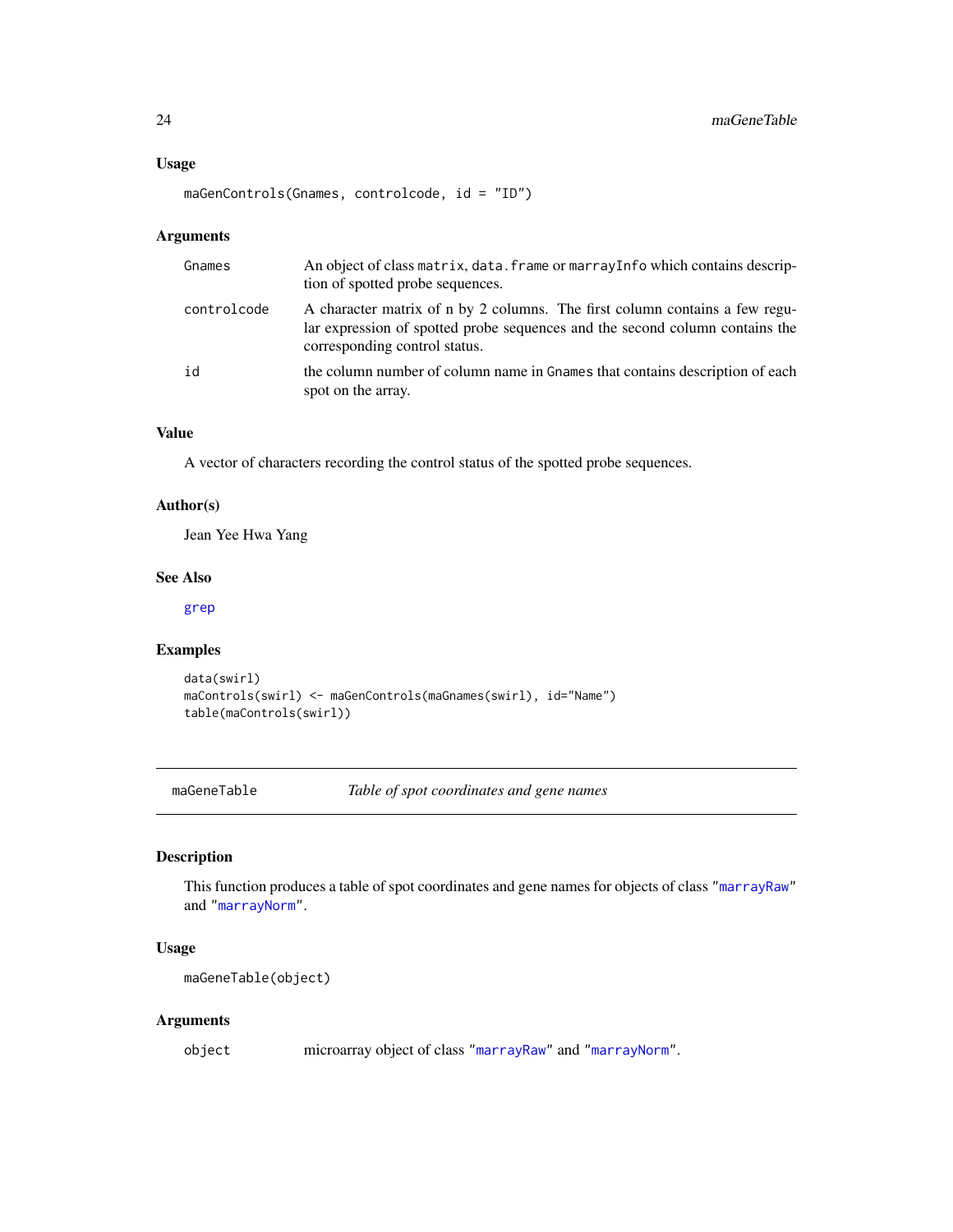### Usage

```
maGenControls(Gnames, controlcode, id = "ID")
```

### Arguments

| | |
|---|---|
| Gnames | An object of class matrix, data.frame or marrayInfo which contains description of spotted probe sequences. |
| controlcode | A character matrix of n by 2 columns. The first column contains a few regular expression of spotted probe sequences and the second column contains the corresponding control status. |
| id | the column number of column name in Gnames that contains description of each spot on the array. |

### Value

A vector of characters recording the control status of the spotted probe sequences.

### Author(s)

Jean Yee Hwa Yang

### See Also

grep

### Examples

```
data(swirl)
maControls(swirl) <- maGenControls(maGnames(swirl), id="Name")
table(maControls(swirl))
```

---

## maGeneTable *Table of spot coordinates and gene names*

### Description

This function produces a table of spot coordinates and gene names for objects of class "marrayRaw" and "marrayNorm".

### Usage

```
maGeneTable(object)
```

### Arguments

| | |
|---|---|
| object | microarray object of class "marrayRaw" and "marrayNorm". |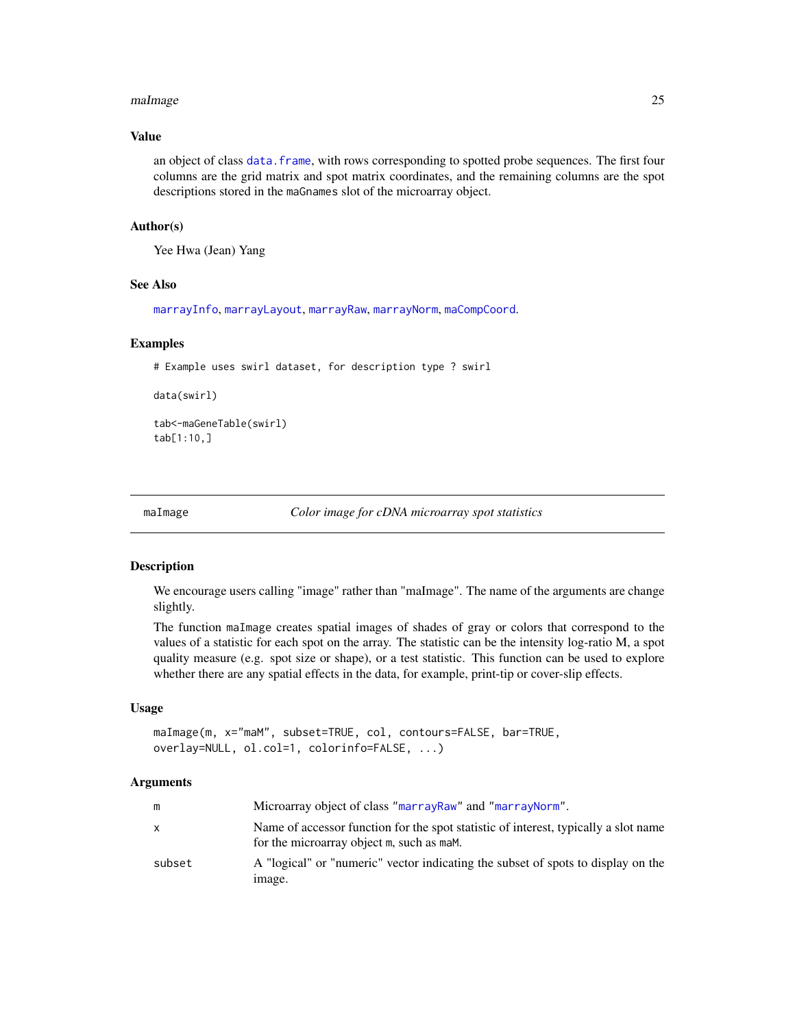### Value

an object of class data.frame, with rows corresponding to spotted probe sequences. The first four columns are the grid matrix and spot matrix coordinates, and the remaining columns are the spot descriptions stored in the maGnames slot of the microarray object.

### Author(s)

Yee Hwa (Jean) Yang

### See Also

marrayInfo, marrayLayout, marrayRaw, marrayNorm, maCompCoord.

### Examples

```
# Example uses swirl dataset, for description type ? swirl

data(swirl)

tab<-maGeneTable(swirl)
tab[1:10,]
```

---

## maImage — *Color image for cDNA microarray spot statistics*

### Description

We encourage users calling "image" rather than "maImage". The name of the arguments are change slightly.

The function maImage creates spatial images of shades of gray or colors that correspond to the values of a statistic for each spot on the array. The statistic can be the intensity log-ratio M, a spot quality measure (e.g. spot size or shape), or a test statistic. This function can be used to explore whether there are any spatial effects in the data, for example, print-tip or cover-slip effects.

### Usage

```
maImage(m, x="maM", subset=TRUE, col, contours=FALSE, bar=TRUE,
overlay=NULL, ol.col=1, colorinfo=FALSE, ...)
```

### Arguments

| | |
|---|---|
| m | Microarray object of class "marrayRaw" and "marrayNorm". |
| x | Name of accessor function for the spot statistic of interest, typically a slot name for the microarray object m, such as maM. |
| subset | A "logical" or "numeric" vector indicating the subset of spots to display on the image. |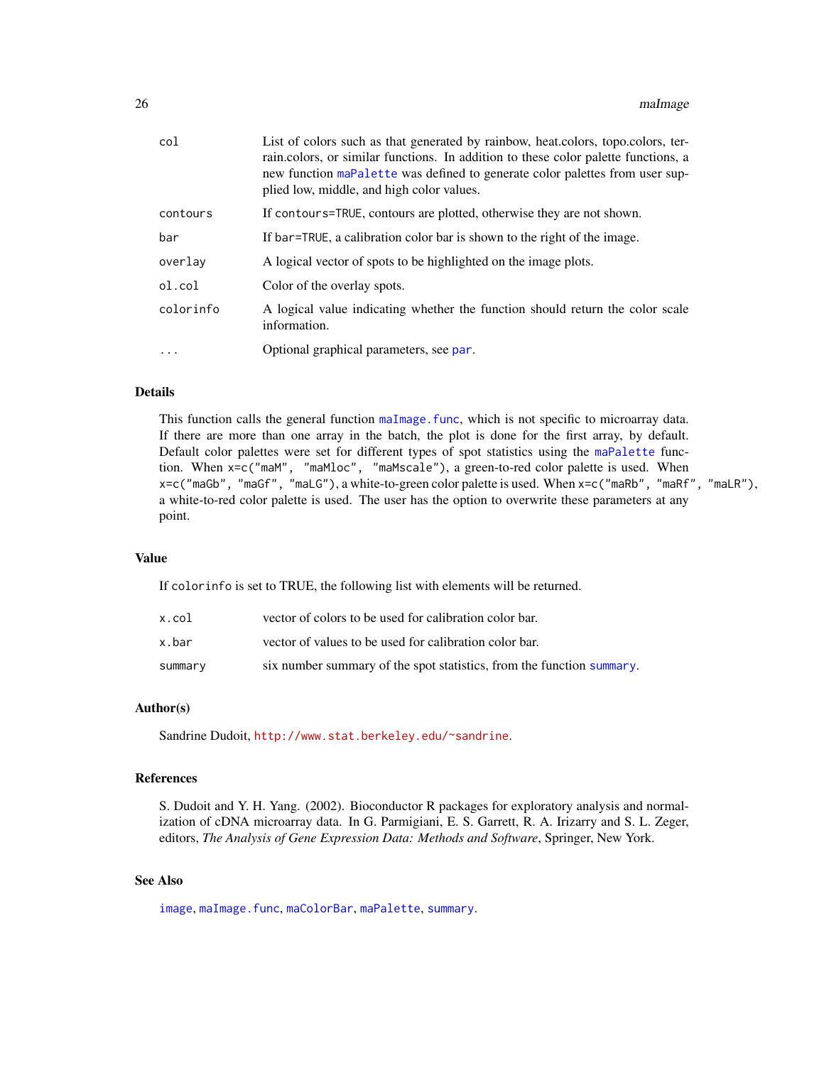| | |
|---|---|
| col | List of colors such as that generated by rainbow, heat.colors, topo.colors, terrain.colors, or similar functions. In addition to these color palette functions, a new function `maPalette` was defined to generate color palettes from user supplied low, middle, and high color values. |
| contours | If `contours=TRUE`, contours are plotted, otherwise they are not shown. |
| bar | If `bar=TRUE`, a calibration color bar is shown to the right of the image. |
| overlay | A logical vector of spots to be highlighted on the image plots. |
| ol.col | Color of the overlay spots. |
| colorinfo | A logical value indicating whether the function should return the color scale information. |
| ... | Optional graphical parameters, see `par`. |

## Details

This function calls the general function `maImage.func`, which is not specific to microarray data. If there are more than one array in the batch, the plot is done for the first array, by default. Default color palettes were set for different types of spot statistics using the `maPalette` function. When `x=c("maM", "maMloc", "maMscale")`, a green-to-red color palette is used. When `x=c("maGb", "maGf", "maLG")`, a white-to-green color palette is used. When `x=c("maRb", "maRf", "maLR")`, a white-to-red color palette is used. The user has the option to overwrite these parameters at any point.

## Value

If `colorinfo` is set to TRUE, the following list with elements will be returned.

| | |
|---|---|
| x.col | vector of colors to be used for calibration color bar. |
| x.bar | vector of values to be used for calibration color bar. |
| summary | six number summary of the spot statistics, from the function `summary`. |

## Author(s)

Sandrine Dudoit, http://www.stat.berkeley.edu/~sandrine.

## References

S. Dudoit and Y. H. Yang. (2002). Bioconductor R packages for exploratory analysis and normalization of cDNA microarray data. In G. Parmigiani, E. S. Garrett, R. A. Irizarry and S. L. Zeger, editors, *The Analysis of Gene Expression Data: Methods and Software*, Springer, New York.

## See Also

`image`, `maImage.func`, `maColorBar`, `maPalette`, `summary`.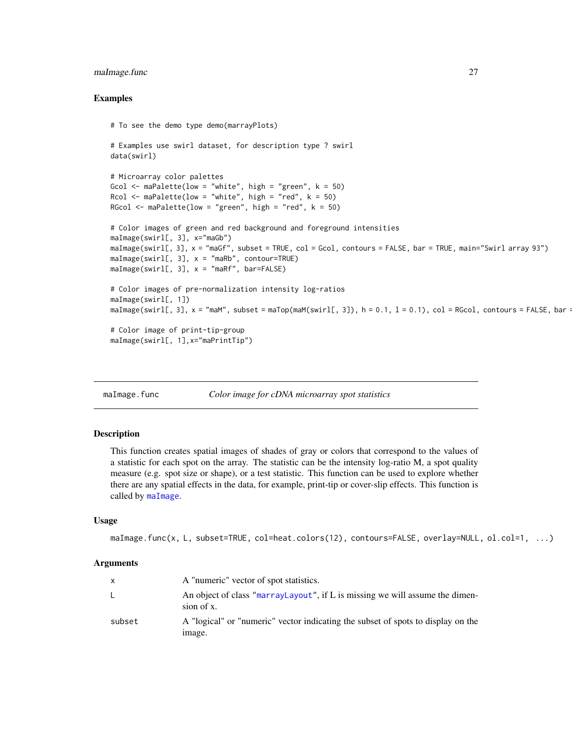## Examples

```
# To see the demo type demo(marrayPlots)

# Examples use swirl dataset, for description type ? swirl
data(swirl)

# Microarray color palettes
Gcol <- maPalette(low = "white", high = "green", k = 50)
Rcol <- maPalette(low = "white", high = "red", k = 50)
RGcol <- maPalette(low = "green", high = "red", k = 50)

# Color images of green and red background and foreground intensities
maImage(swirl[, 3], x="maGb")
maImage(swirl[, 3], x = "maGf", subset = TRUE, col = Gcol, contours = FALSE, bar = TRUE, main="Swirl array 93")
maImage(swirl[, 3], x = "maRb", contour=TRUE)
maImage(swirl[, 3], x = "maRf", bar=FALSE)

# Color images of pre-normalization intensity log-ratios
maImage(swirl[, 1])
maImage(swirl[, 3], x = "maM", subset = maTop(maM(swirl[, 3]), h = 0.1, l = 0.1), col = RGcol, contours = FALSE, bar =

# Color image of print-tip-group
maImage(swirl[, 1],x="maPrintTip")
```

---

# maImage.func — *Color image for cDNA microarray spot statistics*

## Description

This function creates spatial images of shades of gray or colors that correspond to the values of a statistic for each spot on the array. The statistic can be the intensity log-ratio M, a spot quality measure (e.g. spot size or shape), or a test statistic. This function can be used to explore whether there are any spatial effects in the data, for example, print-tip or cover-slip effects. This function is called by maImage.

## Usage

```
maImage.func(x, L, subset=TRUE, col=heat.colors(12), contours=FALSE, overlay=NULL, ol.col=1,  ...)
```

## Arguments

| | |
|---|---|
| x | A "numeric" vector of spot statistics. |
| L | An object of class "marrayLayout", if L is missing we will assume the dimension of x. |
| subset | A "logical" or "numeric" vector indicating the subset of spots to display on the image. |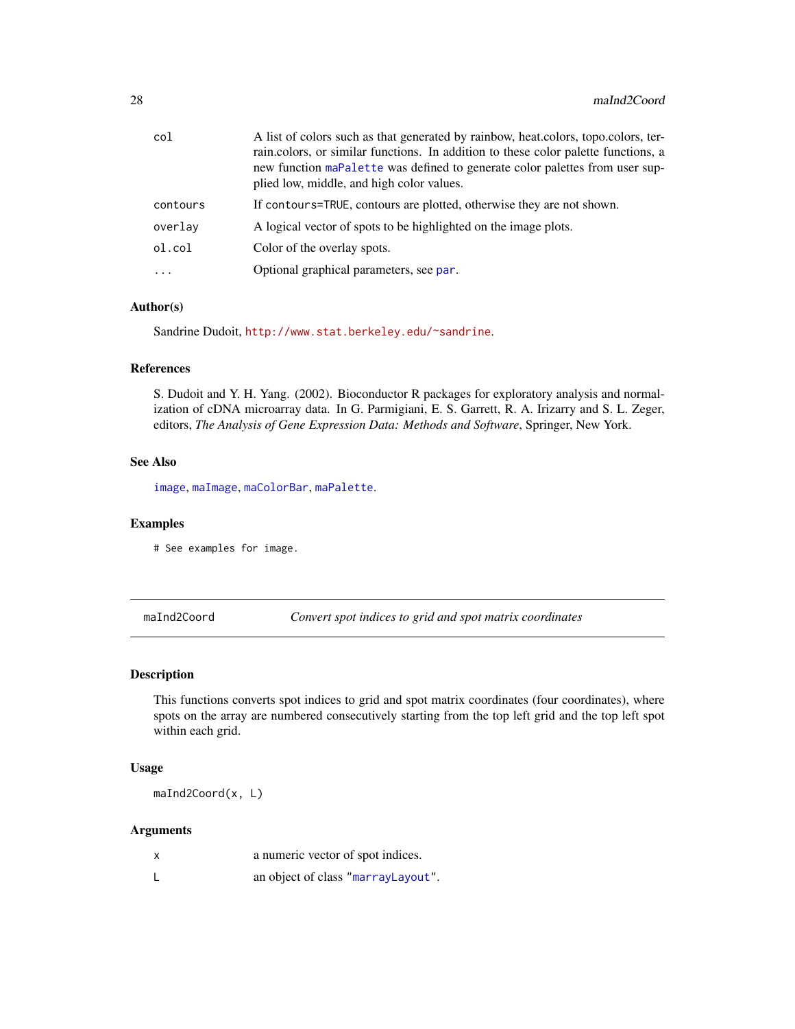| | |
|---|---|
| col | A list of colors such as that generated by rainbow, heat.colors, topo.colors, terrain.colors, or similar functions. In addition to these color palette functions, a new function `maPalette` was defined to generate color palettes from user supplied low, middle, and high color values. |
| contours | If `contours=TRUE`, contours are plotted, otherwise they are not shown. |
| overlay | A logical vector of spots to be highlighted on the image plots. |
| ol.col | Color of the overlay spots. |
| ... | Optional graphical parameters, see `par`. |

### Author(s)

Sandrine Dudoit, http://www.stat.berkeley.edu/~sandrine.

### References

S. Dudoit and Y. H. Yang. (2002). Bioconductor R packages for exploratory analysis and normalization of cDNA microarray data. In G. Parmigiani, E. S. Garrett, R. A. Irizarry and S. L. Zeger, editors, *The Analysis of Gene Expression Data: Methods and Software*, Springer, New York.

### See Also

`image`, `maImage`, `maColorBar`, `maPalette`.

### Examples

```
# See examples for image.
```

---

## maInd2Coord — *Convert spot indices to grid and spot matrix coordinates*

### Description

This functions converts spot indices to grid and spot matrix coordinates (four coordinates), where spots on the array are numbered consecutively starting from the top left grid and the top left spot within each grid.

### Usage

```
maInd2Coord(x, L)
```

### Arguments

| | |
|---|---|
| x | a numeric vector of spot indices. |
| L | an object of class `"marrayLayout"`. |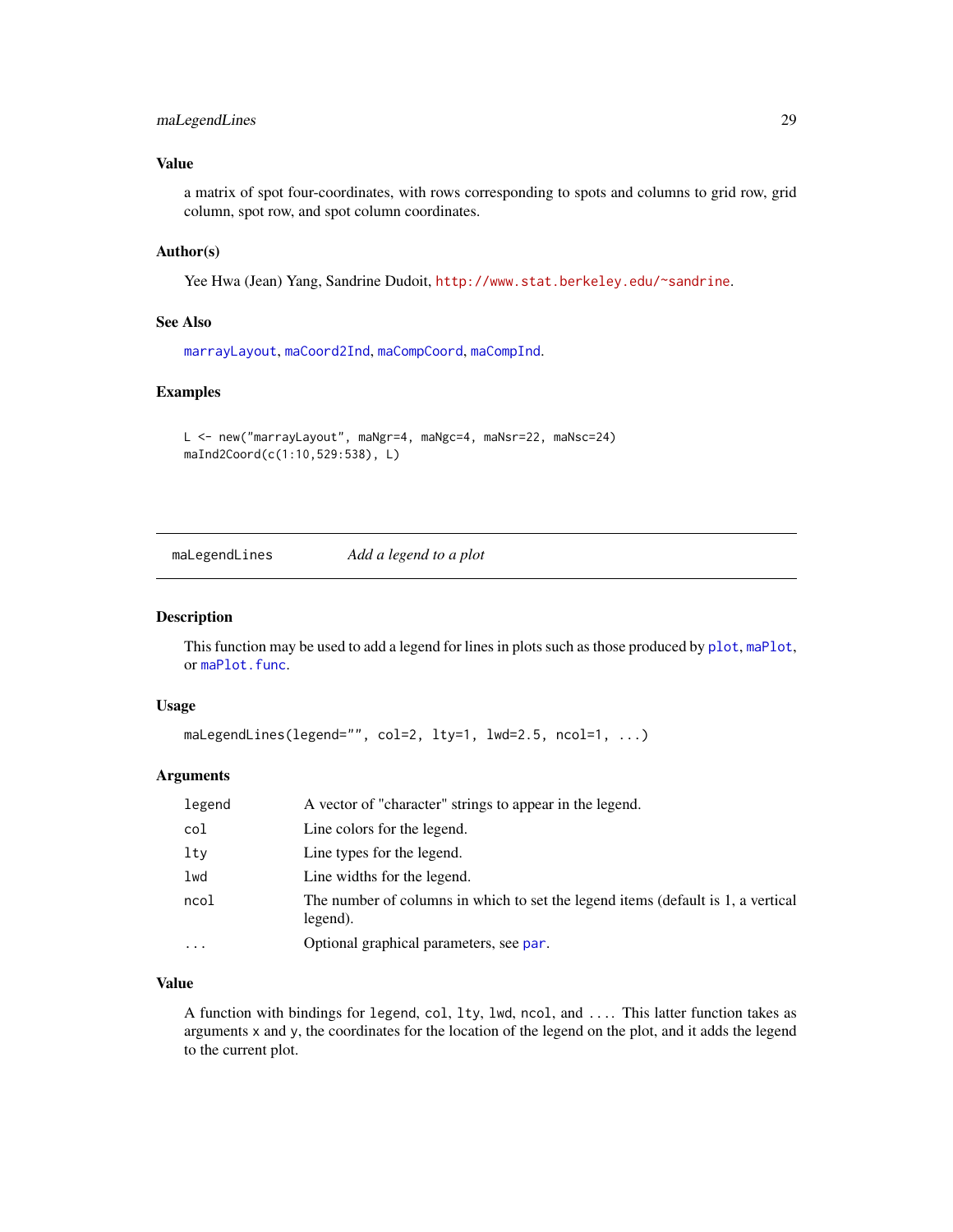### Value

a matrix of spot four-coordinates, with rows corresponding to spots and columns to grid row, grid column, spot row, and spot column coordinates.

### Author(s)

Yee Hwa (Jean) Yang, Sandrine Dudoit, http://www.stat.berkeley.edu/~sandrine.

### See Also

marrayLayout, maCoord2Ind, maCompCoord, maCompInd.

### Examples

```
L <- new("marrayLayout", maNgr=4, maNgc=4, maNsr=22, maNsc=24)
maInd2Coord(c(1:10,529:538), L)
```

---

## maLegendLines — *Add a legend to a plot*

---

### Description

This function may be used to add a legend for lines in plots such as those produced by plot, maPlot, or maPlot.func.

### Usage

```
maLegendLines(legend="", col=2, lty=1, lwd=2.5, ncol=1, ...)
```

### Arguments

| | |
|---|---|
| legend | A vector of "character" strings to appear in the legend. |
| col | Line colors for the legend. |
| lty | Line types for the legend. |
| lwd | Line widths for the legend. |
| ncol | The number of columns in which to set the legend items (default is 1, a vertical legend). |
| ... | Optional graphical parameters, see par. |

### Value

A function with bindings for legend, col, lty, lwd, ncol, and .... This latter function takes as arguments x and y, the coordinates for the location of the legend on the plot, and it adds the legend to the current plot.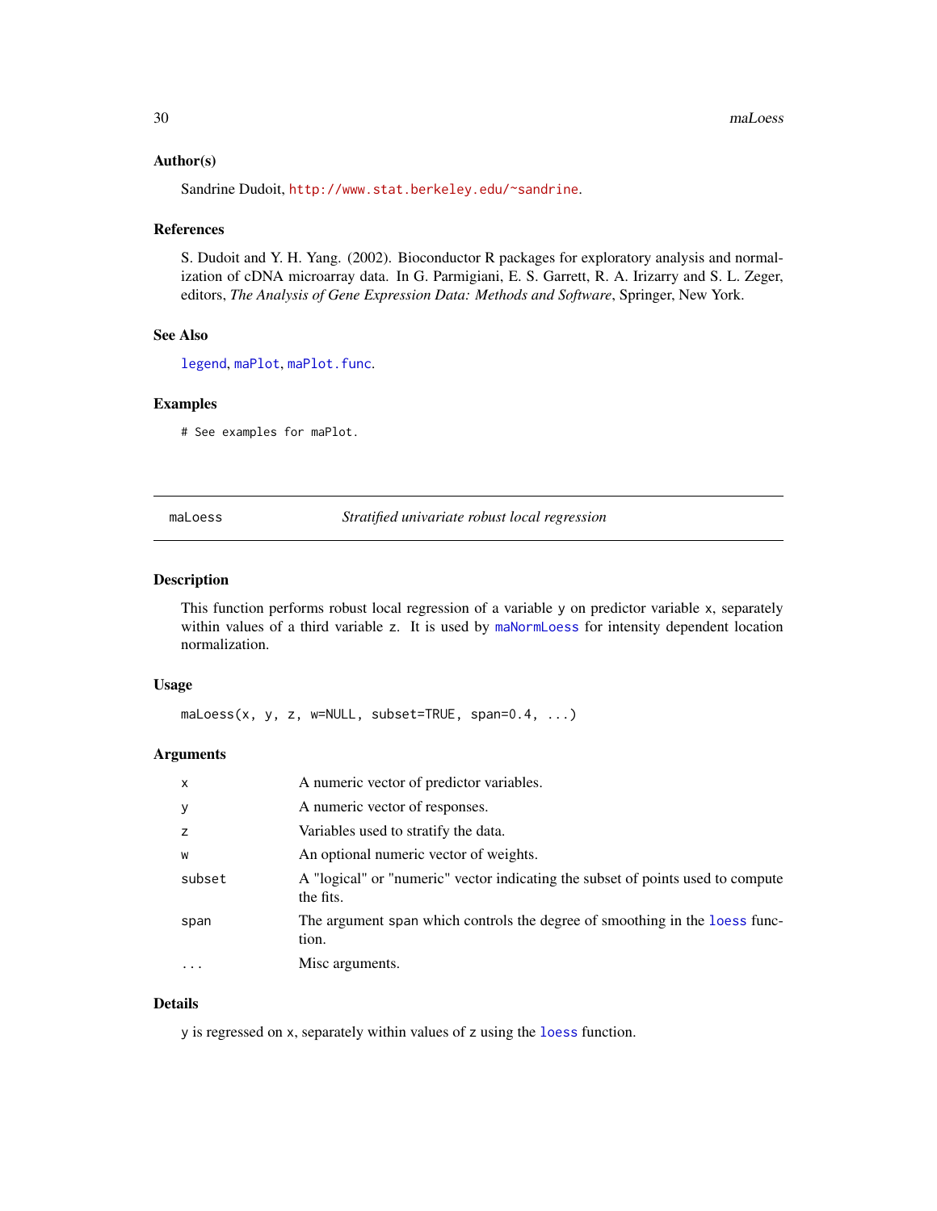### Author(s)

Sandrine Dudoit, http://www.stat.berkeley.edu/~sandrine.

### References

S. Dudoit and Y. H. Yang. (2002). Bioconductor R packages for exploratory analysis and normalization of cDNA microarray data. In G. Parmigiani, E. S. Garrett, R. A. Irizarry and S. L. Zeger, editors, *The Analysis of Gene Expression Data: Methods and Software*, Springer, New York.

### See Also

legend, maPlot, maPlot.func.

### Examples

```
# See examples for maPlot.
```

---

## maLoess *Stratified univariate robust local regression*

### Description

This function performs robust local regression of a variable y on predictor variable x, separately within values of a third variable z. It is used by maNormLoess for intensity dependent location normalization.

### Usage

```
maLoess(x, y, z, w=NULL, subset=TRUE, span=0.4, ...)
```

### Arguments

| | |
|---|---|
| x | A numeric vector of predictor variables. |
| y | A numeric vector of responses. |
| z | Variables used to stratify the data. |
| w | An optional numeric vector of weights. |
| subset | A "logical" or "numeric" vector indicating the subset of points used to compute the fits. |
| span | The argument span which controls the degree of smoothing in the loess function. |
| ... | Misc arguments. |

### Details

y is regressed on x, separately within values of z using the loess function.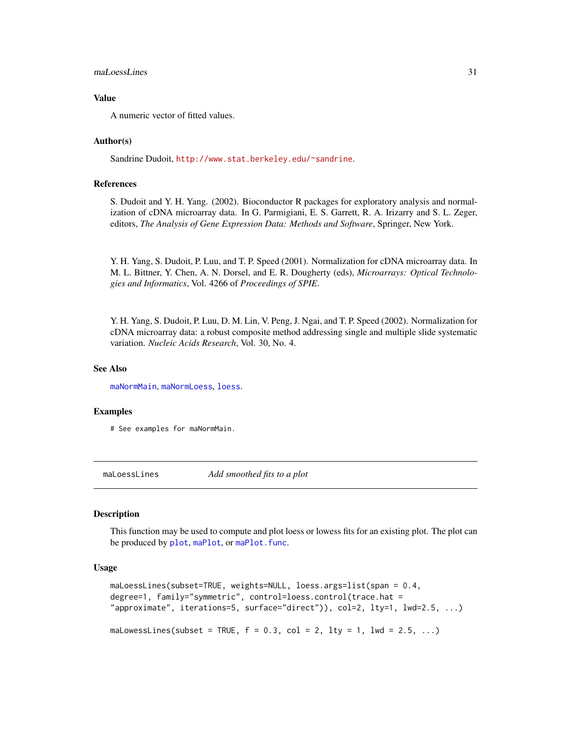### Value

A numeric vector of fitted values.

### Author(s)

Sandrine Dudoit, http://www.stat.berkeley.edu/~sandrine.

### References

S. Dudoit and Y. H. Yang. (2002). Bioconductor R packages for exploratory analysis and normalization of cDNA microarray data. In G. Parmigiani, E. S. Garrett, R. A. Irizarry and S. L. Zeger, editors, *The Analysis of Gene Expression Data: Methods and Software*, Springer, New York.

Y. H. Yang, S. Dudoit, P. Luu, and T. P. Speed (2001). Normalization for cDNA microarray data. In M. L. Bittner, Y. Chen, A. N. Dorsel, and E. R. Dougherty (eds), *Microarrays: Optical Technologies and Informatics*, Vol. 4266 of *Proceedings of SPIE*.

Y. H. Yang, S. Dudoit, P. Luu, D. M. Lin, V. Peng, J. Ngai, and T. P. Speed (2002). Normalization for cDNA microarray data: a robust composite method addressing single and multiple slide systematic variation. *Nucleic Acids Research*, Vol. 30, No. 4.

### See Also

maNormMain, maNormLoess, loess.

### Examples

```
# See examples for maNormMain.
```

---

## maLoessLines — *Add smoothed fits to a plot*

---

### Description

This function may be used to compute and plot loess or lowess fits for an existing plot. The plot can be produced by plot, maPlot, or maPlot.func.

### Usage

```
maLoessLines(subset=TRUE, weights=NULL, loess.args=list(span = 0.4,
degree=1, family="symmetric", control=loess.control(trace.hat =
"approximate", iterations=5, surface="direct")), col=2, lty=1, lwd=2.5, ...)

maLowessLines(subset = TRUE, f = 0.3, col = 2, lty = 1, lwd = 2.5, ...)
```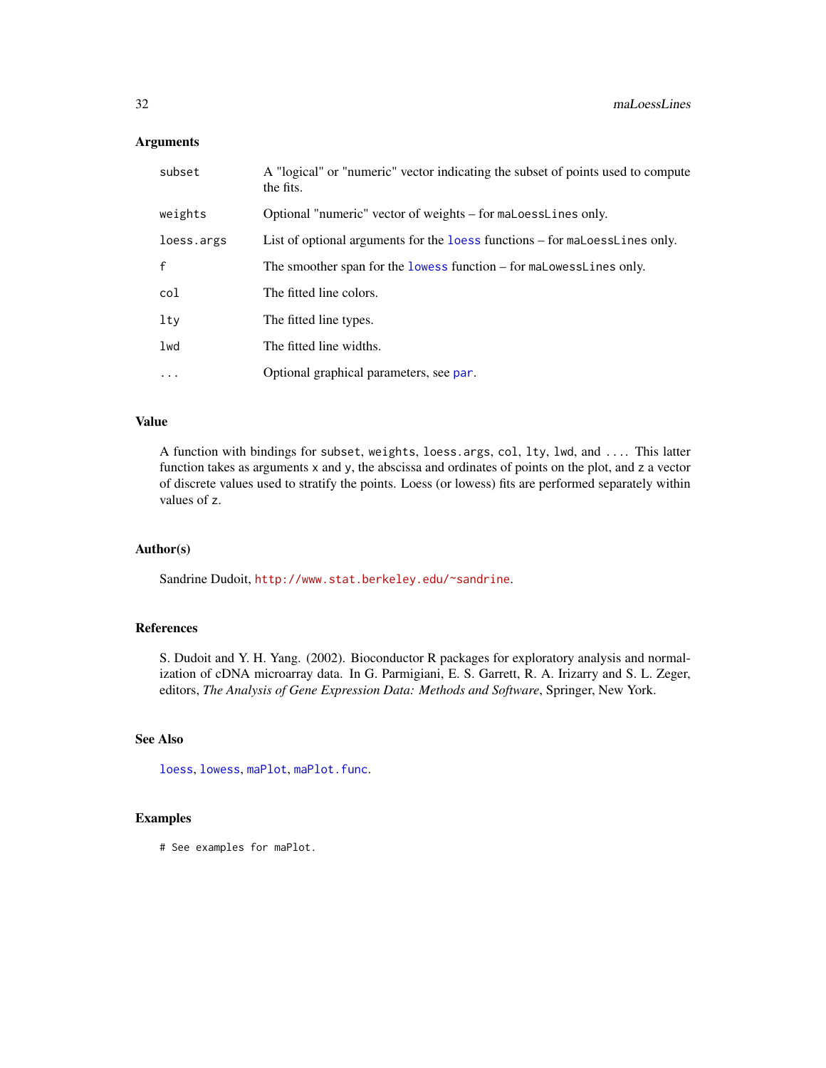## Arguments

| | |
|---|---|
| `subset` | A "logical" or "numeric" vector indicating the subset of points used to compute the fits. |
| `weights` | Optional "numeric" vector of weights – for `maLoessLines` only. |
| `loess.args` | List of optional arguments for the `loess` functions – for `maLoessLines` only. |
| `f` | The smoother span for the `lowess` function – for `maLowessLines` only. |
| `col` | The fitted line colors. |
| `lty` | The fitted line types. |
| `lwd` | The fitted line widths. |
| `...` | Optional graphical parameters, see `par`. |

## Value

A function with bindings for `subset`, `weights`, `loess.args`, `col`, `lty`, `lwd`, and `...`. This latter function takes as arguments `x` and `y`, the abscissa and ordinates of points on the plot, and `z` a vector of discrete values used to stratify the points. Loess (or lowess) fits are performed separately within values of `z`.

## Author(s)

Sandrine Dudoit, http://www.stat.berkeley.edu/~sandrine.

## References

S. Dudoit and Y. H. Yang. (2002). Bioconductor R packages for exploratory analysis and normalization of cDNA microarray data. In G. Parmigiani, E. S. Garrett, R. A. Irizarry and S. L. Zeger, editors, *The Analysis of Gene Expression Data: Methods and Software*, Springer, New York.

## See Also

`loess`, `lowess`, `maPlot`, `maPlot.func`.

## Examples

```
# See examples for maPlot.
```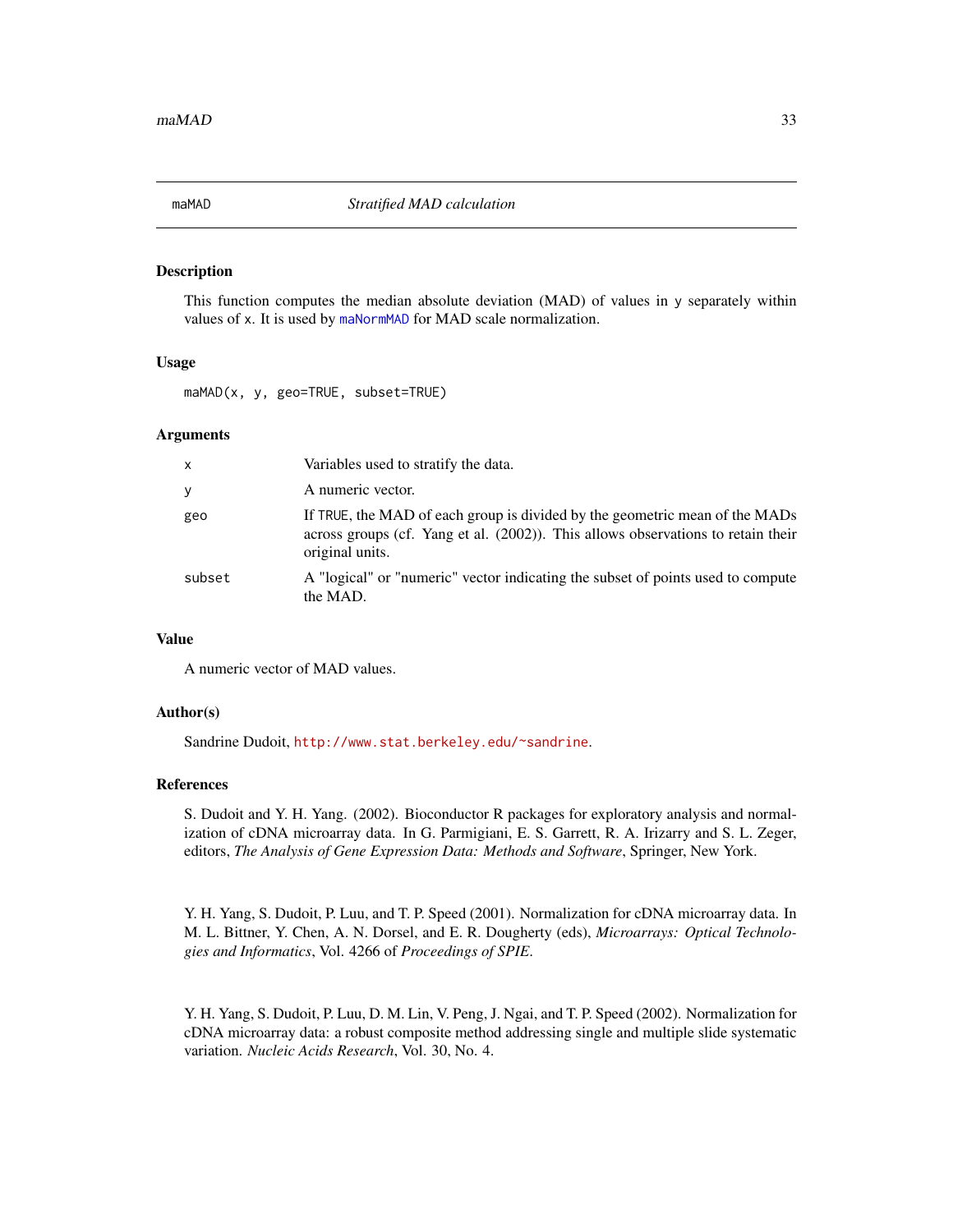## maMAD *Stratified MAD calculation*

### Description

This function computes the median absolute deviation (MAD) of values in `y` separately within values of `x`. It is used by `maNormMAD` for MAD scale normalization.

### Usage

```
maMAD(x, y, geo=TRUE, subset=TRUE)
```

### Arguments

| | |
|---|---|
| `x` | Variables used to stratify the data. |
| `y` | A numeric vector. |
| `geo` | If `TRUE`, the MAD of each group is divided by the geometric mean of the MADs across groups (cf. Yang et al. (2002)). This allows observations to retain their original units. |
| `subset` | A "logical" or "numeric" vector indicating the subset of points used to compute the MAD. |

### Value

A numeric vector of MAD values.

### Author(s)

Sandrine Dudoit, http://www.stat.berkeley.edu/~sandrine.

### References

S. Dudoit and Y. H. Yang. (2002). Bioconductor R packages for exploratory analysis and normalization of cDNA microarray data. In G. Parmigiani, E. S. Garrett, R. A. Irizarry and S. L. Zeger, editors, *The Analysis of Gene Expression Data: Methods and Software*, Springer, New York.

Y. H. Yang, S. Dudoit, P. Luu, and T. P. Speed (2001). Normalization for cDNA microarray data. In M. L. Bittner, Y. Chen, A. N. Dorsel, and E. R. Dougherty (eds), *Microarrays: Optical Technologies and Informatics*, Vol. 4266 of *Proceedings of SPIE*.

Y. H. Yang, S. Dudoit, P. Luu, D. M. Lin, V. Peng, J. Ngai, and T. P. Speed (2002). Normalization for cDNA microarray data: a robust composite method addressing single and multiple slide systematic variation. *Nucleic Acids Research*, Vol. 30, No. 4.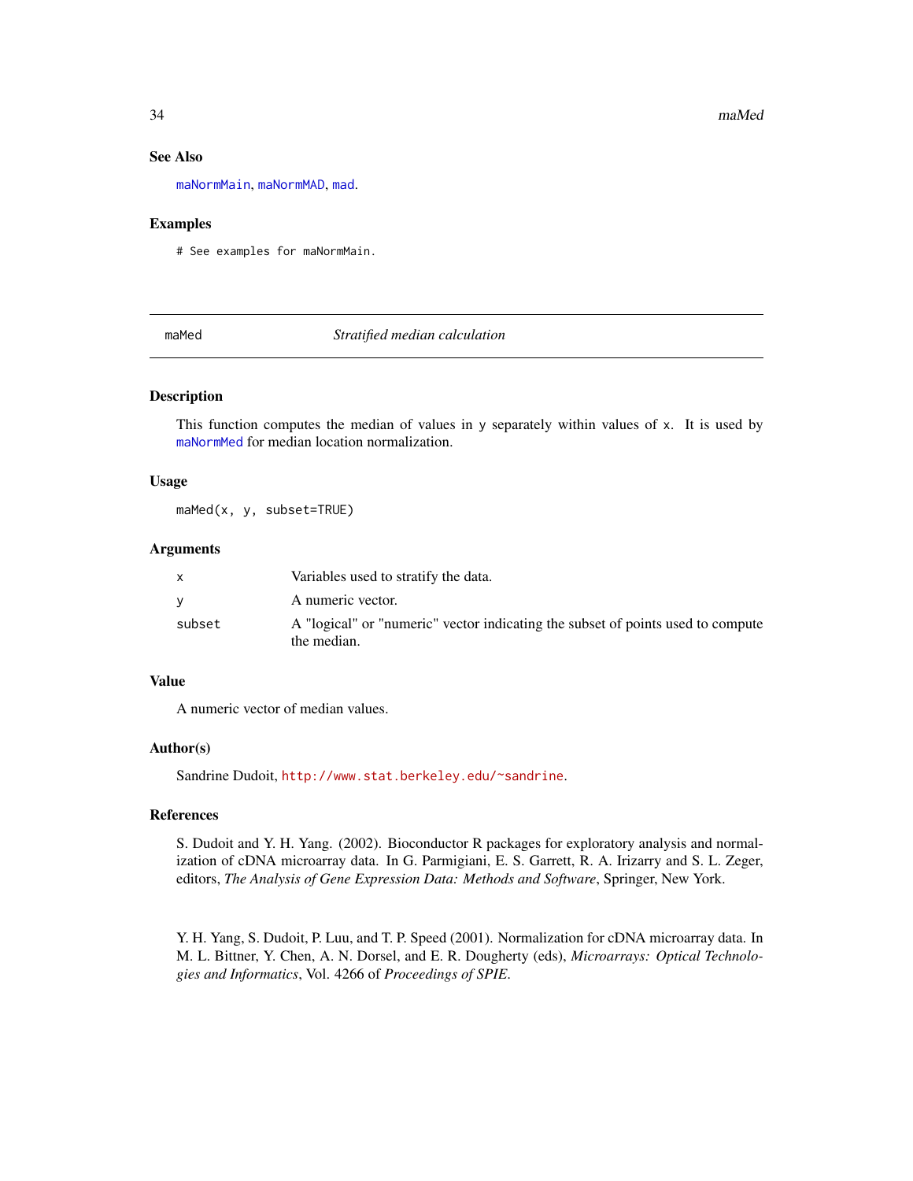### See Also

maNormMain, maNormMAD, mad.

### Examples

```
# See examples for maNormMain.
```

---

## maMed — *Stratified median calculation*

### Description

This function computes the median of values in y separately within values of x. It is used by maNormMed for median location normalization.

### Usage

```
maMed(x, y, subset=TRUE)
```

### Arguments

| | |
|---|---|
| x | Variables used to stratify the data. |
| y | A numeric vector. |
| subset | A "logical" or "numeric" vector indicating the subset of points used to compute the median. |

### Value

A numeric vector of median values.

### Author(s)

Sandrine Dudoit, http://www.stat.berkeley.edu/~sandrine.

### References

S. Dudoit and Y. H. Yang. (2002). Bioconductor R packages for exploratory analysis and normalization of cDNA microarray data. In G. Parmigiani, E. S. Garrett, R. A. Irizarry and S. L. Zeger, editors, *The Analysis of Gene Expression Data: Methods and Software*, Springer, New York.

Y. H. Yang, S. Dudoit, P. Luu, and T. P. Speed (2001). Normalization for cDNA microarray data. In M. L. Bittner, Y. Chen, A. N. Dorsel, and E. R. Dougherty (eds), *Microarrays: Optical Technologies and Informatics*, Vol. 4266 of *Proceedings of SPIE*.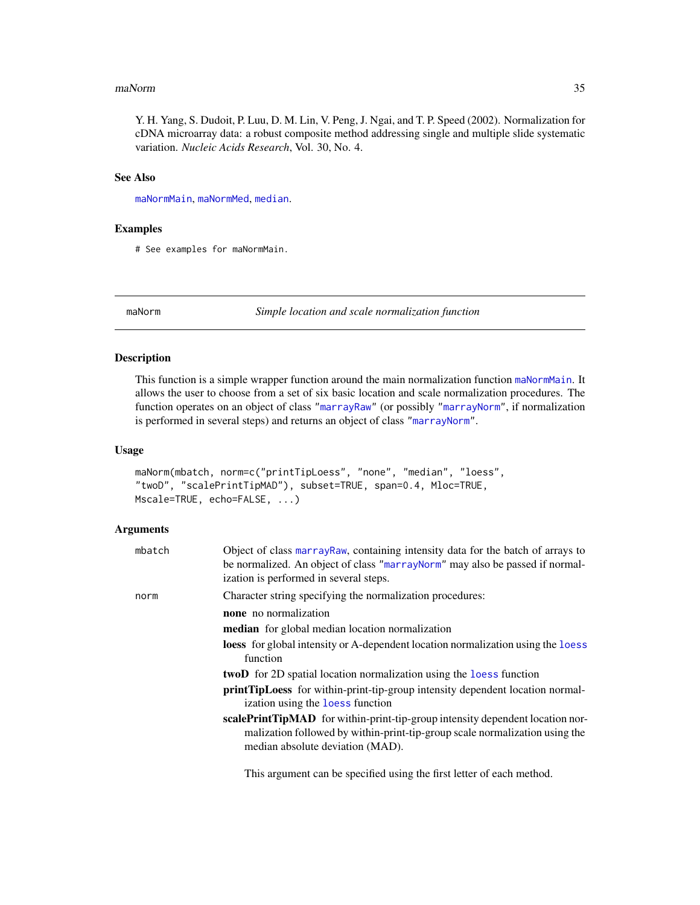Y. H. Yang, S. Dudoit, P. Luu, D. M. Lin, V. Peng, J. Ngai, and T. P. Speed (2002). Normalization for cDNA microarray data: a robust composite method addressing single and multiple slide systematic variation. *Nucleic Acids Research*, Vol. 30, No. 4.

### See Also

maNormMain, maNormMed, median.

### Examples

```
# See examples for maNormMain.
```

---

## maNorm — *Simple location and scale normalization function*

### Description

This function is a simple wrapper function around the main normalization function maNormMain. It allows the user to choose from a set of six basic location and scale normalization procedures. The function operates on an object of class "marrayRaw" (or possibly "marrayNorm", if normalization is performed in several steps) and returns an object of class "marrayNorm".

### Usage

```
maNorm(mbatch, norm=c("printTipLoess", "none", "median", "loess",
"twoD", "scalePrintTipMAD"), subset=TRUE, span=0.4, Mloc=TRUE,
Mscale=TRUE, echo=FALSE, ...)
```

### Arguments

`mbatch` Object of class marrayRaw, containing intensity data for the batch of arrays to be normalized. An object of class "marrayNorm" may also be passed if normalization is performed in several steps.

`norm` Character string specifying the normalization procedures:

- **none** no normalization
- **median** for global median location normalization
- **loess** for global intensity or A-dependent location normalization using the loess function
- **twoD** for 2D spatial location normalization using the loess function
- **printTipLoess** for within-print-tip-group intensity dependent location normalization using the loess function
- **scalePrintTipMAD** for within-print-tip-group intensity dependent location normalization followed by within-print-tip-group scale normalization using the median absolute deviation (MAD).

This argument can be specified using the first letter of each method.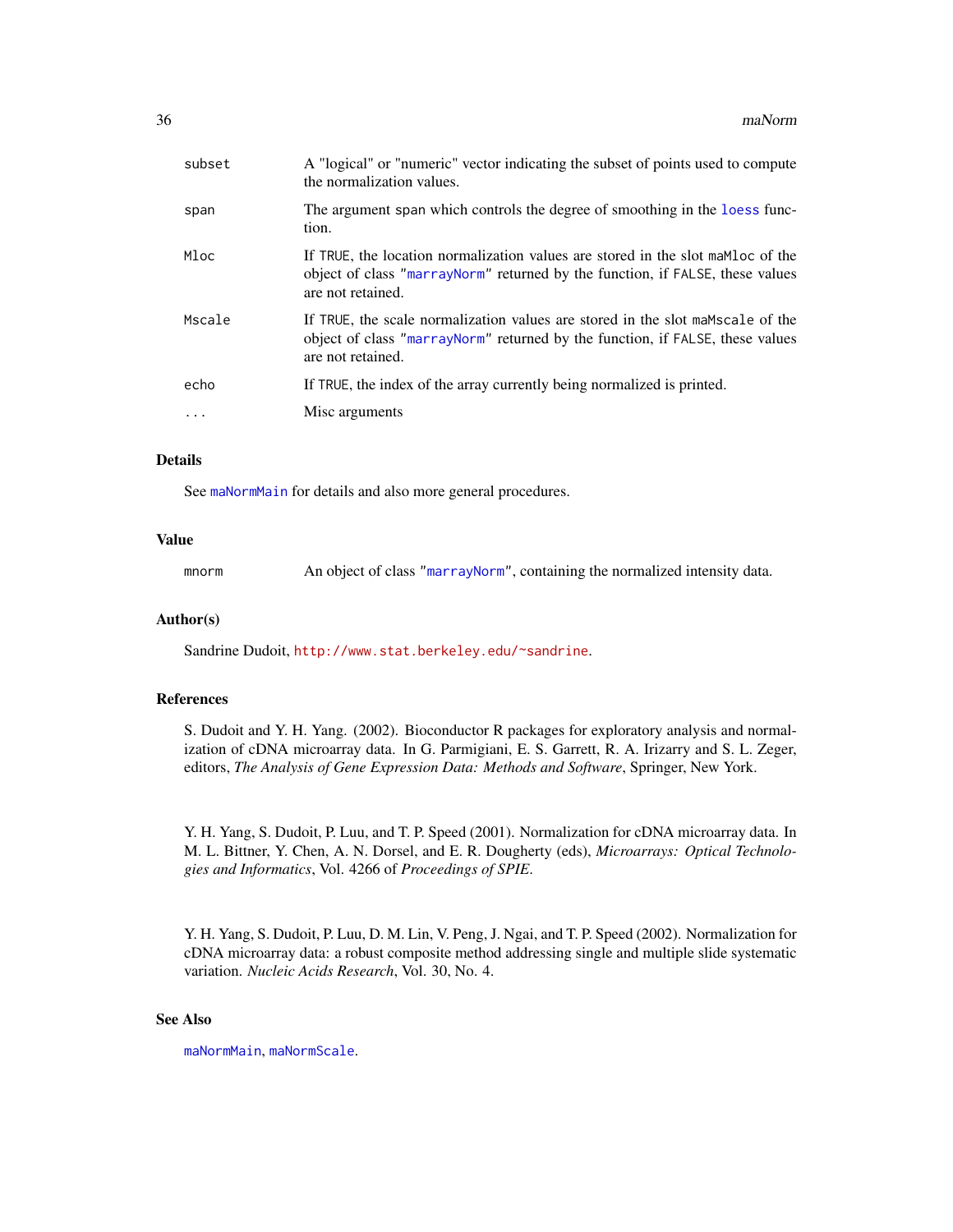| | |
|---|---|
| subset | A "logical" or "numeric" vector indicating the subset of points used to compute the normalization values. |
| span | The argument span which controls the degree of smoothing in the loess function. |
| Mloc | If TRUE, the location normalization values are stored in the slot maMloc of the object of class "marrayNorm" returned by the function, if FALSE, these values are not retained. |
| Mscale | If TRUE, the scale normalization values are stored in the slot maMscale of the object of class "marrayNorm" returned by the function, if FALSE, these values are not retained. |
| echo | If TRUE, the index of the array currently being normalized is printed. |
| ... | Misc arguments |

## Details

See maNormMain for details and also more general procedures.

## Value

| | |
|---|---|
| mnorm | An object of class "marrayNorm", containing the normalized intensity data. |

## Author(s)

Sandrine Dudoit, http://www.stat.berkeley.edu/~sandrine.

## References

S. Dudoit and Y. H. Yang. (2002). Bioconductor R packages for exploratory analysis and normalization of cDNA microarray data. In G. Parmigiani, E. S. Garrett, R. A. Irizarry and S. L. Zeger, editors, *The Analysis of Gene Expression Data: Methods and Software*, Springer, New York.

Y. H. Yang, S. Dudoit, P. Luu, and T. P. Speed (2001). Normalization for cDNA microarray data. In M. L. Bittner, Y. Chen, A. N. Dorsel, and E. R. Dougherty (eds), *Microarrays: Optical Technologies and Informatics*, Vol. 4266 of *Proceedings of SPIE*.

Y. H. Yang, S. Dudoit, P. Luu, D. M. Lin, V. Peng, J. Ngai, and T. P. Speed (2002). Normalization for cDNA microarray data: a robust composite method addressing single and multiple slide systematic variation. *Nucleic Acids Research*, Vol. 30, No. 4.

## See Also

maNormMain, maNormScale.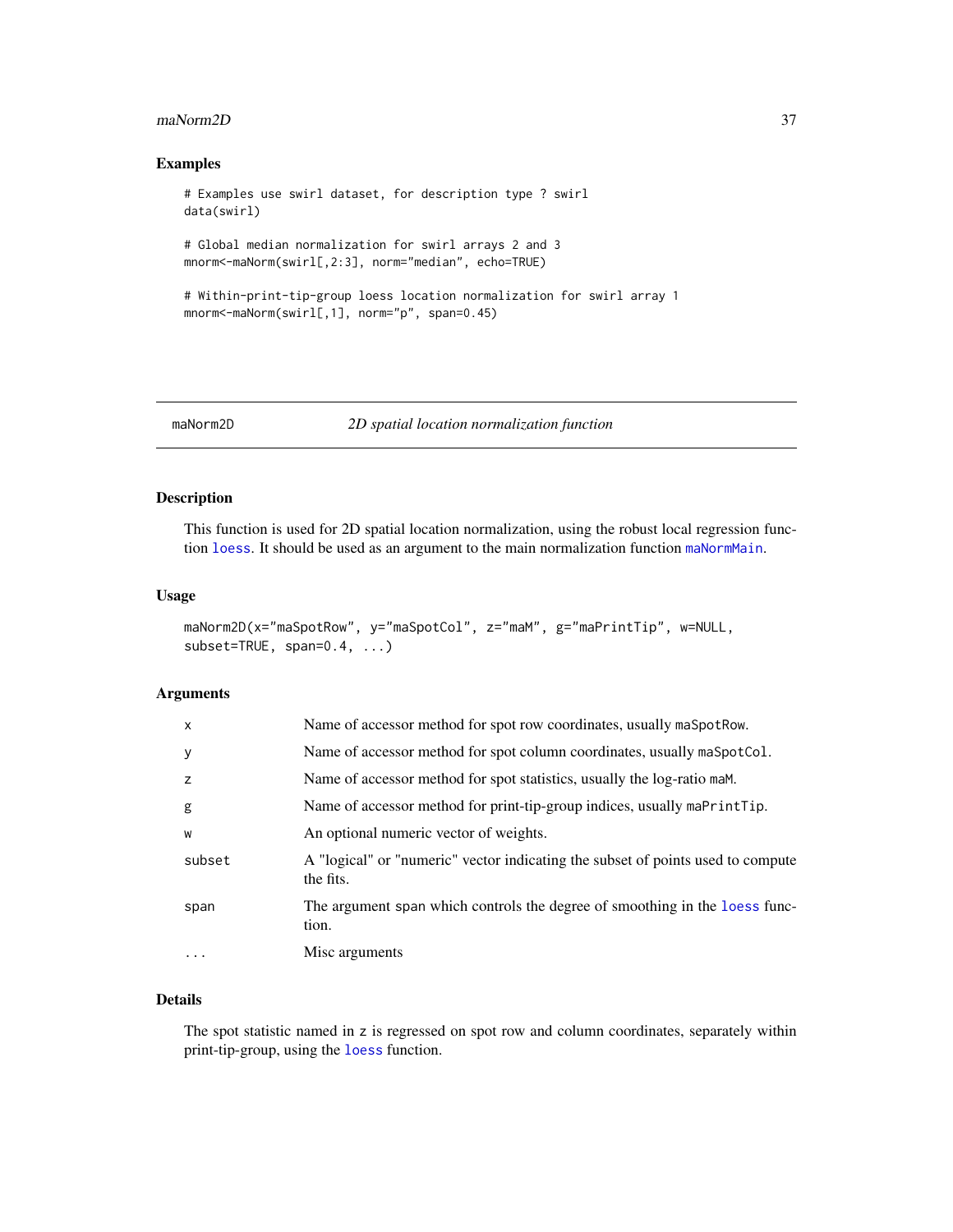## Examples

```
# Examples use swirl dataset, for description type ? swirl
data(swirl)

# Global median normalization for swirl arrays 2 and 3
mnorm<-maNorm(swirl[,2:3], norm="median", echo=TRUE)

# Within-print-tip-group loess location normalization for swirl array 1
mnorm<-maNorm(swirl[,1], norm="p", span=0.45)
```

---

# maNorm2D *2D spatial location normalization function*

## Description

This function is used for 2D spatial location normalization, using the robust local regression function loess. It should be used as an argument to the main normalization function maNormMain.

## Usage

```
maNorm2D(x="maSpotRow", y="maSpotCol", z="maM", g="maPrintTip", w=NULL,
subset=TRUE, span=0.4, ...)
```

## Arguments

| | |
|---|---|
| x | Name of accessor method for spot row coordinates, usually maSpotRow. |
| y | Name of accessor method for spot column coordinates, usually maSpotCol. |
| z | Name of accessor method for spot statistics, usually the log-ratio maM. |
| g | Name of accessor method for print-tip-group indices, usually maPrintTip. |
| w | An optional numeric vector of weights. |
| subset | A "logical" or "numeric" vector indicating the subset of points used to compute the fits. |
| span | The argument span which controls the degree of smoothing in the loess function. |
| ... | Misc arguments |

## Details

The spot statistic named in z is regressed on spot row and column coordinates, separately within print-tip-group, using the loess function.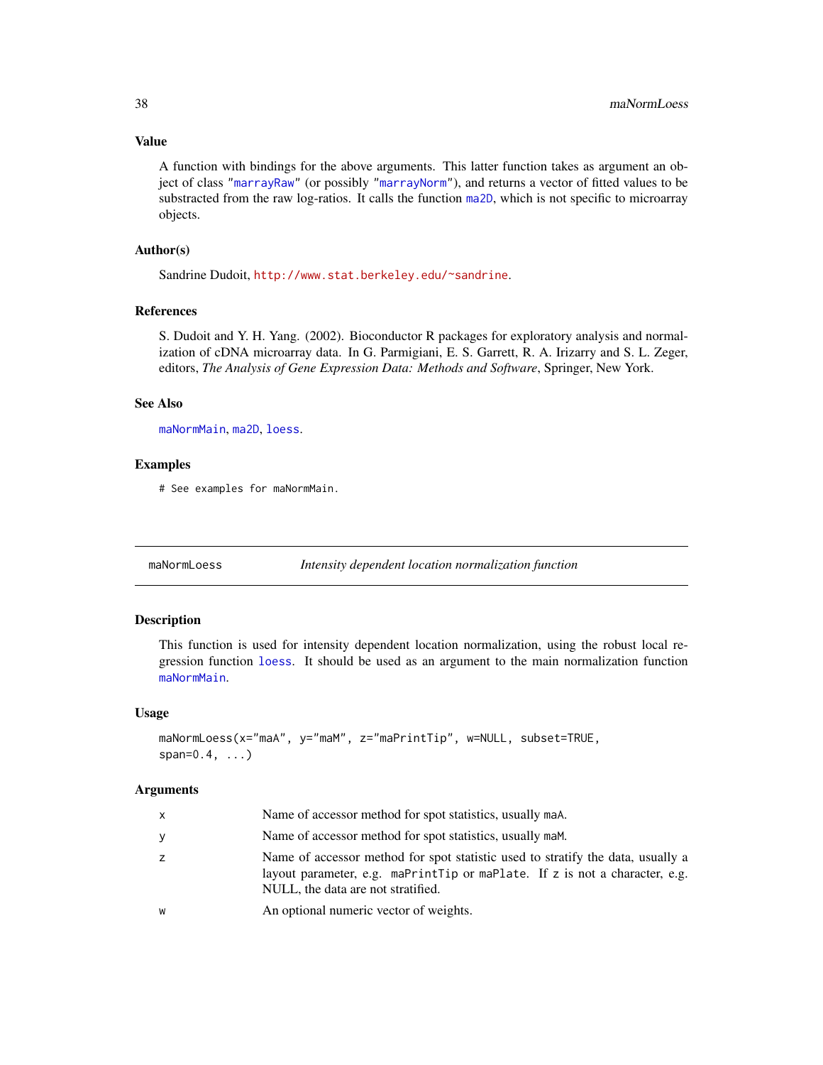## Value

A function with bindings for the above arguments. This latter function takes as argument an object of class "marrayRaw" (or possibly "marrayNorm"), and returns a vector of fitted values to be substracted from the raw log-ratios. It calls the function ma2D, which is not specific to microarray objects.

## Author(s)

Sandrine Dudoit, http://www.stat.berkeley.edu/~sandrine.

## References

S. Dudoit and Y. H. Yang. (2002). Bioconductor R packages for exploratory analysis and normalization of cDNA microarray data. In G. Parmigiani, E. S. Garrett, R. A. Irizarry and S. L. Zeger, editors, *The Analysis of Gene Expression Data: Methods and Software*, Springer, New York.

## See Also

maNormMain, ma2D, loess.

## Examples

```
# See examples for maNormMain.
```

---

# maNormLoess — *Intensity dependent location normalization function*

## Description

This function is used for intensity dependent location normalization, using the robust local regression function loess. It should be used as an argument to the main normalization function maNormMain.

## Usage

```
maNormLoess(x="maA", y="maM", z="maPrintTip", w=NULL, subset=TRUE,
span=0.4, ...)
```

## Arguments

| | |
|---|---|
| x | Name of accessor method for spot statistics, usually maA. |
| y | Name of accessor method for spot statistics, usually maM. |
| z | Name of accessor method for spot statistic used to stratify the data, usually a layout parameter, e.g. maPrintTip or maPlate. If z is not a character, e.g. NULL, the data are not stratified. |
| w | An optional numeric vector of weights. |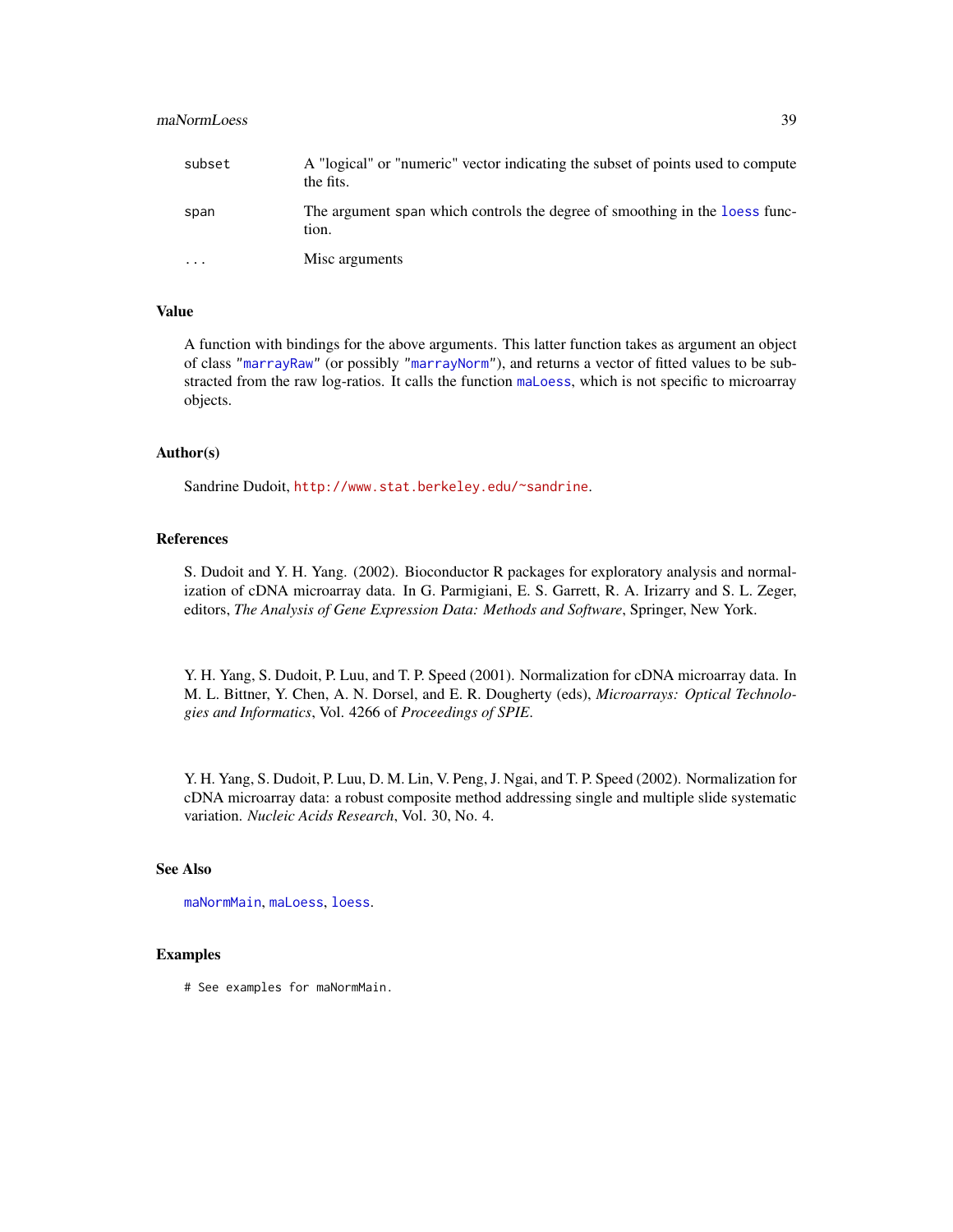| | |
|---|---|
| `subset` | A "logical" or "numeric" vector indicating the subset of points used to compute the fits. |
| `span` | The argument span which controls the degree of smoothing in the `loess` function. |
| `...` | Misc arguments |

### Value

A function with bindings for the above arguments. This latter function takes as argument an object of class "`marrayRaw`" (or possibly "`marrayNorm`"), and returns a vector of fitted values to be substracted from the raw log-ratios. It calls the function `maLoess`, which is not specific to microarray objects.

### Author(s)

Sandrine Dudoit, `http://www.stat.berkeley.edu/~sandrine`.

### References

S. Dudoit and Y. H. Yang. (2002). Bioconductor R packages for exploratory analysis and normalization of cDNA microarray data. In G. Parmigiani, E. S. Garrett, R. A. Irizarry and S. L. Zeger, editors, *The Analysis of Gene Expression Data: Methods and Software*, Springer, New York.

Y. H. Yang, S. Dudoit, P. Luu, and T. P. Speed (2001). Normalization for cDNA microarray data. In M. L. Bittner, Y. Chen, A. N. Dorsel, and E. R. Dougherty (eds), *Microarrays: Optical Technologies and Informatics*, Vol. 4266 of *Proceedings of SPIE*.

Y. H. Yang, S. Dudoit, P. Luu, D. M. Lin, V. Peng, J. Ngai, and T. P. Speed (2002). Normalization for cDNA microarray data: a robust composite method addressing single and multiple slide systematic variation. *Nucleic Acids Research*, Vol. 30, No. 4.

### See Also

`maNormMain`, `maLoess`, `loess`.

### Examples

```
# See examples for maNormMain.
```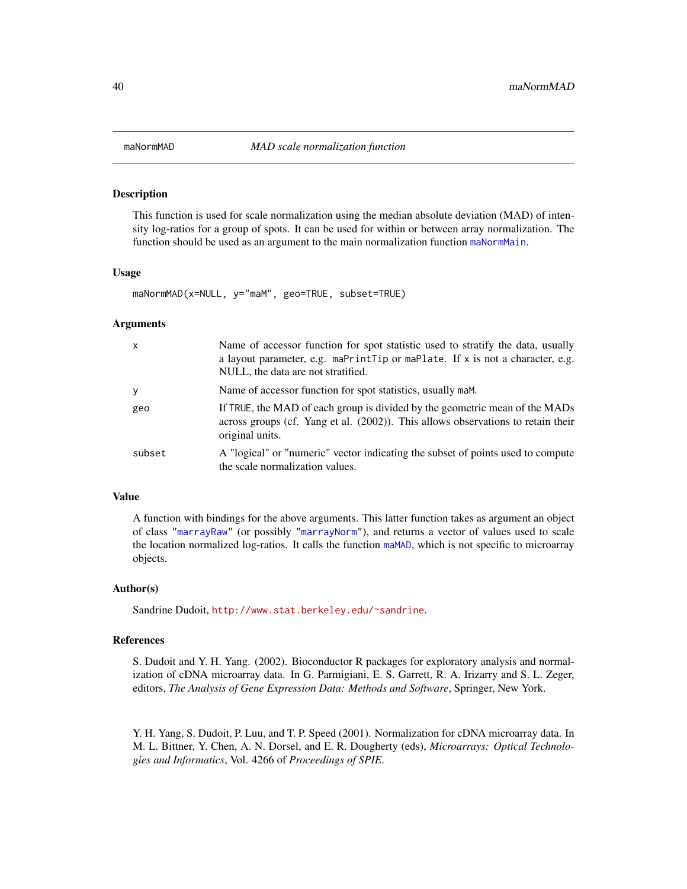# maNormMAD — *MAD scale normalization function*

## Description

This function is used for scale normalization using the median absolute deviation (MAD) of intensity log-ratios for a group of spots. It can be used for within or between array normalization. The function should be used as an argument to the main normalization function `maNormMain`.

## Usage

```
maNormMAD(x=NULL, y="maM", geo=TRUE, subset=TRUE)
```

## Arguments

| | |
|---|---|
| `x` | Name of accessor function for spot statistic used to stratify the data, usually a layout parameter, e.g. `maPrintTip` or `maPlate`. If `x` is not a character, e.g. NULL, the data are not stratified. |
| `y` | Name of accessor function for spot statistics, usually `maM`. |
| `geo` | If `TRUE`, the MAD of each group is divided by the geometric mean of the MADs across groups (cf. Yang et al. (2002)). This allows observations to retain their original units. |
| `subset` | A "logical" or "numeric" vector indicating the subset of points used to compute the scale normalization values. |

## Value

A function with bindings for the above arguments. This latter function takes as argument an object of class "`marrayRaw`" (or possibly "`marrayNorm`"), and returns a vector of values used to scale the location normalized log-ratios. It calls the function `maMAD`, which is not specific to microarray objects.

## Author(s)

Sandrine Dudoit, http://www.stat.berkeley.edu/~sandrine.

## References

S. Dudoit and Y. H. Yang. (2002). Bioconductor R packages for exploratory analysis and normalization of cDNA microarray data. In G. Parmigiani, E. S. Garrett, R. A. Irizarry and S. L. Zeger, editors, *The Analysis of Gene Expression Data: Methods and Software*, Springer, New York.

Y. H. Yang, S. Dudoit, P. Luu, and T. P. Speed (2001). Normalization for cDNA microarray data. In M. L. Bittner, Y. Chen, A. N. Dorsel, and E. R. Dougherty (eds), *Microarrays: Optical Technologies and Informatics*, Vol. 4266 of *Proceedings of SPIE*.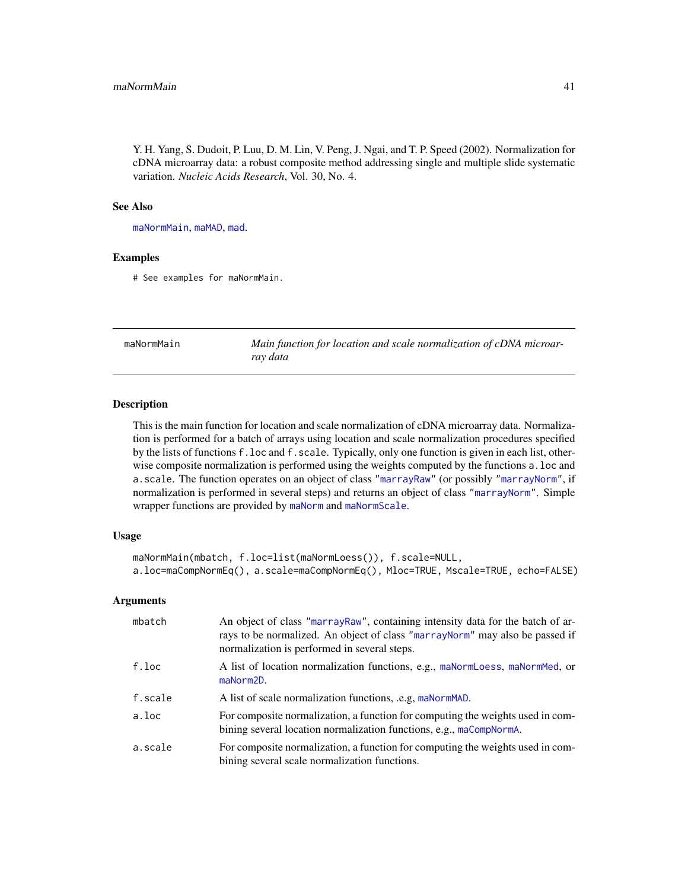Y. H. Yang, S. Dudoit, P. Luu, D. M. Lin, V. Peng, J. Ngai, and T. P. Speed (2002). Normalization for cDNA microarray data: a robust composite method addressing single and multiple slide systematic variation. *Nucleic Acids Research*, Vol. 30, No. 4.

### See Also

maNormMain, maMAD, mad.

### Examples

```
# See examples for maNormMain.
```

---

## maNormMain — *Main function for location and scale normalization of cDNA microarray data*

---

### Description

This is the main function for location and scale normalization of cDNA microarray data. Normalization is performed for a batch of arrays using location and scale normalization procedures specified by the lists of functions `f.loc` and `f.scale`. Typically, only one function is given in each list, otherwise composite normalization is performed using the weights computed by the functions `a.loc` and `a.scale`. The function operates on an object of class "marrayRaw" (or possibly "marrayNorm", if normalization is performed in several steps) and returns an object of class "marrayNorm". Simple wrapper functions are provided by maNorm and maNormScale.

### Usage

```
maNormMain(mbatch, f.loc=list(maNormLoess()), f.scale=NULL,
a.loc=maCompNormEq(), a.scale=maCompNormEq(), Mloc=TRUE, Mscale=TRUE, echo=FALSE)
```

### Arguments

| | |
|---|---|
| `mbatch` | An object of class "marrayRaw", containing intensity data for the batch of arrays to be normalized. An object of class "marrayNorm" may also be passed if normalization is performed in several steps. |
| `f.loc` | A list of location normalization functions, e.g., maNormLoess, maNormMed, or maNorm2D. |
| `f.scale` | A list of scale normalization functions, .e.g, maNormMAD. |
| `a.loc` | For composite normalization, a function for computing the weights used in combining several location normalization functions, e.g., maCompNormA. |
| `a.scale` | For composite normalization, a function for computing the weights used in combining several scale normalization functions. |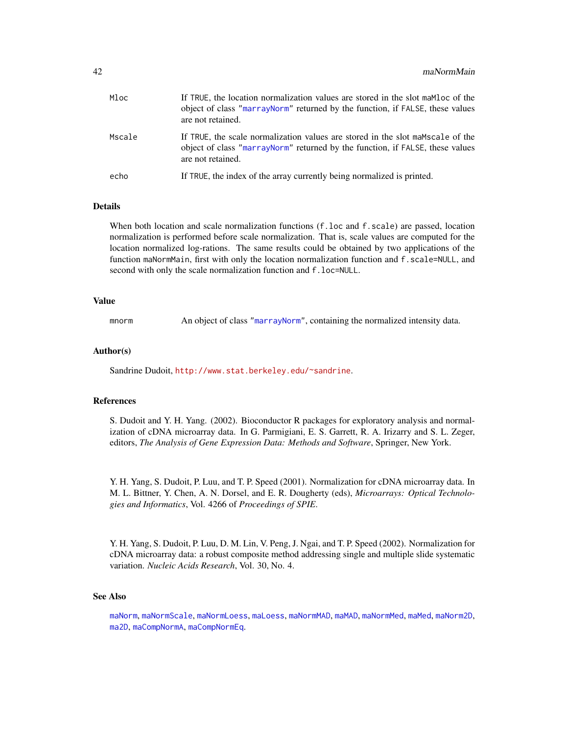| | |
|---|---|
| Mloc | If TRUE, the location normalization values are stored in the slot maMloc of the object of class "marrayNorm" returned by the function, if FALSE, these values are not retained. |
| Mscale | If TRUE, the scale normalization values are stored in the slot maMscale of the object of class "marrayNorm" returned by the function, if FALSE, these values are not retained. |
| echo | If TRUE, the index of the array currently being normalized is printed. |

## Details

When both location and scale normalization functions (f.loc and f.scale) are passed, location normalization is performed before scale normalization. That is, scale values are computed for the location normalized log-rations. The same results could be obtained by two applications of the function maNormMain, first with only the location normalization function and f.scale=NULL, and second with only the scale normalization function and f.loc=NULL.

## Value

| | |
|---|---|
| mnorm | An object of class "marrayNorm", containing the normalized intensity data. |

## Author(s)

Sandrine Dudoit, http://www.stat.berkeley.edu/~sandrine.

## References

S. Dudoit and Y. H. Yang. (2002). Bioconductor R packages for exploratory analysis and normalization of cDNA microarray data. In G. Parmigiani, E. S. Garrett, R. A. Irizarry and S. L. Zeger, editors, *The Analysis of Gene Expression Data: Methods and Software*, Springer, New York.

Y. H. Yang, S. Dudoit, P. Luu, and T. P. Speed (2001). Normalization for cDNA microarray data. In M. L. Bittner, Y. Chen, A. N. Dorsel, and E. R. Dougherty (eds), *Microarrays: Optical Technologies and Informatics*, Vol. 4266 of *Proceedings of SPIE*.

Y. H. Yang, S. Dudoit, P. Luu, D. M. Lin, V. Peng, J. Ngai, and T. P. Speed (2002). Normalization for cDNA microarray data: a robust composite method addressing single and multiple slide systematic variation. *Nucleic Acids Research*, Vol. 30, No. 4.

## See Also

maNorm, maNormScale, maNormLoess, maLoess, maNormMAD, maMAD, maNormMed, maMed, maNorm2D, ma2D, maCompNormA, maCompNormEq.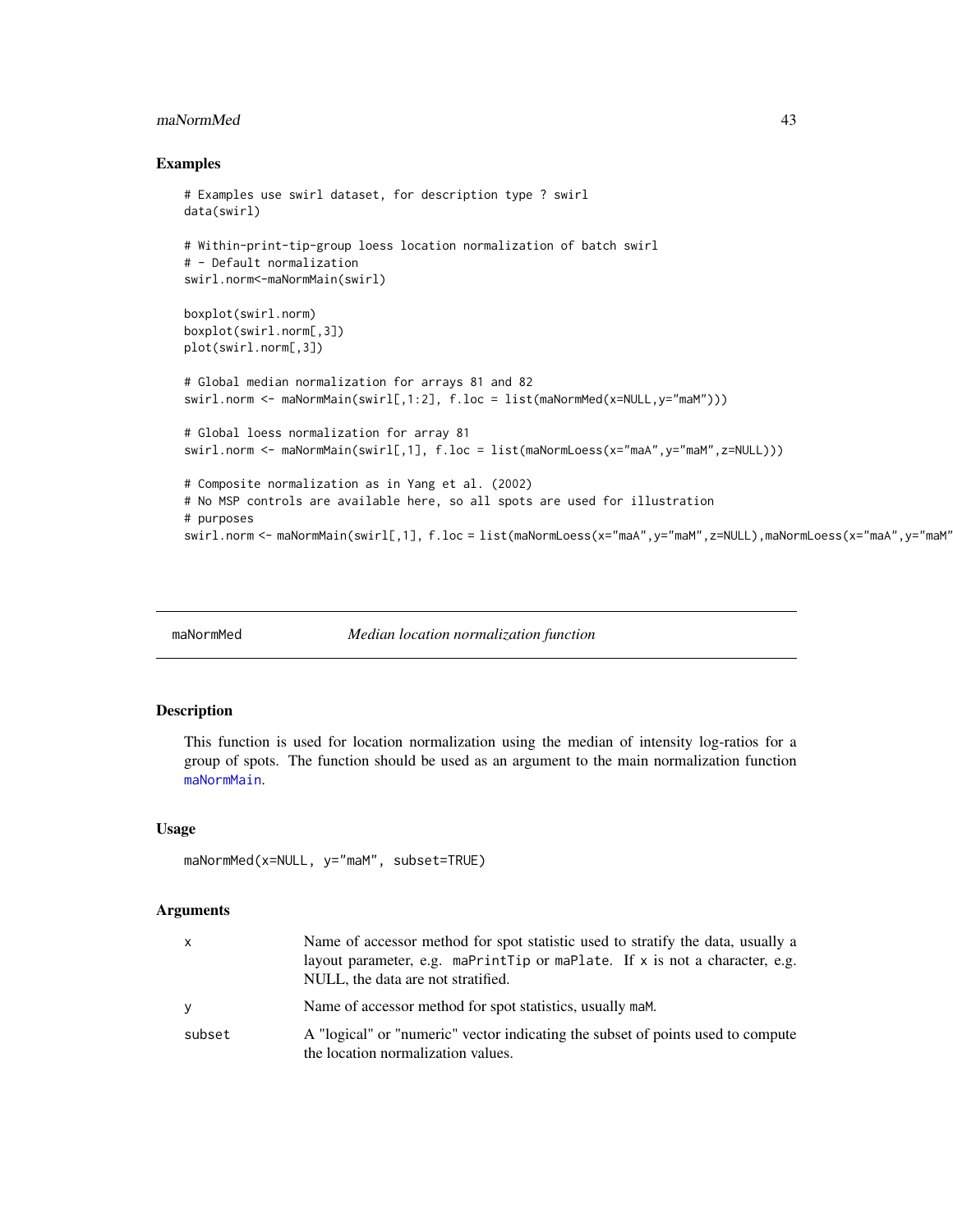## Examples

```
# Examples use swirl dataset, for description type ? swirl
data(swirl)

# Within-print-tip-group loess location normalization of batch swirl
# - Default normalization
swirl.norm<-maNormMain(swirl)

boxplot(swirl.norm)
boxplot(swirl.norm[,3])
plot(swirl.norm[,3])

# Global median normalization for arrays 81 and 82
swirl.norm <- maNormMain(swirl[,1:2], f.loc = list(maNormMed(x=NULL,y="maM")))

# Global loess normalization for array 81
swirl.norm <- maNormMain(swirl[,1], f.loc = list(maNormLoess(x="maA",y="maM",z=NULL)))

# Composite normalization as in Yang et al. (2002)
# No MSP controls are available here, so all spots are used for illustration
# purposes
swirl.norm <- maNormMain(swirl[,1], f.loc = list(maNormLoess(x="maA",y="maM",z=NULL),maNormLoess(x="maA",y="maM"
```

---

maNormMed *Median location normalization function*

---

## Description

This function is used for location normalization using the median of intensity log-ratios for a group of spots. The function should be used as an argument to the main normalization function `maNormMain`.

## Usage

```
maNormMed(x=NULL, y="maM", subset=TRUE)
```

## Arguments

| | |
|---|---|
| `x` | Name of accessor method for spot statistic used to stratify the data, usually a layout parameter, e.g. `maPrintTip` or `maPlate`. If `x` is not a character, e.g. NULL, the data are not stratified. |
| `y` | Name of accessor method for spot statistics, usually `maM`. |
| `subset` | A "logical" or "numeric" vector indicating the subset of points used to compute the location normalization values. |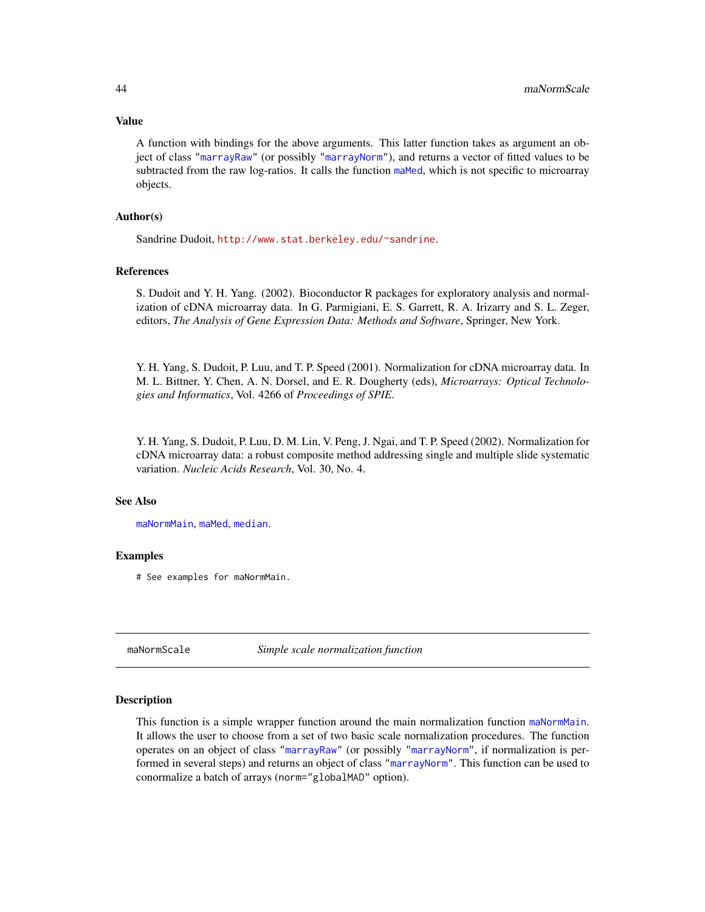### Value

A function with bindings for the above arguments. This latter function takes as argument an object of class "marrayRaw" (or possibly "marrayNorm"), and returns a vector of fitted values to be subtracted from the raw log-ratios. It calls the function maMed, which is not specific to microarray objects.

### Author(s)

Sandrine Dudoit, http://www.stat.berkeley.edu/~sandrine.

### References

S. Dudoit and Y. H. Yang. (2002). Bioconductor R packages for exploratory analysis and normalization of cDNA microarray data. In G. Parmigiani, E. S. Garrett, R. A. Irizarry and S. L. Zeger, editors, *The Analysis of Gene Expression Data: Methods and Software*, Springer, New York.

Y. H. Yang, S. Dudoit, P. Luu, and T. P. Speed (2001). Normalization for cDNA microarray data. In M. L. Bittner, Y. Chen, A. N. Dorsel, and E. R. Dougherty (eds), *Microarrays: Optical Technologies and Informatics*, Vol. 4266 of *Proceedings of SPIE*.

Y. H. Yang, S. Dudoit, P. Luu, D. M. Lin, V. Peng, J. Ngai, and T. P. Speed (2002). Normalization for cDNA microarray data: a robust composite method addressing single and multiple slide systematic variation. *Nucleic Acids Research*, Vol. 30, No. 4.

### See Also

maNormMain, maMed, median.

### Examples

```
# See examples for maNormMain.
```

---

## maNormScale — *Simple scale normalization function*

### Description

This function is a simple wrapper function around the main normalization function maNormMain. It allows the user to choose from a set of two basic scale normalization procedures. The function operates on an object of class "marrayRaw" (or possibly "marrayNorm", if normalization is performed in several steps) and returns an object of class "marrayNorm". This function can be used to conormalize a batch of arrays (norm="globalMAD" option).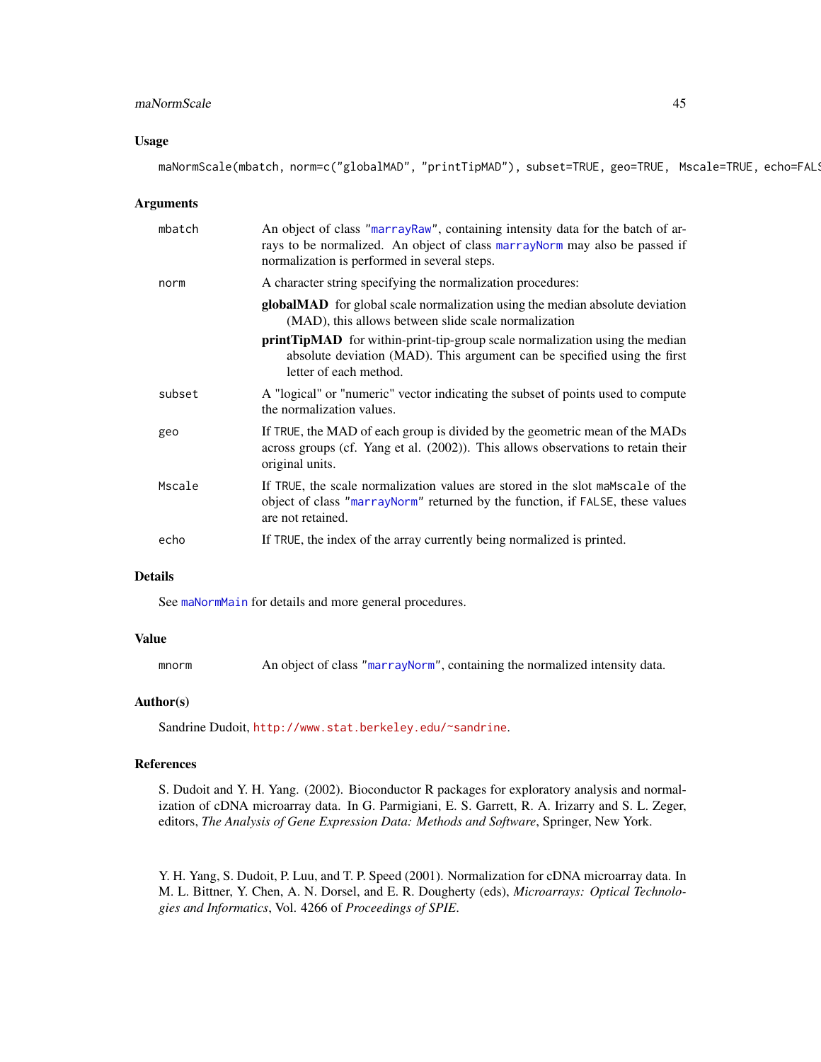## Usage

```
maNormScale(mbatch, norm=c("globalMAD", "printTipMAD"), subset=TRUE, geo=TRUE,  Mscale=TRUE, echo=FALS
```

## Arguments

| | |
|---|---|
| mbatch | An object of class "marrayRaw", containing intensity data for the batch of arrays to be normalized. An object of class marrayNorm may also be passed if normalization is performed in several steps. |
| norm | A character string specifying the normalization procedures:<br>**globalMAD** for global scale normalization using the median absolute deviation (MAD), this allows between slide scale normalization<br>**printTipMAD** for within-print-tip-group scale normalization using the median absolute deviation (MAD). This argument can be specified using the first letter of each method. |
| subset | A "logical" or "numeric" vector indicating the subset of points used to compute the normalization values. |
| geo | If TRUE, the MAD of each group is divided by the geometric mean of the MADs across groups (cf. Yang et al. (2002)). This allows observations to retain their original units. |
| Mscale | If TRUE, the scale normalization values are stored in the slot maMscale of the object of class "marrayNorm" returned by the function, if FALSE, these values are not retained. |
| echo | If TRUE, the index of the array currently being normalized is printed. |

## Details

See maNormMain for details and more general procedures.

## Value

| | |
|---|---|
| mnorm | An object of class "marrayNorm", containing the normalized intensity data. |

## Author(s)

Sandrine Dudoit, http://www.stat.berkeley.edu/~sandrine.

## References

S. Dudoit and Y. H. Yang. (2002). Bioconductor R packages for exploratory analysis and normalization of cDNA microarray data. In G. Parmigiani, E. S. Garrett, R. A. Irizarry and S. L. Zeger, editors, *The Analysis of Gene Expression Data: Methods and Software*, Springer, New York.

Y. H. Yang, S. Dudoit, P. Luu, and T. P. Speed (2001). Normalization for cDNA microarray data. In M. L. Bittner, Y. Chen, A. N. Dorsel, and E. R. Dougherty (eds), *Microarrays: Optical Technologies and Informatics*, Vol. 4266 of *Proceedings of SPIE*.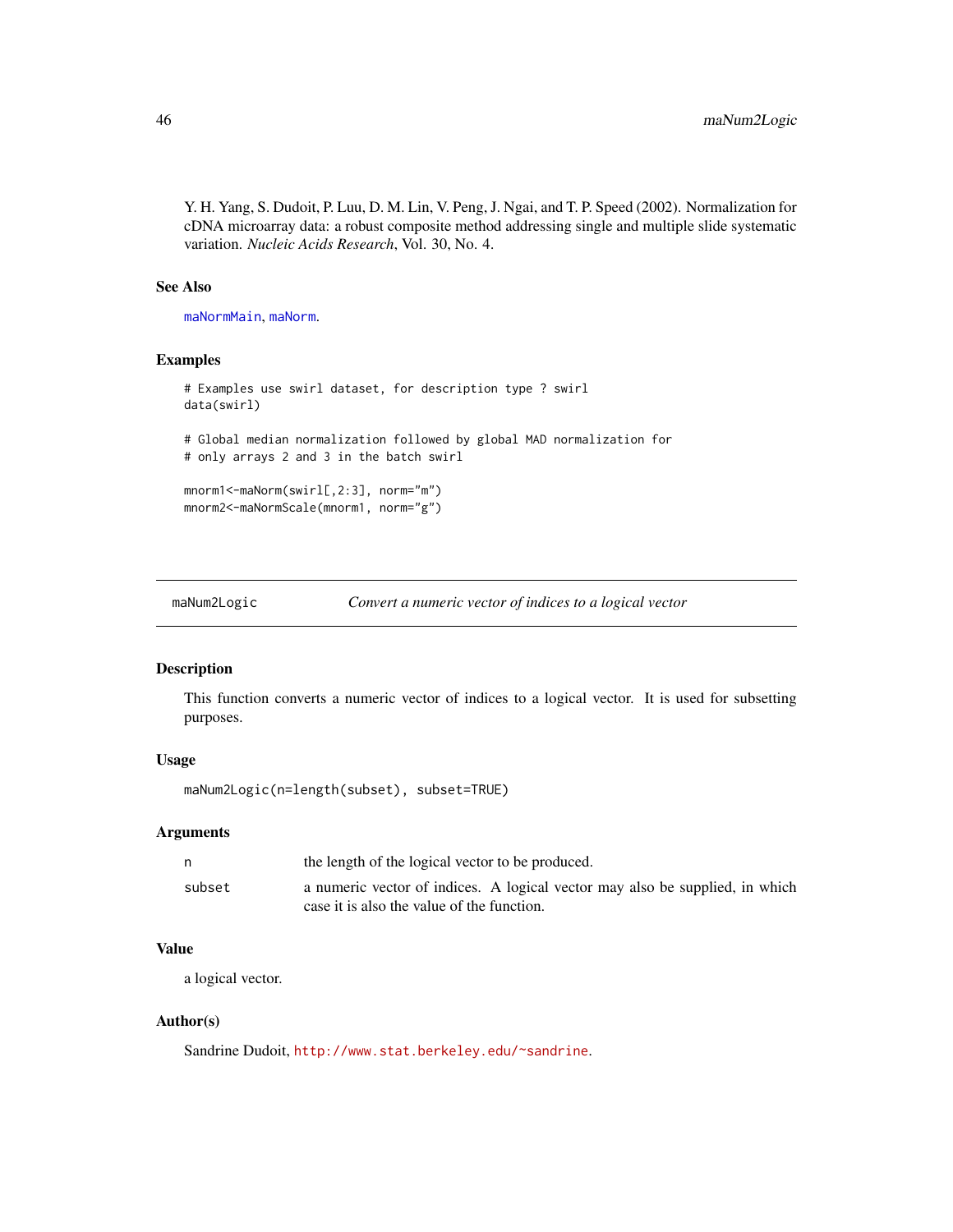Y. H. Yang, S. Dudoit, P. Luu, D. M. Lin, V. Peng, J. Ngai, and T. P. Speed (2002). Normalization for cDNA microarray data: a robust composite method addressing single and multiple slide systematic variation. *Nucleic Acids Research*, Vol. 30, No. 4.

### See Also

maNormMain, maNorm.

### Examples

```
# Examples use swirl dataset, for description type ? swirl
data(swirl)

# Global median normalization followed by global MAD normalization for
# only arrays 2 and 3 in the batch swirl

mnorm1<-maNorm(swirl[,2:3], norm="m")
mnorm2<-maNormScale(mnorm1, norm="g")
```

---

## maNum2Logic — *Convert a numeric vector of indices to a logical vector*

---

### Description

This function converts a numeric vector of indices to a logical vector. It is used for subsetting purposes.

### Usage

```
maNum2Logic(n=length(subset), subset=TRUE)
```

### Arguments

| | |
|---|---|
| n | the length of the logical vector to be produced. |
| subset | a numeric vector of indices. A logical vector may also be supplied, in which case it is also the value of the function. |

### Value

a logical vector.

### Author(s)

Sandrine Dudoit, http://www.stat.berkeley.edu/~sandrine.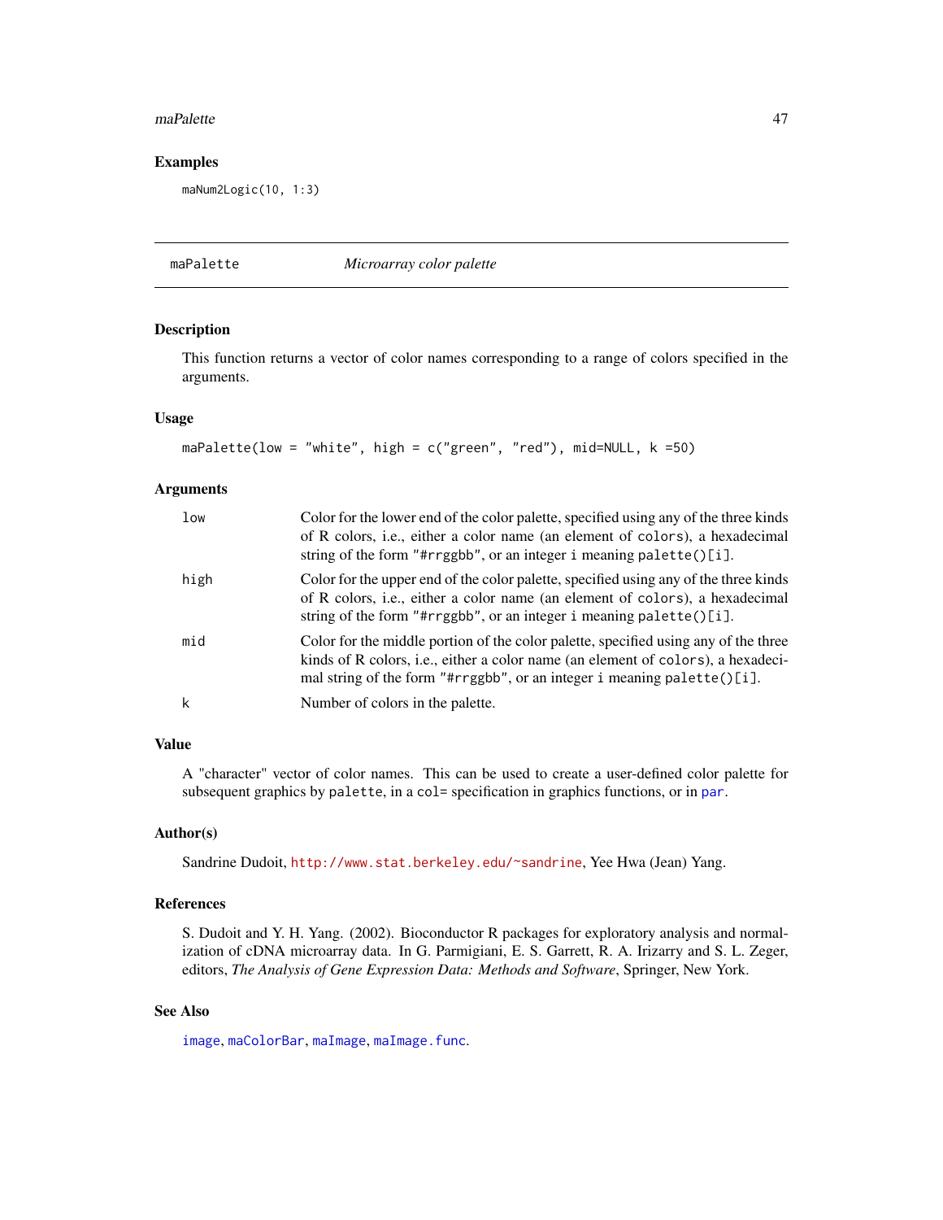## Examples

```
maNum2Logic(10, 1:3)
```

---

maPalette *Microarray color palette*

---

### Description

This function returns a vector of color names corresponding to a range of colors specified in the arguments.

### Usage

```
maPalette(low = "white", high = c("green", "red"), mid=NULL, k =50)
```

### Arguments

| | |
|---|---|
| low | Color for the lower end of the color palette, specified using any of the three kinds of R colors, i.e., either a color name (an element of `colors`), a hexadecimal string of the form `"#rrggbb"`, or an integer `i` meaning `palette()[i]`. |
| high | Color for the upper end of the color palette, specified using any of the three kinds of R colors, i.e., either a color name (an element of `colors`), a hexadecimal string of the form `"#rrggbb"`, or an integer `i` meaning `palette()[i]`. |
| mid | Color for the middle portion of the color palette, specified using any of the three kinds of R colors, i.e., either a color name (an element of `colors`), a hexadecimal string of the form `"#rrggbb"`, or an integer `i` meaning `palette()[i]`. |
| k | Number of colors in the palette. |

### Value

A "character" vector of color names. This can be used to create a user-defined color palette for subsequent graphics by `palette`, in a `col=` specification in graphics functions, or in `par`.

### Author(s)

Sandrine Dudoit, http://www.stat.berkeley.edu/~sandrine, Yee Hwa (Jean) Yang.

### References

S. Dudoit and Y. H. Yang. (2002). Bioconductor R packages for exploratory analysis and normalization of cDNA microarray data. In G. Parmigiani, E. S. Garrett, R. A. Irizarry and S. L. Zeger, editors, *The Analysis of Gene Expression Data: Methods and Software*, Springer, New York.

### See Also

`image`, `maColorBar`, `maImage`, `maImage.func`.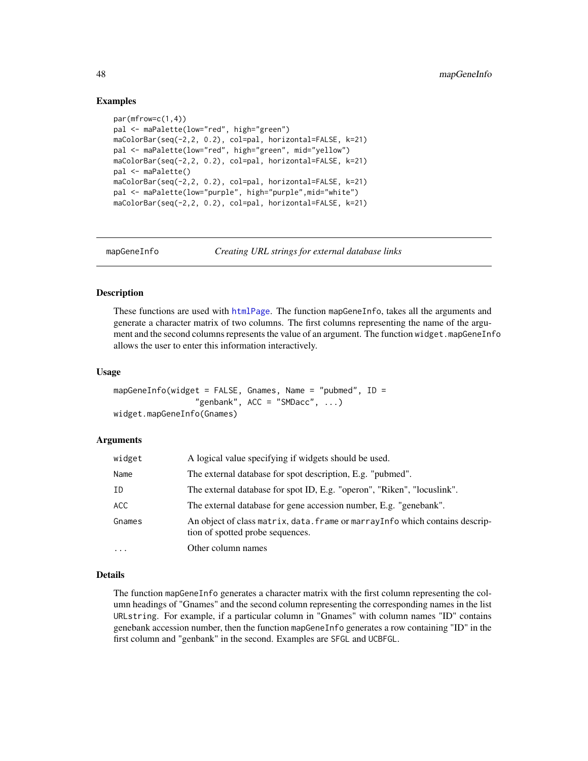## Examples

```
par(mfrow=c(1,4))
pal <- maPalette(low="red", high="green")
maColorBar(seq(-2,2, 0.2), col=pal, horizontal=FALSE, k=21)
pal <- maPalette(low="red", high="green", mid="yellow")
maColorBar(seq(-2,2, 0.2), col=pal, horizontal=FALSE, k=21)
pal <- maPalette()
maColorBar(seq(-2,2, 0.2), col=pal, horizontal=FALSE, k=21)
pal <- maPalette(low="purple", high="purple",mid="white")
maColorBar(seq(-2,2, 0.2), col=pal, horizontal=FALSE, k=21)
```

---

# mapGeneInfo — *Creating URL strings for external database links*

## Description

These functions are used with htmlPage. The function mapGeneInfo, takes all the arguments and generate a character matrix of two columns. The first columns representing the name of the argument and the second columns represents the value of an argument. The function widget.mapGeneInfo allows the user to enter this information interactively.

## Usage

```
mapGeneInfo(widget = FALSE, Gnames, Name = "pubmed", ID =
                 "genbank", ACC = "SMDacc", ...)
widget.mapGeneInfo(Gnames)
```

## Arguments

| | |
|---|---|
| widget | A logical value specifying if widgets should be used. |
| Name | The external database for spot description, E.g. "pubmed". |
| ID | The external database for spot ID, E.g. "operon", "Riken", "locuslink". |
| ACC | The external database for gene accession number, E.g. "genebank". |
| Gnames | An object of class matrix, data.frame or marrayInfo which contains description of spotted probe sequences. |
| ... | Other column names |

## Details

The function mapGeneInfo generates a character matrix with the first column representing the column headings of "Gnames" and the second column representing the corresponding names in the list URLstring. For example, if a particular column in "Gnames" with column names "ID" contains genebank accession number, then the function mapGeneInfo generates a row containing "ID" in the first column and "genbank" in the second. Examples are SFGL and UCBFGL.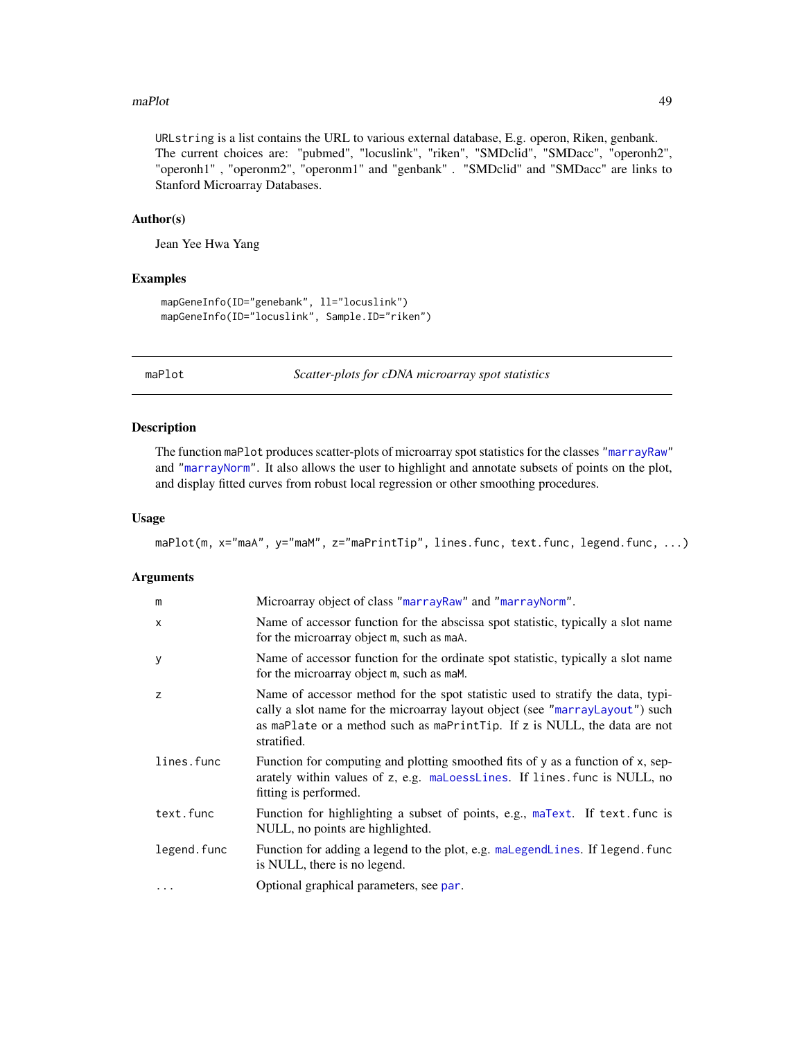URLstring is a list contains the URL to various external database, E.g. operon, Riken, genbank. The current choices are: "pubmed", "locuslink", "riken", "SMDclid", "SMDacc", "operonh2", "operonh1" , "operonm2", "operonm1" and "genbank" . "SMDclid" and "SMDacc" are links to Stanford Microarray Databases.

### Author(s)

Jean Yee Hwa Yang

### Examples

```
mapGeneInfo(ID="genebank", ll="locuslink")
mapGeneInfo(ID="locuslink", Sample.ID="riken")
```

---

## maPlot — *Scatter-plots for cDNA microarray spot statistics*

---

### Description

The function maPlot produces scatter-plots of microarray spot statistics for the classes "marrayRaw" and "marrayNorm". It also allows the user to highlight and annotate subsets of points on the plot, and display fitted curves from robust local regression or other smoothing procedures.

### Usage

```
maPlot(m, x="maA", y="maM", z="maPrintTip", lines.func, text.func, legend.func, ...)
```

### Arguments

| | |
|---|---|
| m | Microarray object of class "marrayRaw" and "marrayNorm". |
| x | Name of accessor function for the abscissa spot statistic, typically a slot name for the microarray object m, such as maA. |
| y | Name of accessor function for the ordinate spot statistic, typically a slot name for the microarray object m, such as maM. |
| z | Name of accessor method for the spot statistic used to stratify the data, typically a slot name for the microarray layout object (see "marrayLayout") such as maPlate or a method such as maPrintTip. If z is NULL, the data are not stratified. |
| lines.func | Function for computing and plotting smoothed fits of y as a function of x, separately within values of z, e.g. maLoessLines. If lines.func is NULL, no fitting is performed. |
| text.func | Function for highlighting a subset of points, e.g., maText. If text.func is NULL, no points are highlighted. |
| legend.func | Function for adding a legend to the plot, e.g. maLegendLines. If legend.func is NULL, there is no legend. |
| ... | Optional graphical parameters, see par. |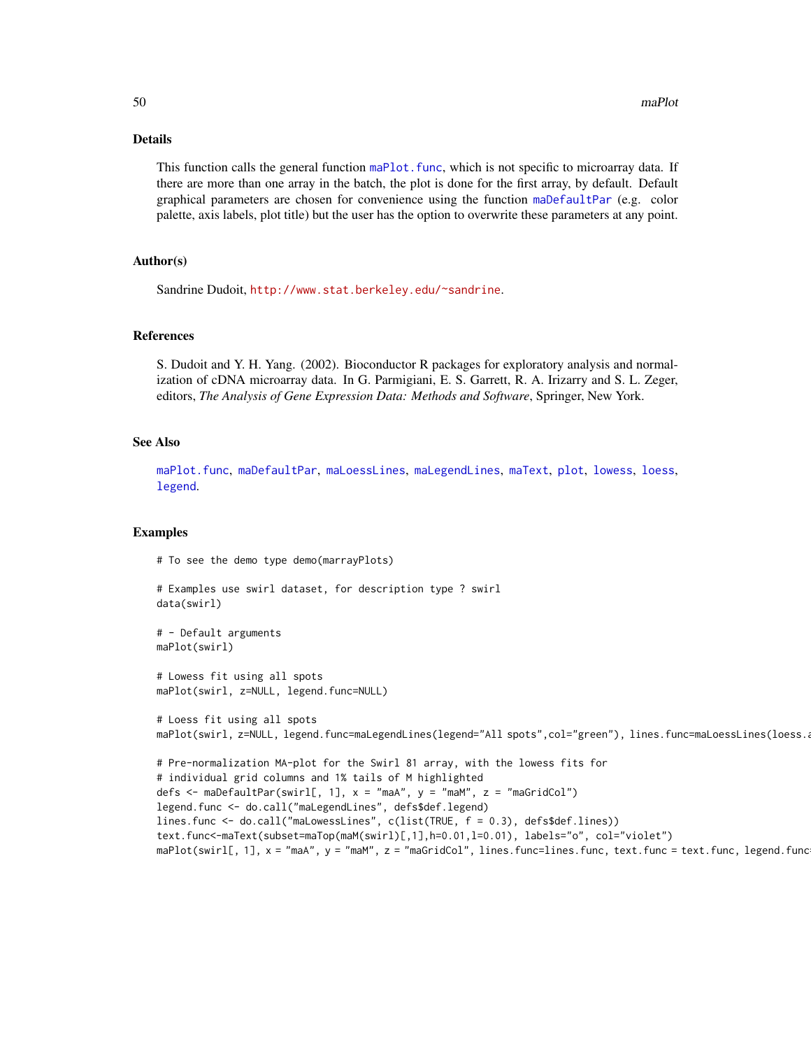## Details

This function calls the general function maPlot.func, which is not specific to microarray data. If there are more than one array in the batch, the plot is done for the first array, by default. Default graphical parameters are chosen for convenience using the function maDefaultPar (e.g. color palette, axis labels, plot title) but the user has the option to overwrite these parameters at any point.

## Author(s)

Sandrine Dudoit, http://www.stat.berkeley.edu/~sandrine.

## References

S. Dudoit and Y. H. Yang. (2002). Bioconductor R packages for exploratory analysis and normalization of cDNA microarray data. In G. Parmigiani, E. S. Garrett, R. A. Irizarry and S. L. Zeger, editors, *The Analysis of Gene Expression Data: Methods and Software*, Springer, New York.

## See Also

maPlot.func, maDefaultPar, maLoessLines, maLegendLines, maText, plot, lowess, loess, legend.

## Examples

```
# To see the demo type demo(marrayPlots)

# Examples use swirl dataset, for description type ? swirl
data(swirl)

# - Default arguments
maPlot(swirl)

# Lowess fit using all spots
maPlot(swirl, z=NULL, legend.func=NULL)

# Loess fit using all spots
maPlot(swirl, z=NULL, legend.func=maLegendLines(legend="All spots",col="green"), lines.func=maLoessLines(loess.a

# Pre-normalization MA-plot for the Swirl 81 array, with the lowess fits for
# individual grid columns and 1% tails of M highlighted
defs <- maDefaultPar(swirl[, 1], x = "maA", y = "maM", z = "maGridCol")
legend.func <- do.call("maLegendLines", defs$def.legend)
lines.func <- do.call("maLowessLines", c(list(TRUE, f = 0.3), defs$def.lines))
text.func<-maText(subset=maTop(maM(swirl)[,1],h=0.01,l=0.01), labels="o", col="violet")
maPlot(swirl[, 1], x = "maA", y = "maM", z = "maGridCol", lines.func=lines.func, text.func = text.func, legend.func=
```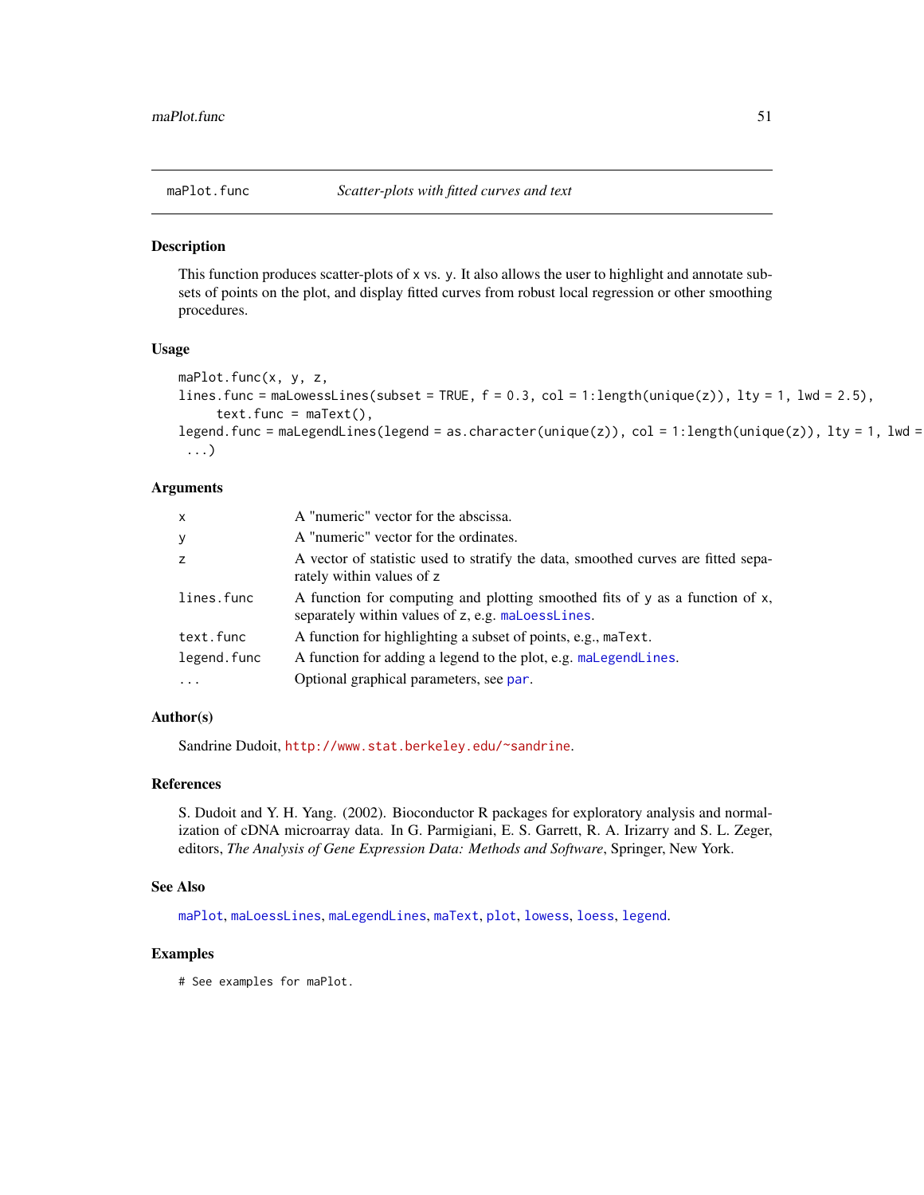## maPlot.func — *Scatter-plots with fitted curves and text*

### Description

This function produces scatter-plots of x vs. y. It also allows the user to highlight and annotate subsets of points on the plot, and display fitted curves from robust local regression or other smoothing procedures.

### Usage

```
maPlot.func(x, y, z,
lines.func = maLowessLines(subset = TRUE, f = 0.3, col = 1:length(unique(z)), lty = 1, lwd = 2.5),
     text.func = maText(),
legend.func = maLegendLines(legend = as.character(unique(z)), col = 1:length(unique(z)), lty = 1, lwd =
 ...)
```

### Arguments

| | |
|---|---|
| x | A "numeric" vector for the abscissa. |
| y | A "numeric" vector for the ordinates. |
| z | A vector of statistic used to stratify the data, smoothed curves are fitted separately within values of z |
| lines.func | A function for computing and plotting smoothed fits of y as a function of x, separately within values of z, e.g. maLoessLines. |
| text.func | A function for highlighting a subset of points, e.g., maText. |
| legend.func | A function for adding a legend to the plot, e.g. maLegendLines. |
| ... | Optional graphical parameters, see par. |

### Author(s)

Sandrine Dudoit, http://www.stat.berkeley.edu/~sandrine.

### References

S. Dudoit and Y. H. Yang. (2002). Bioconductor R packages for exploratory analysis and normalization of cDNA microarray data. In G. Parmigiani, E. S. Garrett, R. A. Irizarry and S. L. Zeger, editors, *The Analysis of Gene Expression Data: Methods and Software*, Springer, New York.

### See Also

maPlot, maLoessLines, maLegendLines, maText, plot, lowess, loess, legend.

### Examples

```
# See examples for maPlot.
```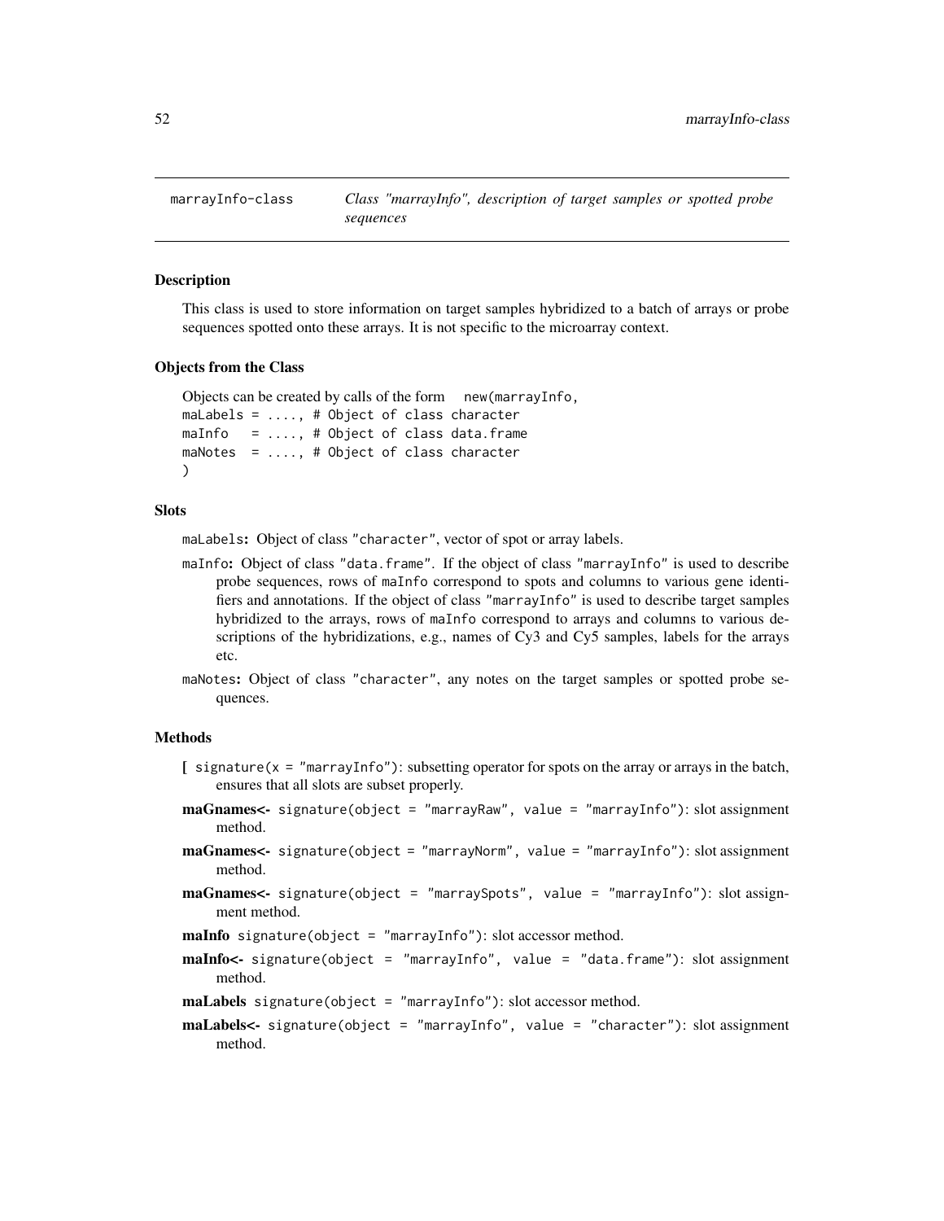marrayInfo-class

*Class "marrayInfo", description of target samples or spotted probe sequences*

## Description

This class is used to store information on target samples hybridized to a batch of arrays or probe sequences spotted onto these arrays. It is not specific to the microarray context.

## Objects from the Class

Objects can be created by calls of the form `new(marrayInfo,`
```
maLabels = ...., # Object of class character
maInfo   = ...., # Object of class data.frame
maNotes  = ...., # Object of class character
)
```

## Slots

`maLabels`: Object of class "character", vector of spot or array labels.

`maInfo`: Object of class "data.frame". If the object of class "marrayInfo" is used to describe probe sequences, rows of `maInfo` correspond to spots and columns to various gene identifiers and annotations. If the object of class "marrayInfo" is used to describe target samples hybridized to the arrays, rows of `maInfo` correspond to arrays and columns to various descriptions of the hybridizations, e.g., names of Cy3 and Cy5 samples, labels for the arrays etc.

`maNotes`: Object of class "character", any notes on the target samples or spotted probe sequences.

## Methods

**[** `signature(x = "marrayInfo")`: subsetting operator for spots on the array or arrays in the batch, ensures that all slots are subset properly.

**maGnames<-** `signature(object = "marrayRaw", value = "marrayInfo")`: slot assignment method.

**maGnames<-** `signature(object = "marrayNorm", value = "marrayInfo")`: slot assignment method.

**maGnames<-** `signature(object = "marraySpots", value = "marrayInfo")`: slot assignment method.

**maInfo** `signature(object = "marrayInfo")`: slot accessor method.

**maInfo<-** `signature(object = "marrayInfo", value = "data.frame")`: slot assignment method.

**maLabels** `signature(object = "marrayInfo")`: slot accessor method.

**maLabels<-** `signature(object = "marrayInfo", value = "character")`: slot assignment method.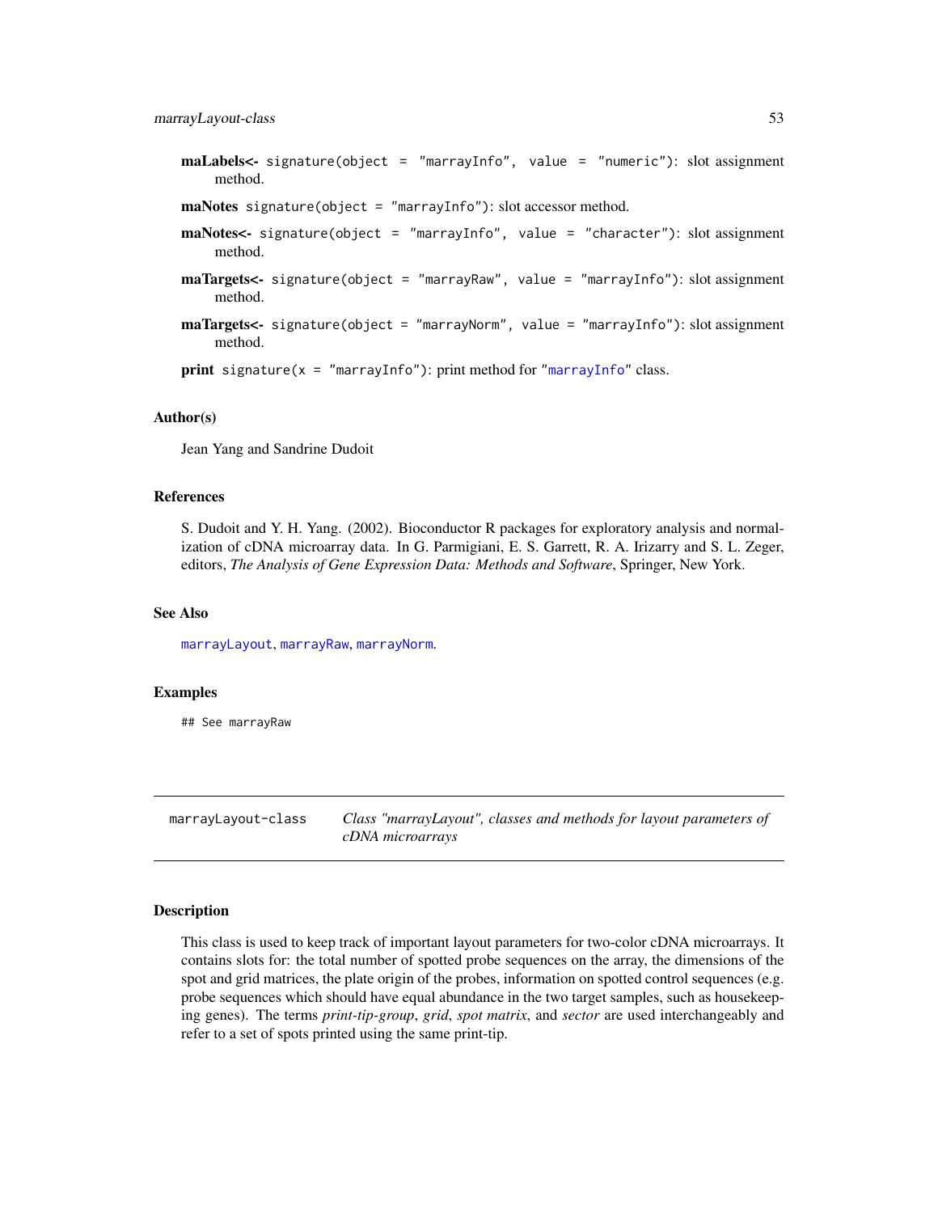**maLabels<-** `signature(object = "marrayInfo", value = "numeric")`: slot assignment method.

**maNotes** `signature(object = "marrayInfo")`: slot accessor method.

**maNotes<-** `signature(object = "marrayInfo", value = "character")`: slot assignment method.

**maTargets<-** `signature(object = "marrayRaw", value = "marrayInfo")`: slot assignment method.

**maTargets<-** `signature(object = "marrayNorm", value = "marrayInfo")`: slot assignment method.

**print** `signature(x = "marrayInfo")`: print method for "`marrayInfo`" class.

### Author(s)

Jean Yang and Sandrine Dudoit

### References

S. Dudoit and Y. H. Yang. (2002). Bioconductor R packages for exploratory analysis and normalization of cDNA microarray data. In G. Parmigiani, E. S. Garrett, R. A. Irizarry and S. L. Zeger, editors, *The Analysis of Gene Expression Data: Methods and Software*, Springer, New York.

### See Also

`marrayLayout`, `marrayRaw`, `marrayNorm`.

### Examples

```
## See marrayRaw
```

---

## marrayLayout-class — *Class "marrayLayout", classes and methods for layout parameters of cDNA microarrays*

### Description

This class is used to keep track of important layout parameters for two-color cDNA microarrays. It contains slots for: the total number of spotted probe sequences on the array, the dimensions of the spot and grid matrices, the plate origin of the probes, information on spotted control sequences (e.g. probe sequences which should have equal abundance in the two target samples, such as housekeeping genes). The terms *print-tip-group*, *grid*, *spot matrix*, and *sector* are used interchangeably and refer to a set of spots printed using the same print-tip.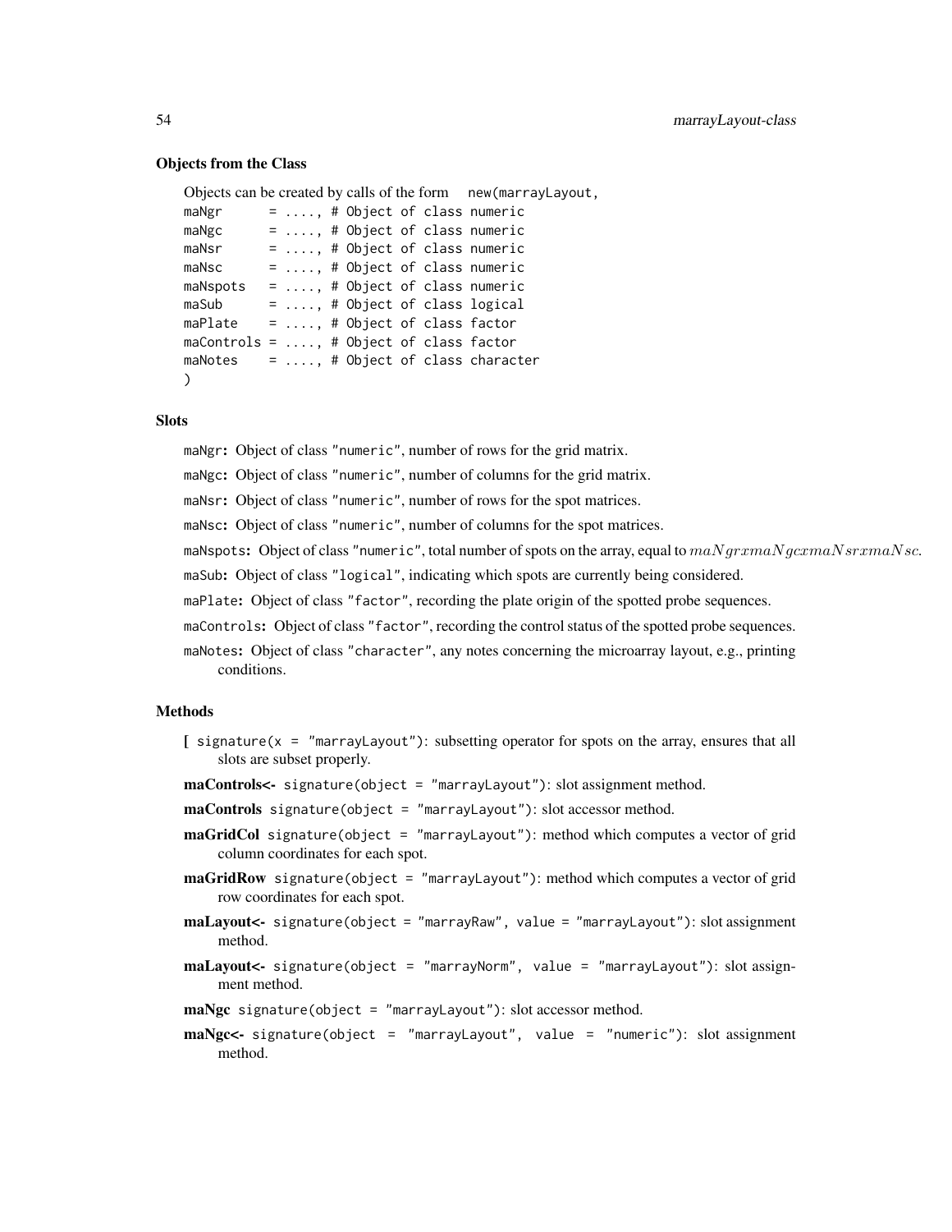### Objects from the Class

Objects can be created by calls of the form `new(marrayLayout,`

```
maNgr      = ...., # Object of class numeric
maNgc      = ...., # Object of class numeric
maNsr      = ...., # Object of class numeric
maNsc      = ...., # Object of class numeric
maNspots   = ...., # Object of class numeric
maSub      = ...., # Object of class logical
maPlate    = ...., # Object of class factor
maControls = ...., # Object of class factor
maNotes    = ...., # Object of class character
)
```

### Slots

**maNgr:** Object of class "numeric", number of rows for the grid matrix.

**maNgc:** Object of class "numeric", number of columns for the grid matrix.

**maNsr:** Object of class "numeric", number of rows for the spot matrices.

**maNsc:** Object of class "numeric", number of columns for the spot matrices.

**maNspots:** Object of class "numeric", total number of spots on the array, equal to $maNgrxmaNgcxmaNsrxmaNsc$.

**maSub:** Object of class "logical", indicating which spots are currently being considered.

**maPlate:** Object of class "factor", recording the plate origin of the spotted probe sequences.

**maControls:** Object of class "factor", recording the control status of the spotted probe sequences.

**maNotes:** Object of class "character", any notes concerning the microarray layout, e.g., printing conditions.

### Methods

**[** `signature(x = "marrayLayout")`: subsetting operator for spots on the array, ensures that all slots are subset properly.

**maControls<-** `signature(object = "marrayLayout")`: slot assignment method.

**maControls** `signature(object = "marrayLayout")`: slot accessor method.

**maGridCol** `signature(object = "marrayLayout")`: method which computes a vector of grid column coordinates for each spot.

**maGridRow** `signature(object = "marrayLayout")`: method which computes a vector of grid row coordinates for each spot.

**maLayout<-** `signature(object = "marrayRaw", value = "marrayLayout")`: slot assignment method.

**maLayout<-** `signature(object = "marrayNorm", value = "marrayLayout")`: slot assignment method.

**maNgc** `signature(object = "marrayLayout")`: slot accessor method.

**maNgc<-** `signature(object = "marrayLayout", value = "numeric")`: slot assignment method.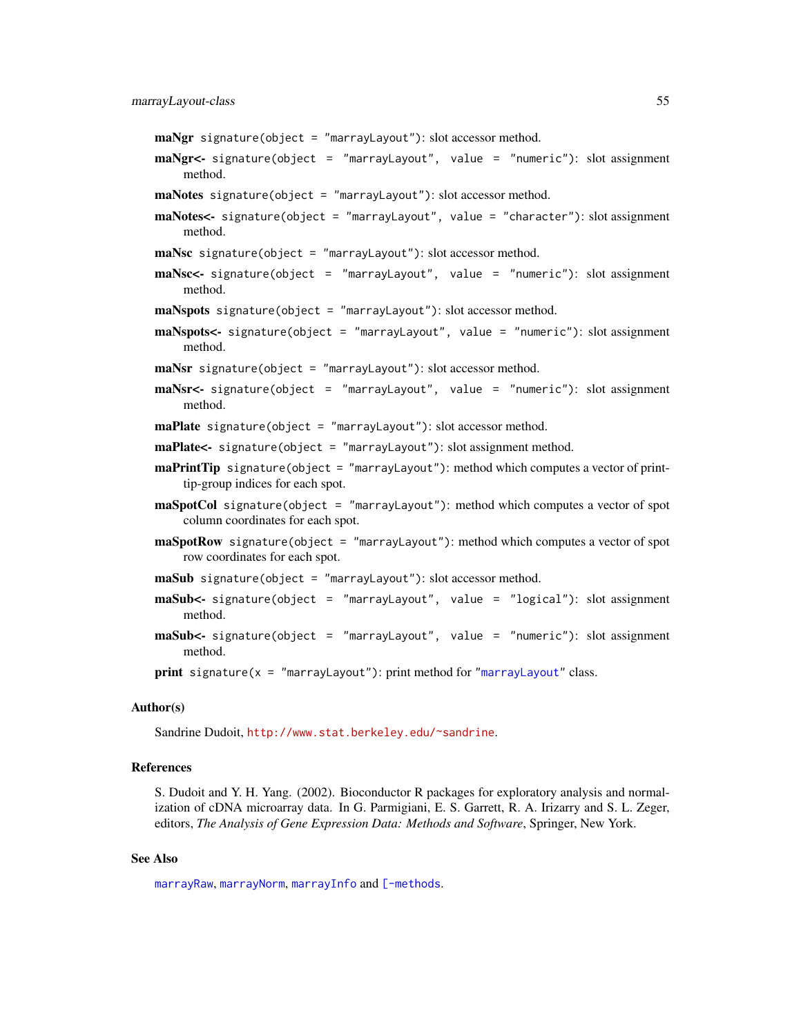**maNgr** `signature(object = "marrayLayout")`: slot accessor method.

**maNgr<-** `signature(object = "marrayLayout", value = "numeric")`: slot assignment method.

**maNotes** `signature(object = "marrayLayout")`: slot accessor method.

**maNotes<-** `signature(object = "marrayLayout", value = "character")`: slot assignment method.

**maNsc** `signature(object = "marrayLayout")`: slot accessor method.

**maNsc<-** `signature(object = "marrayLayout", value = "numeric")`: slot assignment method.

**maNspots** `signature(object = "marrayLayout")`: slot accessor method.

**maNspots<-** `signature(object = "marrayLayout", value = "numeric")`: slot assignment method.

**maNsr** `signature(object = "marrayLayout")`: slot accessor method.

**maNsr<-** `signature(object = "marrayLayout", value = "numeric")`: slot assignment method.

**maPlate** `signature(object = "marrayLayout")`: slot accessor method.

**maPlate<-** `signature(object = "marrayLayout")`: slot assignment method.

**maPrintTip** `signature(object = "marrayLayout")`: method which computes a vector of print-tip-group indices for each spot.

**maSpotCol** `signature(object = "marrayLayout")`: method which computes a vector of spot column coordinates for each spot.

**maSpotRow** `signature(object = "marrayLayout")`: method which computes a vector of spot row coordinates for each spot.

**maSub** `signature(object = "marrayLayout")`: slot accessor method.

**maSub<-** `signature(object = "marrayLayout", value = "logical")`: slot assignment method.

**maSub<-** `signature(object = "marrayLayout", value = "numeric")`: slot assignment method.

**print** `signature(x = "marrayLayout")`: print method for "`marrayLayout`" class.

### Author(s)

Sandrine Dudoit, `http://www.stat.berkeley.edu/~sandrine`.

### References

S. Dudoit and Y. H. Yang. (2002). Bioconductor R packages for exploratory analysis and normalization of cDNA microarray data. In G. Parmigiani, E. S. Garrett, R. A. Irizarry and S. L. Zeger, editors, *The Analysis of Gene Expression Data: Methods and Software*, Springer, New York.

### See Also

`marrayRaw`, `marrayNorm`, `marrayInfo` and `[-methods`.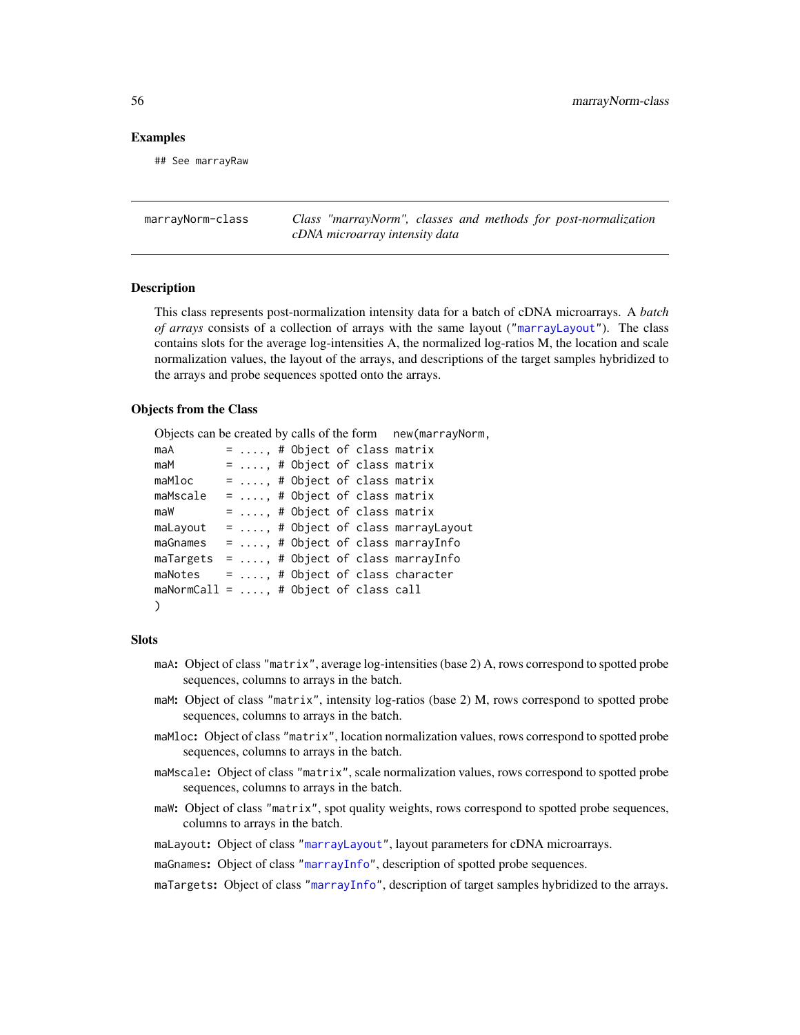### Examples

```
## See marrayRaw
```

---

## marrayNorm-class — *Class "marrayNorm", classes and methods for post-normalization cDNA microarray intensity data*

### Description

This class represents post-normalization intensity data for a batch of cDNA microarrays. A *batch of arrays* consists of a collection of arrays with the same layout ("marrayLayout"). The class contains slots for the average log-intensities A, the normalized log-ratios M, the location and scale normalization values, the layout of the arrays, and descriptions of the target samples hybridized to the arrays and probe sequences spotted onto the arrays.

### Objects from the Class

Objects can be created by calls of the form `new(marrayNorm,`

```
maA        = ...., # Object of class matrix
maM        = ...., # Object of class matrix
maMloc     = ...., # Object of class matrix
maMscale   = ...., # Object of class matrix
maW        = ...., # Object of class matrix
maLayout   = ...., # Object of class marrayLayout
maGnames   = ...., # Object of class marrayInfo
maTargets  = ...., # Object of class marrayInfo
maNotes    = ...., # Object of class character
maNormCall = ...., # Object of class call
)
```

### Slots

- **`maA`:** Object of class "`matrix`", average log-intensities (base 2) A, rows correspond to spotted probe sequences, columns to arrays in the batch.
- **`maM`:** Object of class "`matrix`", intensity log-ratios (base 2) M, rows correspond to spotted probe sequences, columns to arrays in the batch.
- **`maMloc`:** Object of class "`matrix`", location normalization values, rows correspond to spotted probe sequences, columns to arrays in the batch.
- **`maMscale`:** Object of class "`matrix`", scale normalization values, rows correspond to spotted probe sequences, columns to arrays in the batch.
- **`maW`:** Object of class "`matrix`", spot quality weights, rows correspond to spotted probe sequences, columns to arrays in the batch.
- **`maLayout`:** Object of class "`marrayLayout`", layout parameters for cDNA microarrays.
- **`maGnames`:** Object of class "`marrayInfo`", description of spotted probe sequences.
- **`maTargets`:** Object of class "`marrayInfo`", description of target samples hybridized to the arrays.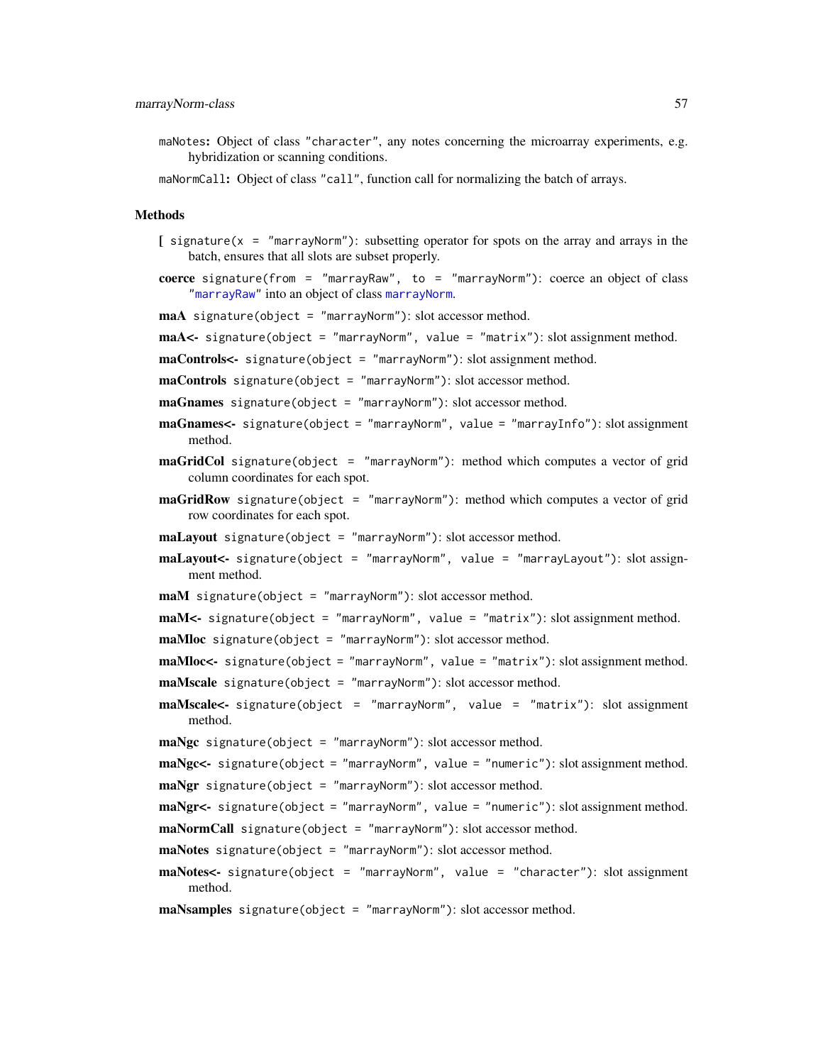`maNotes`: Object of class `"character"`, any notes concerning the microarray experiments, e.g. hybridization or scanning conditions.

`maNormCall`: Object of class `"call"`, function call for normalizing the batch of arrays.

### Methods

**[** `signature(x = "marrayNorm")`: subsetting operator for spots on the array and arrays in the batch, ensures that all slots are subset properly.

**coerce** `signature(from = "marrayRaw", to = "marrayNorm")`: coerce an object of class `"marrayRaw"` into an object of class `marrayNorm`.

**maA** `signature(object = "marrayNorm")`: slot accessor method.

**maA<-** `signature(object = "marrayNorm", value = "matrix")`: slot assignment method.

**maControls<-** `signature(object = "marrayNorm")`: slot assignment method.

**maControls** `signature(object = "marrayNorm")`: slot accessor method.

**maGnames** `signature(object = "marrayNorm")`: slot accessor method.

**maGnames<-** `signature(object = "marrayNorm", value = "marrayInfo")`: slot assignment method.

**maGridCol** `signature(object = "marrayNorm")`: method which computes a vector of grid column coordinates for each spot.

**maGridRow** `signature(object = "marrayNorm")`: method which computes a vector of grid row coordinates for each spot.

**maLayout** `signature(object = "marrayNorm")`: slot accessor method.

**maLayout<-** `signature(object = "marrayNorm", value = "marrayLayout")`: slot assignment method.

**maM** `signature(object = "marrayNorm")`: slot accessor method.

**maM<-** `signature(object = "marrayNorm", value = "matrix")`: slot assignment method.

**maMloc** `signature(object = "marrayNorm")`: slot accessor method.

**maMloc<-** `signature(object = "marrayNorm", value = "matrix")`: slot assignment method.

**maMscale** `signature(object = "marrayNorm")`: slot accessor method.

**maMscale<-** `signature(object = "marrayNorm", value = "matrix")`: slot assignment method.

**maNgc** `signature(object = "marrayNorm")`: slot accessor method.

**maNgc<-** `signature(object = "marrayNorm", value = "numeric")`: slot assignment method.

**maNgr** `signature(object = "marrayNorm")`: slot accessor method.

**maNgr<-** `signature(object = "marrayNorm", value = "numeric")`: slot assignment method.

**maNormCall** `signature(object = "marrayNorm")`: slot accessor method.

**maNotes** `signature(object = "marrayNorm")`: slot accessor method.

**maNotes<-** `signature(object = "marrayNorm", value = "character")`: slot assignment method.

**maNsamples** `signature(object = "marrayNorm")`: slot accessor method.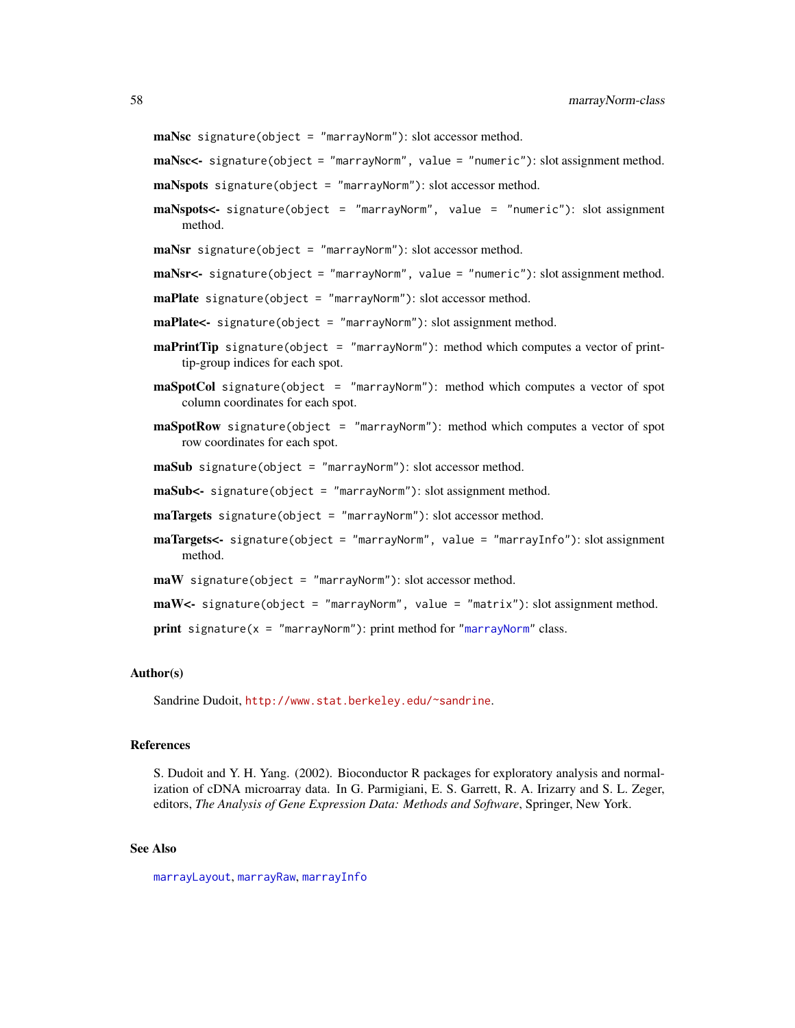**maNsc** `signature(object = "marrayNorm")`: slot accessor method.

**maNsc<-** `signature(object = "marrayNorm", value = "numeric")`: slot assignment method.

**maNspots** `signature(object = "marrayNorm")`: slot accessor method.

**maNspots<-** `signature(object = "marrayNorm", value = "numeric")`: slot assignment method.

**maNsr** `signature(object = "marrayNorm")`: slot accessor method.

**maNsr<-** `signature(object = "marrayNorm", value = "numeric")`: slot assignment method.

**maPlate** `signature(object = "marrayNorm")`: slot accessor method.

**maPlate<-** `signature(object = "marrayNorm")`: slot assignment method.

**maPrintTip** `signature(object = "marrayNorm")`: method which computes a vector of print-tip-group indices for each spot.

**maSpotCol** `signature(object = "marrayNorm")`: method which computes a vector of spot column coordinates for each spot.

**maSpotRow** `signature(object = "marrayNorm")`: method which computes a vector of spot row coordinates for each spot.

**maSub** `signature(object = "marrayNorm")`: slot accessor method.

**maSub<-** `signature(object = "marrayNorm")`: slot assignment method.

**maTargets** `signature(object = "marrayNorm")`: slot accessor method.

**maTargets<-** `signature(object = "marrayNorm", value = "marrayInfo")`: slot assignment method.

**maW** `signature(object = "marrayNorm")`: slot accessor method.

**maW<-** `signature(object = "marrayNorm", value = "matrix")`: slot assignment method.

**print** `signature(x = "marrayNorm")`: print method for "`marrayNorm`" class.

## Author(s)

Sandrine Dudoit, `http://www.stat.berkeley.edu/~sandrine`.

## References

S. Dudoit and Y. H. Yang. (2002). Bioconductor R packages for exploratory analysis and normalization of cDNA microarray data. In G. Parmigiani, E. S. Garrett, R. A. Irizarry and S. L. Zeger, editors, *The Analysis of Gene Expression Data: Methods and Software*, Springer, New York.

## See Also

`marrayLayout`, `marrayRaw`, `marrayInfo`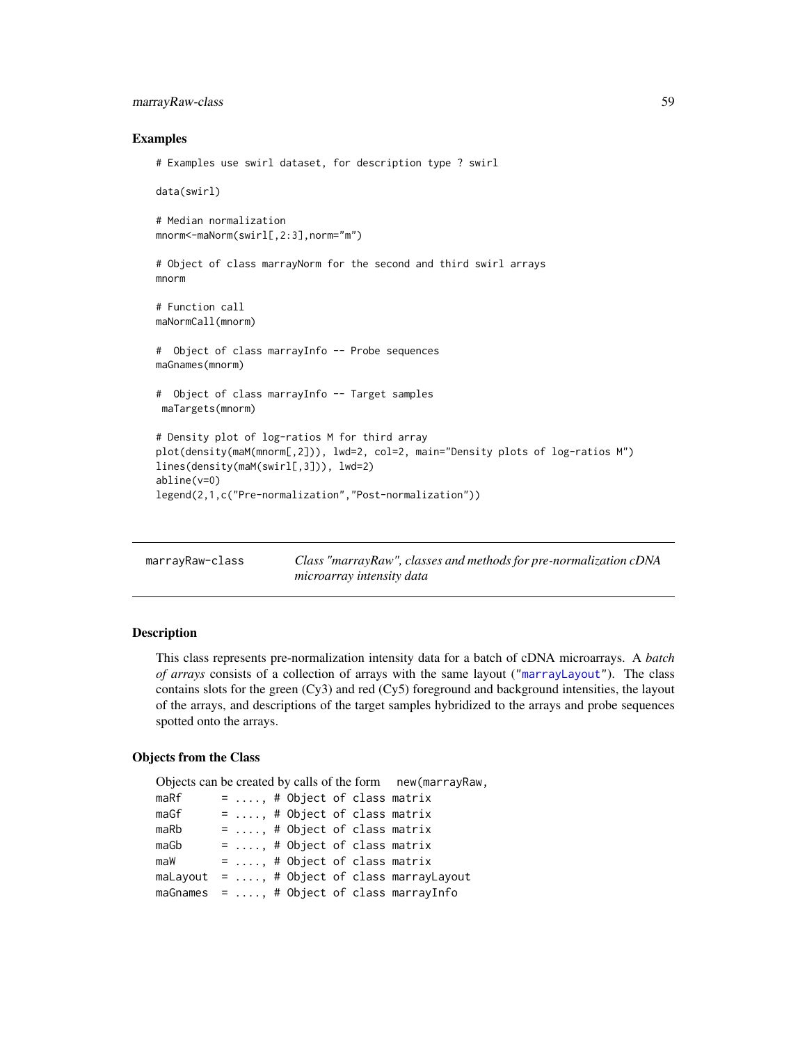### Examples

```
# Examples use swirl dataset, for description type ? swirl

data(swirl)

# Median normalization
mnorm<-maNorm(swirl[,2:3],norm="m")

# Object of class marrayNorm for the second and third swirl arrays
mnorm

# Function call
maNormCall(mnorm)

#  Object of class marrayInfo -- Probe sequences
maGnames(mnorm)

#  Object of class marrayInfo -- Target samples
 maTargets(mnorm)

# Density plot of log-ratios M for third array
plot(density(maM(mnorm[,2])), lwd=2, col=2, main="Density plots of log-ratios M")
lines(density(maM(swirl[,3])), lwd=2)
abline(v=0)
legend(2,1,c("Pre-normalization","Post-normalization"))
```

---

## marrayRaw-class — *Class "marrayRaw", classes and methods for pre-normalization cDNA microarray intensity data*

---

### Description

This class represents pre-normalization intensity data for a batch of cDNA microarrays. A *batch of arrays* consists of a collection of arrays with the same layout ("marrayLayout"). The class contains slots for the green (Cy3) and red (Cy5) foreground and background intensities, the layout of the arrays, and descriptions of the target samples hybridized to the arrays and probe sequences spotted onto the arrays.

### Objects from the Class

Objects can be created by calls of the form `new(marrayRaw,`

```
maRf      = ...., # Object of class matrix
maGf      = ...., # Object of class matrix
maRb      = ...., # Object of class matrix
maGb      = ...., # Object of class matrix
maW       = ...., # Object of class matrix
maLayout  = ...., # Object of class marrayLayout
maGnames  = ...., # Object of class marrayInfo
```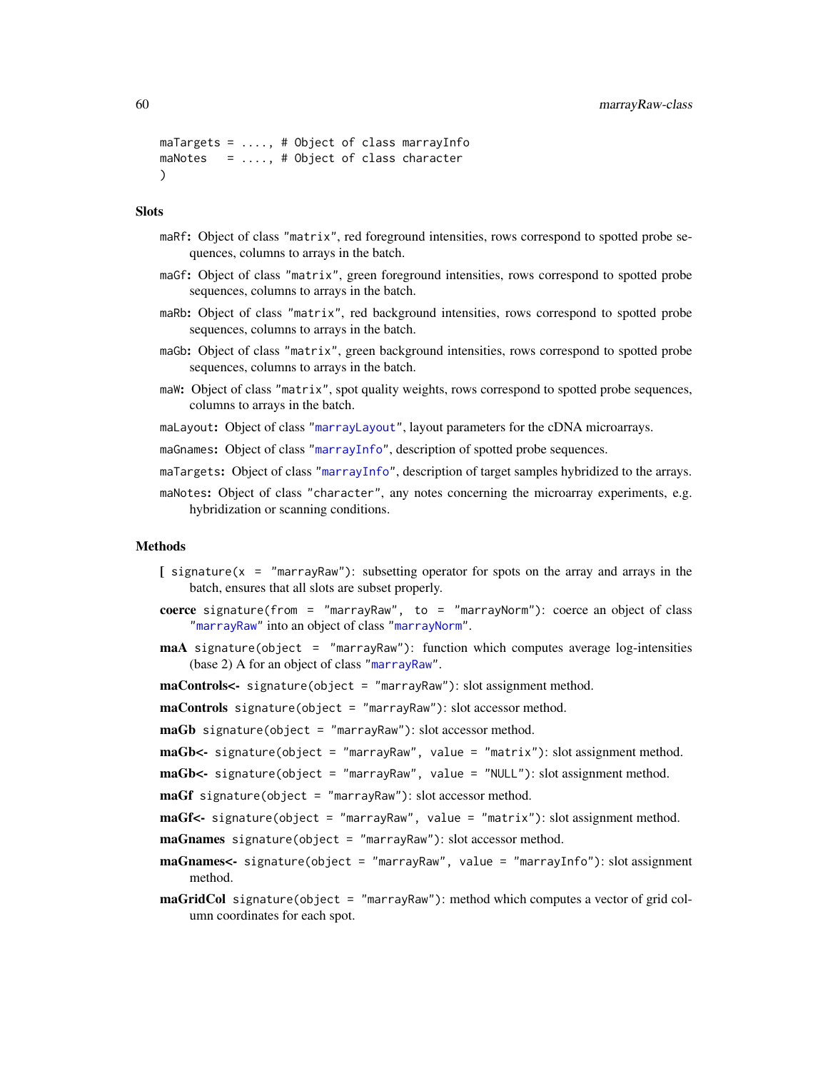```
maTargets = ...., # Object of class marrayInfo
maNotes   = ...., # Object of class character
)
```

## Slots

- `maRf`: Object of class "matrix", red foreground intensities, rows correspond to spotted probe sequences, columns to arrays in the batch.
- `maGf`: Object of class "matrix", green foreground intensities, rows correspond to spotted probe sequences, columns to arrays in the batch.
- `maRb`: Object of class "matrix", red background intensities, rows correspond to spotted probe sequences, columns to arrays in the batch.
- `maGb`: Object of class "matrix", green background intensities, rows correspond to spotted probe sequences, columns to arrays in the batch.
- `maW`: Object of class "matrix", spot quality weights, rows correspond to spotted probe sequences, columns to arrays in the batch.
- `maLayout`: Object of class "marrayLayout", layout parameters for the cDNA microarrays.
- `maGnames`: Object of class "marrayInfo", description of spotted probe sequences.
- `maTargets`: Object of class "marrayInfo", description of target samples hybridized to the arrays.
- `maNotes`: Object of class "character", any notes concerning the microarray experiments, e.g. hybridization or scanning conditions.

## Methods

- **[** `signature(x = "marrayRaw")`: subsetting operator for spots on the array and arrays in the batch, ensures that all slots are subset properly.
- **coerce** `signature(from = "marrayRaw", to = "marrayNorm")`: coerce an object of class "marrayRaw" into an object of class "marrayNorm".
- **maA** `signature(object = "marrayRaw")`: function which computes average log-intensities (base 2) A for an object of class "marrayRaw".
- **maControls<-** `signature(object = "marrayRaw")`: slot assignment method.
- **maControls** `signature(object = "marrayRaw")`: slot accessor method.
- **maGb** `signature(object = "marrayRaw")`: slot accessor method.
- **maGb<-** `signature(object = "marrayRaw", value = "matrix")`: slot assignment method.
- **maGb<-** `signature(object = "marrayRaw", value = "NULL")`: slot assignment method.
- **maGf** `signature(object = "marrayRaw")`: slot accessor method.
- **maGf<-** `signature(object = "marrayRaw", value = "matrix")`: slot assignment method.
- **maGnames** `signature(object = "marrayRaw")`: slot accessor method.
- **maGnames<-** `signature(object = "marrayRaw", value = "marrayInfo")`: slot assignment method.
- **maGridCol** `signature(object = "marrayRaw")`: method which computes a vector of grid column coordinates for each spot.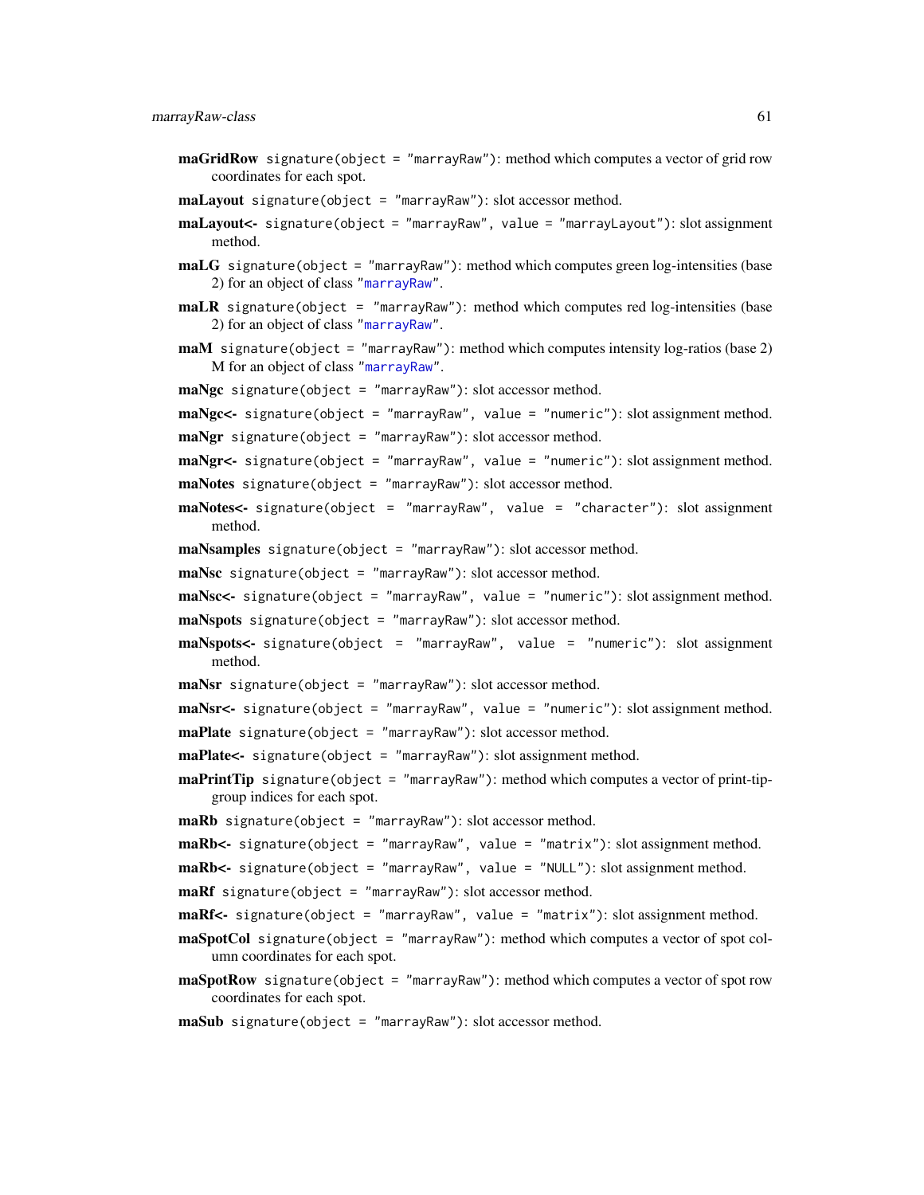**maGridRow** `signature(object = "marrayRaw")`: method which computes a vector of grid row coordinates for each spot.

**maLayout** `signature(object = "marrayRaw")`: slot accessor method.

**maLayout<-** `signature(object = "marrayRaw", value = "marrayLayout")`: slot assignment method.

**maLG** `signature(object = "marrayRaw")`: method which computes green log-intensities (base 2) for an object of class "`marrayRaw`".

**maLR** `signature(object = "marrayRaw")`: method which computes red log-intensities (base 2) for an object of class "`marrayRaw`".

**maM** `signature(object = "marrayRaw")`: method which computes intensity log-ratios (base 2) M for an object of class "`marrayRaw`".

**maNgc** `signature(object = "marrayRaw")`: slot accessor method.

**maNgc<-** `signature(object = "marrayRaw", value = "numeric")`: slot assignment method.

**maNgr** `signature(object = "marrayRaw")`: slot accessor method.

**maNgr<-** `signature(object = "marrayRaw", value = "numeric")`: slot assignment method.

**maNotes** `signature(object = "marrayRaw")`: slot accessor method.

**maNotes<-** `signature(object = "marrayRaw", value = "character")`: slot assignment method.

**maNsamples** `signature(object = "marrayRaw")`: slot accessor method.

**maNsc** `signature(object = "marrayRaw")`: slot accessor method.

**maNsc<-** `signature(object = "marrayRaw", value = "numeric")`: slot assignment method.

**maNspots** `signature(object = "marrayRaw")`: slot accessor method.

**maNspots<-** `signature(object = "marrayRaw", value = "numeric")`: slot assignment method.

**maNsr** `signature(object = "marrayRaw")`: slot accessor method.

**maNsr<-** `signature(object = "marrayRaw", value = "numeric")`: slot assignment method.

**maPlate** `signature(object = "marrayRaw")`: slot accessor method.

**maPlate<-** `signature(object = "marrayRaw")`: slot assignment method.

**maPrintTip** `signature(object = "marrayRaw")`: method which computes a vector of print-tip-group indices for each spot.

**maRb** `signature(object = "marrayRaw")`: slot accessor method.

**maRb<-** `signature(object = "marrayRaw", value = "matrix")`: slot assignment method.

**maRb<-** `signature(object = "marrayRaw", value = "NULL")`: slot assignment method.

**maRf** `signature(object = "marrayRaw")`: slot accessor method.

**maRf<-** `signature(object = "marrayRaw", value = "matrix")`: slot assignment method.

**maSpotCol** `signature(object = "marrayRaw")`: method which computes a vector of spot column coordinates for each spot.

**maSpotRow** `signature(object = "marrayRaw")`: method which computes a vector of spot row coordinates for each spot.

**maSub** `signature(object = "marrayRaw")`: slot accessor method.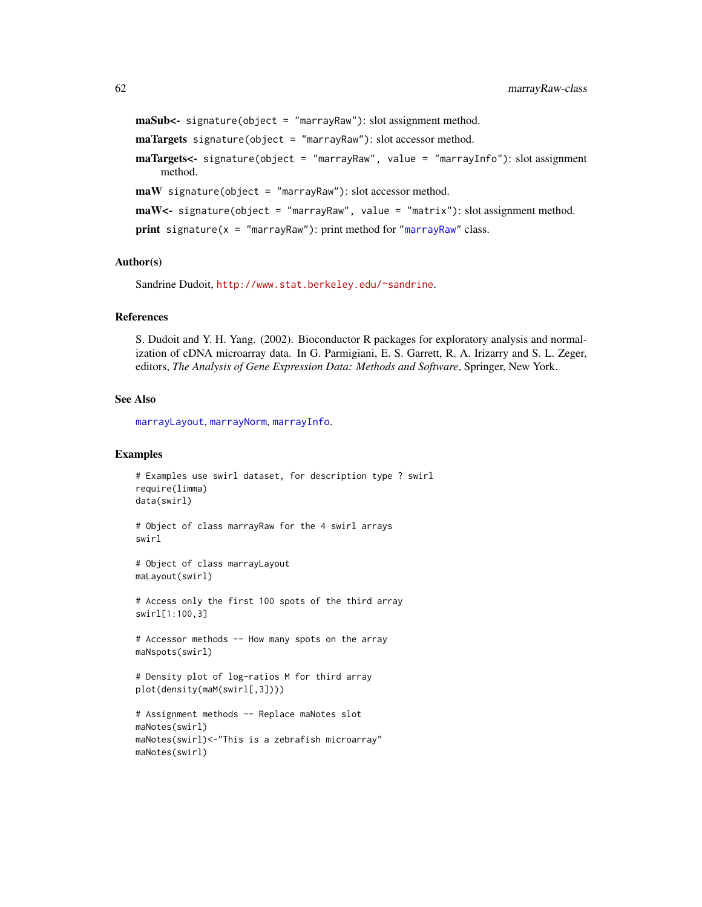**maSub<-** `signature(object = "marrayRaw")`: slot assignment method.

**maTargets** `signature(object = "marrayRaw")`: slot accessor method.

**maTargets<-** `signature(object = "marrayRaw", value = "marrayInfo")`: slot assignment method.

**maW** `signature(object = "marrayRaw")`: slot accessor method.

**maW<-** `signature(object = "marrayRaw", value = "matrix")`: slot assignment method.

**print** `signature(x = "marrayRaw")`: print method for "`marrayRaw`" class.

### Author(s)

Sandrine Dudoit, http://www.stat.berkeley.edu/~sandrine.

### References

S. Dudoit and Y. H. Yang. (2002). Bioconductor R packages for exploratory analysis and normalization of cDNA microarray data. In G. Parmigiani, E. S. Garrett, R. A. Irizarry and S. L. Zeger, editors, *The Analysis of Gene Expression Data: Methods and Software*, Springer, New York.

### See Also

`marrayLayout`, `marrayNorm`, `marrayInfo`.

### Examples

```
# Examples use swirl dataset, for description type ? swirl
require(limma)
data(swirl)

# Object of class marrayRaw for the 4 swirl arrays
swirl

# Object of class marrayLayout
maLayout(swirl)

# Access only the first 100 spots of the third array
swirl[1:100,3]

# Accessor methods -- How many spots on the array
maNspots(swirl)

# Density plot of log-ratios M for third array
plot(density(maM(swirl[,3])))

# Assignment methods -- Replace maNotes slot
maNotes(swirl)
maNotes(swirl)<-"This is a zebrafish microarray"
maNotes(swirl)
```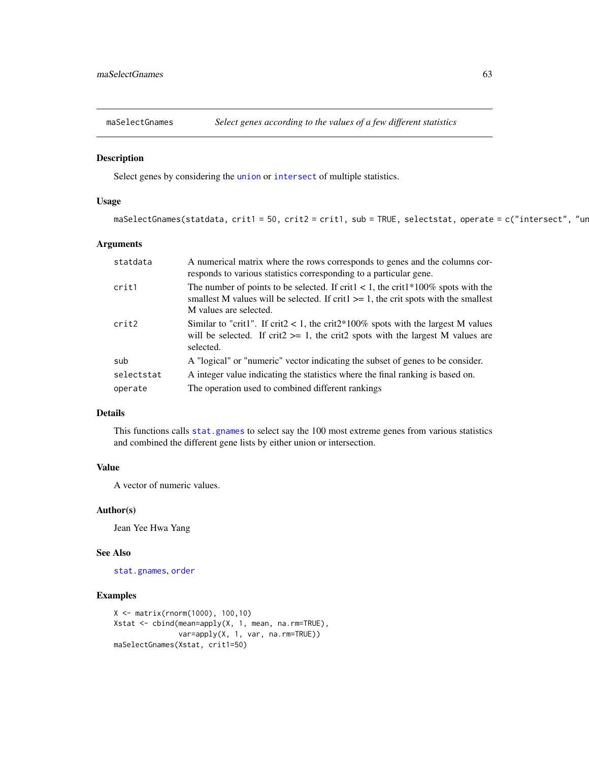## maSelectGnames — *Select genes according to the values of a few different statistics*

### Description

Select genes by considering the union or intersect of multiple statistics.

### Usage

```
maSelectGnames(statdata, crit1 = 50, crit2 = crit1, sub = TRUE, selectstat, operate = c("intersect", "un
```

### Arguments

| | |
|---|---|
| statdata | A numerical matrix where the rows corresponds to genes and the columns corresponds to various statistics corresponding to a particular gene. |
| crit1 | The number of points to be selected. If crit1 < 1, the crit1*100% spots with the smallest M values will be selected. If crit1 >= 1, the crit spots with the smallest M values are selected. |
| crit2 | Similar to "crit1". If crit2 < 1, the crit2*100% spots with the largest M values will be selected. If crit2 >= 1, the crit2 spots with the largest M values are selected. |
| sub | A "logical" or "numeric" vector indicating the subset of genes to be consider. |
| selectstat | A integer value indicating the statistics where the final ranking is based on. |
| operate | The operation used to combined different rankings |

### Details

This functions calls stat.gnames to select say the 100 most extreme genes from various statistics and combined the different gene lists by either union or intersection.

### Value

A vector of numeric values.

### Author(s)

Jean Yee Hwa Yang

### See Also

stat.gnames, order

### Examples

```
X <- matrix(rnorm(1000), 100,10)
Xstat <- cbind(mean=apply(X, 1, mean, na.rm=TRUE),
               var=apply(X, 1, var, na.rm=TRUE))
maSelectGnames(Xstat, crit1=50)
```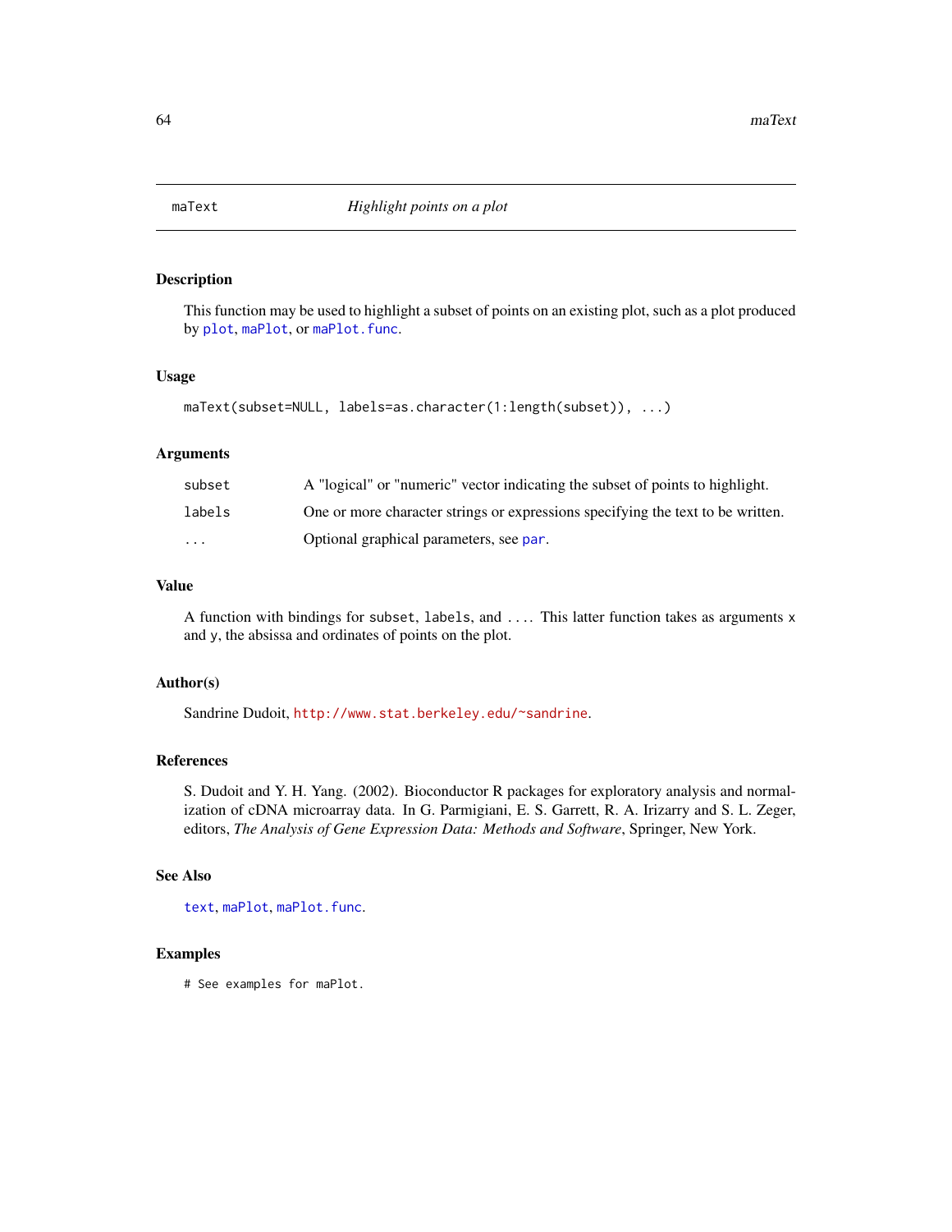## maText — *Highlight points on a plot*

### Description

This function may be used to highlight a subset of points on an existing plot, such as a plot produced by `plot`, `maPlot`, or `maPlot.func`.

### Usage

```
maText(subset=NULL, labels=as.character(1:length(subset)), ...)
```

### Arguments

| | |
|---|---|
| `subset` | A "logical" or "numeric" vector indicating the subset of points to highlight. |
| `labels` | One or more character strings or expressions specifying the text to be written. |
| `...` | Optional graphical parameters, see `par`. |

### Value

A function with bindings for `subset`, `labels`, and `...`. This latter function takes as arguments `x` and `y`, the absissa and ordinates of points on the plot.

### Author(s)

Sandrine Dudoit, http://www.stat.berkeley.edu/~sandrine.

### References

S. Dudoit and Y. H. Yang. (2002). Bioconductor R packages for exploratory analysis and normalization of cDNA microarray data. In G. Parmigiani, E. S. Garrett, R. A. Irizarry and S. L. Zeger, editors, *The Analysis of Gene Expression Data: Methods and Software*, Springer, New York.

### See Also

`text`, `maPlot`, `maPlot.func`.

### Examples

```
# See examples for maPlot.
```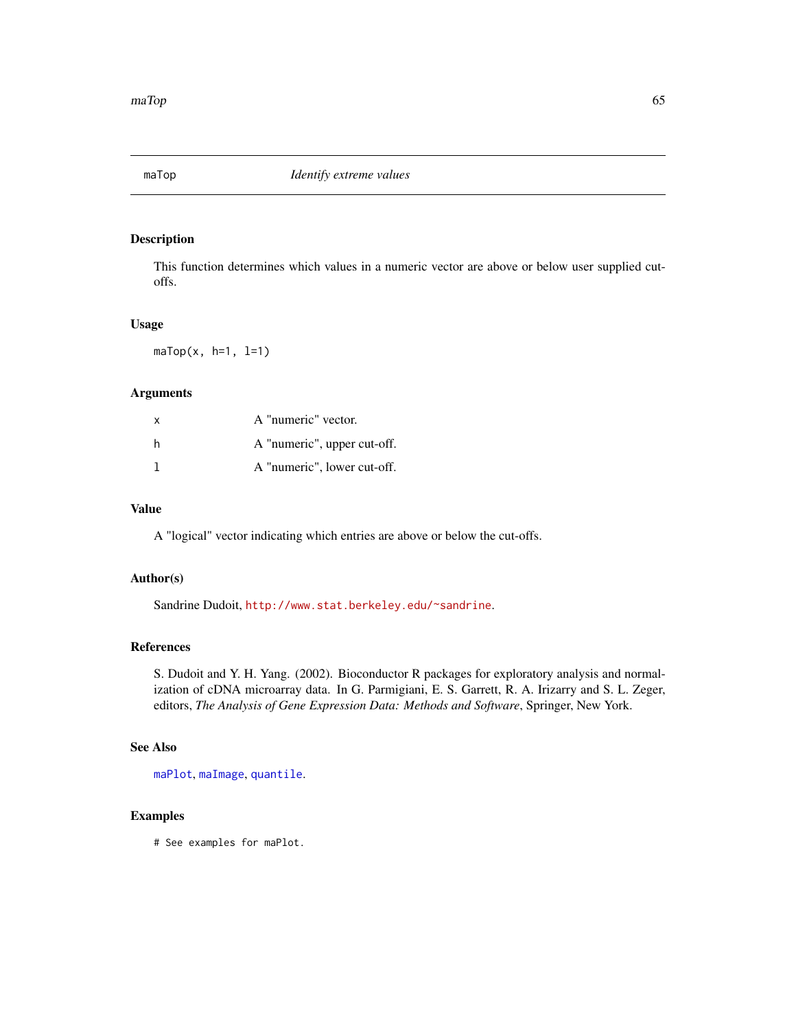## maTop — *Identify extreme values*

### Description

This function determines which values in a numeric vector are above or below user supplied cut-offs.

### Usage

```
maTop(x, h=1, l=1)
```

### Arguments

| | |
|---|---|
| x | A "numeric" vector. |
| h | A "numeric", upper cut-off. |
| l | A "numeric", lower cut-off. |

### Value

A "logical" vector indicating which entries are above or below the cut-offs.

### Author(s)

Sandrine Dudoit, http://www.stat.berkeley.edu/~sandrine.

### References

S. Dudoit and Y. H. Yang. (2002). Bioconductor R packages for exploratory analysis and normalization of cDNA microarray data. In G. Parmigiani, E. S. Garrett, R. A. Irizarry and S. L. Zeger, editors, *The Analysis of Gene Expression Data: Methods and Software*, Springer, New York.

### See Also

maPlot, maImage, quantile.

### Examples

```
# See examples for maPlot.
```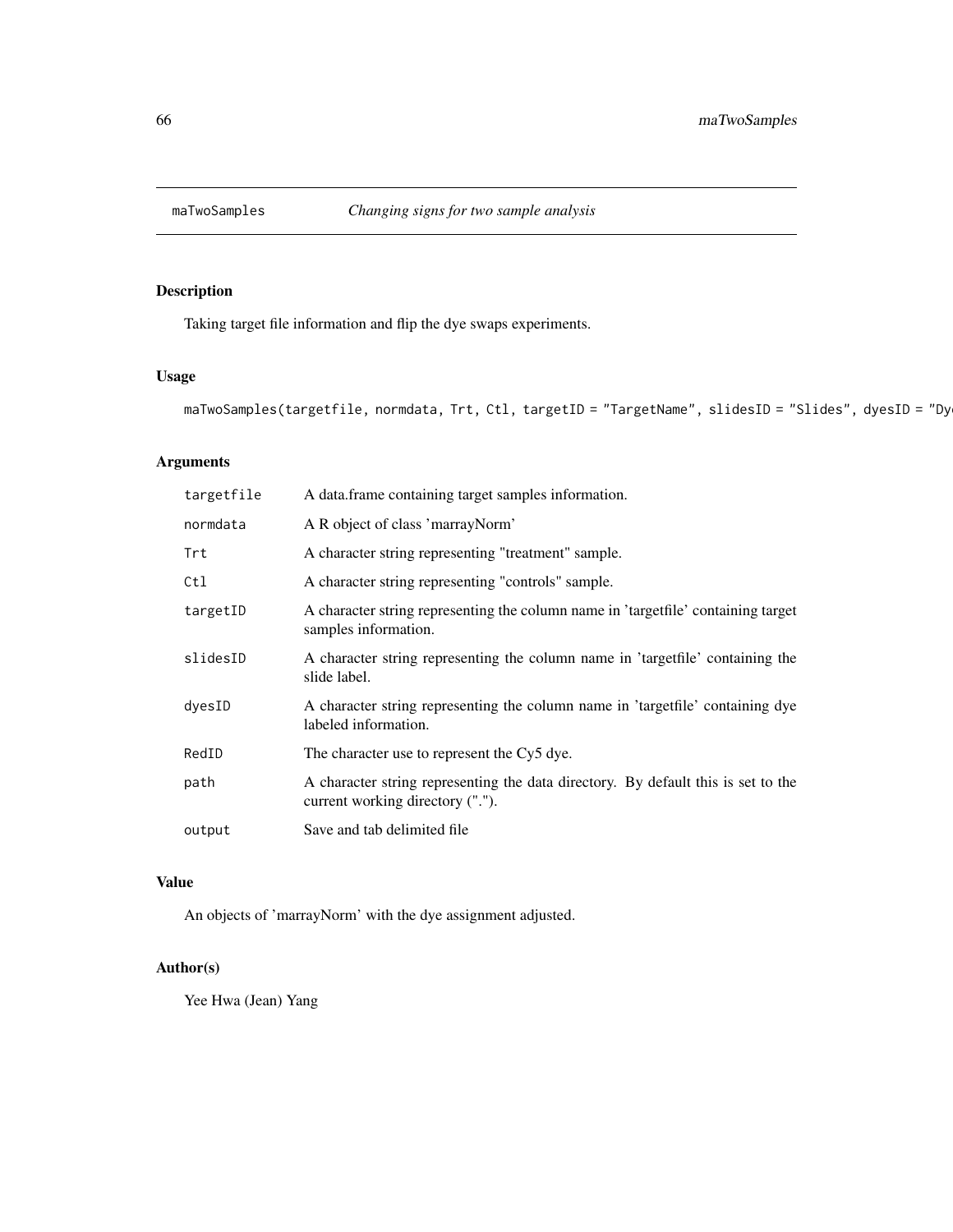maTwoSamples *Changing signs for two sample analysis*

## Description

Taking target file information and flip the dye swaps experiments.

## Usage

```
maTwoSamples(targetfile, normdata, Trt, Ctl, targetID = "TargetName", slidesID = "Slides", dyesID = "Dy
```

## Arguments

| | |
|---|---|
| targetfile | A data.frame containing target samples information. |
| normdata | A R object of class 'marrayNorm' |
| Trt | A character string representing "treatment" sample. |
| Ctl | A character string representing "controls" sample. |
| targetID | A character string representing the column name in 'targetfile' containing target samples information. |
| slidesID | A character string representing the column name in 'targetfile' containing the slide label. |
| dyesID | A character string representing the column name in 'targetfile' containing dye labeled information. |
| RedID | The character use to represent the Cy5 dye. |
| path | A character string representing the data directory. By default this is set to the current working directory ("."). |
| output | Save and tab delimited file |

## Value

An objects of 'marrayNorm' with the dye assignment adjusted.

## Author(s)

Yee Hwa (Jean) Yang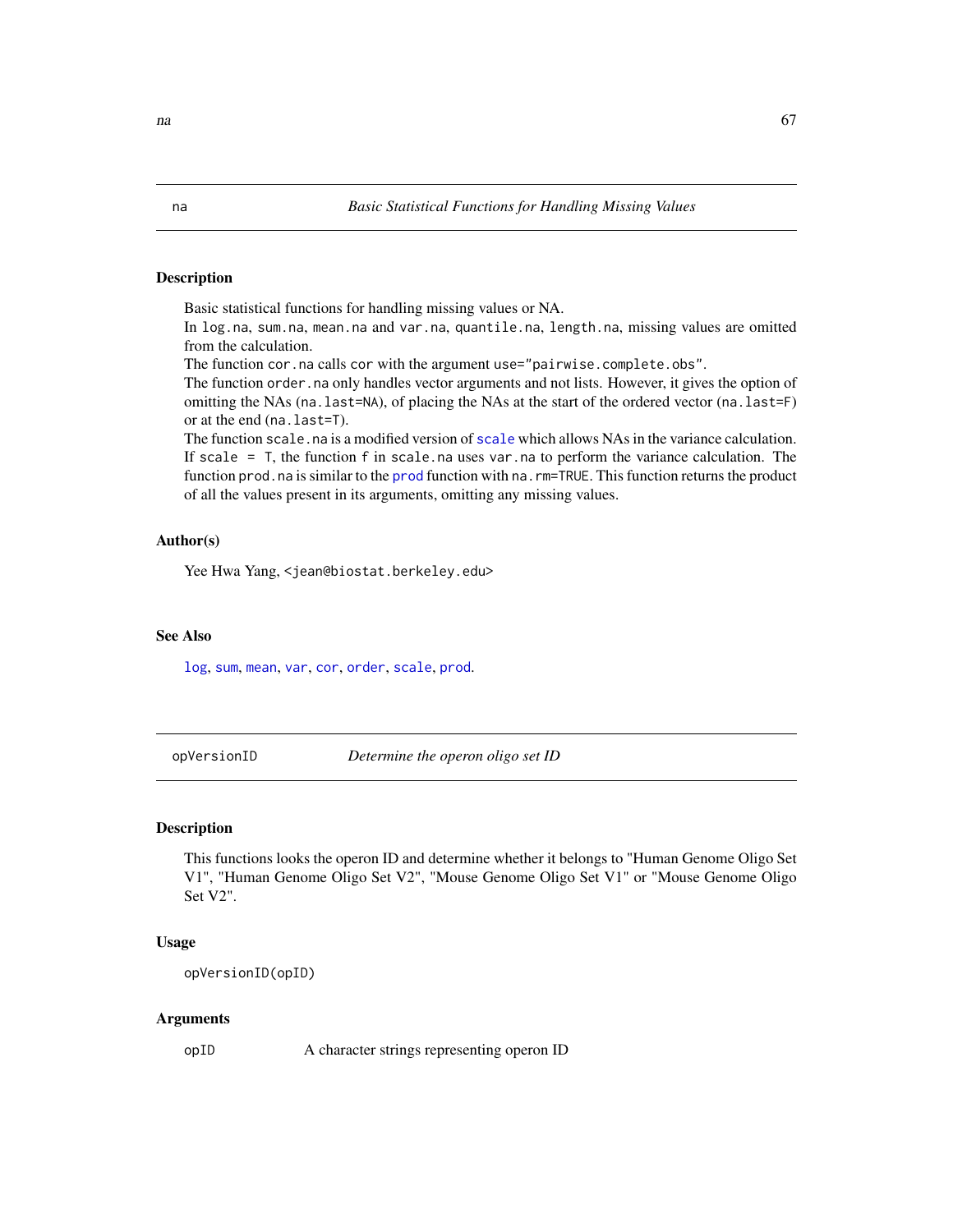## na — *Basic Statistical Functions for Handling Missing Values*

### Description

Basic statistical functions for handling missing values or NA.
In `log.na`, `sum.na`, `mean.na` and `var.na`, `quantile.na`, `length.na`, missing values are omitted from the calculation.
The function `cor.na` calls `cor` with the argument `use="pairwise.complete.obs"`.
The function `order.na` only handles vector arguments and not lists. However, it gives the option of omitting the NAs (`na.last=NA`), of placing the NAs at the start of the ordered vector (`na.last=F`) or at the end (`na.last=T`).
The function `scale.na` is a modified version of `scale` which allows NAs in the variance calculation. If `scale = T`, the function `f` in `scale.na` uses `var.na` to perform the variance calculation. The function `prod.na` is similar to the `prod` function with `na.rm=TRUE`. This function returns the product of all the values present in its arguments, omitting any missing values.

### Author(s)

Yee Hwa Yang, `<jean@biostat.berkeley.edu>`

### See Also

`log`, `sum`, `mean`, `var`, `cor`, `order`, `scale`, `prod`.

## opVersionID — *Determine the operon oligo set ID*

### Description

This functions looks the operon ID and determine whether it belongs to "Human Genome Oligo Set V1", "Human Genome Oligo Set V2", "Mouse Genome Oligo Set V1" or "Mouse Genome Oligo Set V2".

### Usage

```
opVersionID(opID)
```

### Arguments

| | |
|---|---|
| `opID` | A character strings representing operon ID |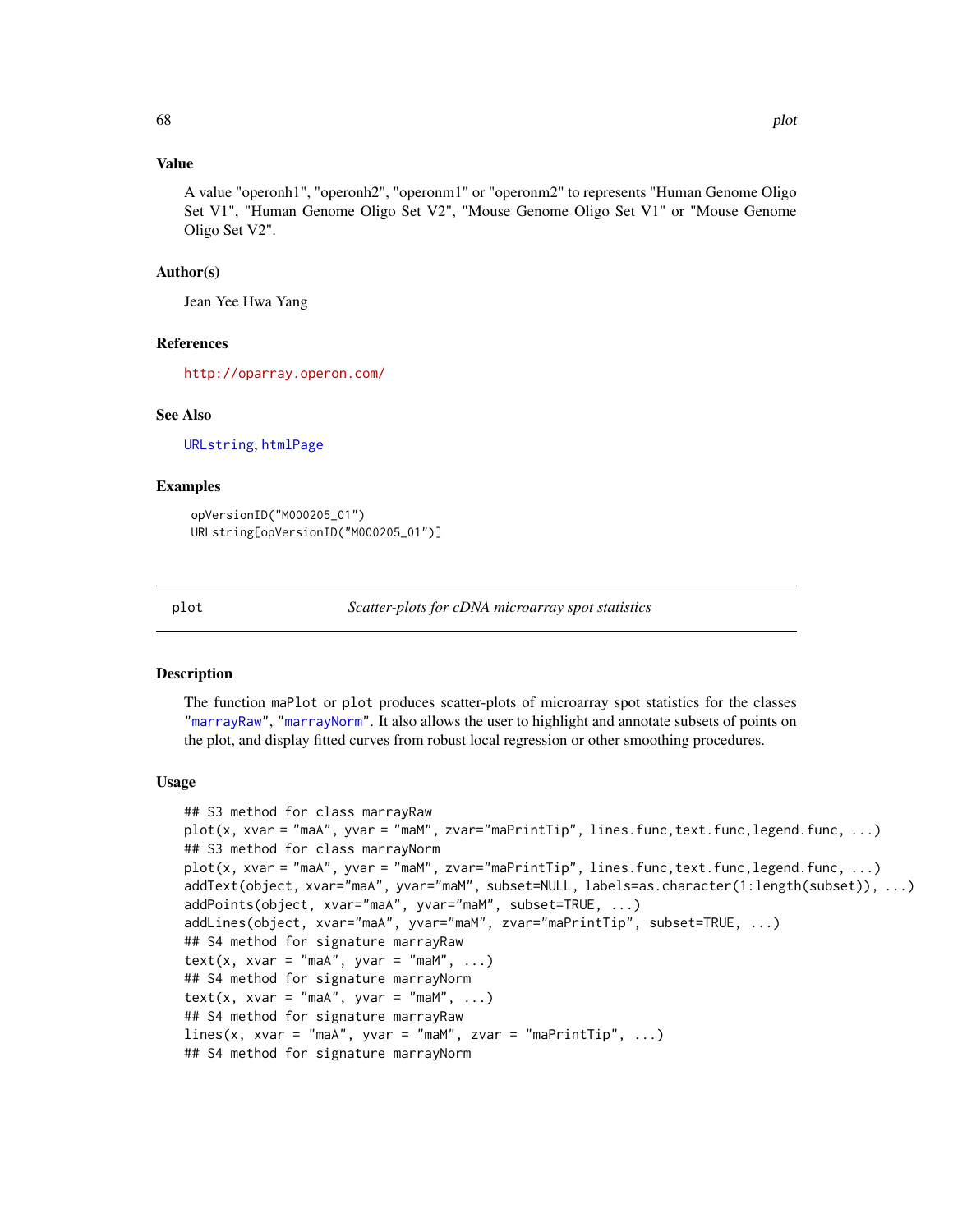## Value

A value "operonh1", "operonh2", "operonm1" or "operonm2" to represents "Human Genome Oligo Set V1", "Human Genome Oligo Set V2", "Mouse Genome Oligo Set V1" or "Mouse Genome Oligo Set V2".

## Author(s)

Jean Yee Hwa Yang

## References

http://oparray.operon.com/

## See Also

URLstring, htmlPage

## Examples

```
opVersionID("M000205_01")
URLstring[opVersionID("M000205_01")]
```

---

# plot — *Scatter-plots for cDNA microarray spot statistics*

## Description

The function `maPlot` or `plot` produces scatter-plots of microarray spot statistics for the classes "marrayRaw", "marrayNorm". It also allows the user to highlight and annotate subsets of points on the plot, and display fitted curves from robust local regression or other smoothing procedures.

## Usage

```
## S3 method for class marrayRaw
plot(x, xvar = "maA", yvar = "maM", zvar="maPrintTip", lines.func,text.func,legend.func, ...)
## S3 method for class marrayNorm
plot(x, xvar = "maA", yvar = "maM", zvar="maPrintTip", lines.func,text.func,legend.func, ...)
addText(object, xvar="maA", yvar="maM", subset=NULL, labels=as.character(1:length(subset)), ...)
addPoints(object, xvar="maA", yvar="maM", subset=TRUE, ...)
addLines(object, xvar="maA", yvar="maM", zvar="maPrintTip", subset=TRUE, ...)
## S4 method for signature marrayRaw
text(x, xvar = "maA", yvar = "maM", ...)
## S4 method for signature marrayNorm
text(x, xvar = "maA", yvar = "maM", ...)
## S4 method for signature marrayRaw
lines(x, xvar = "maA", yvar = "maM", zvar = "maPrintTip", ...)
## S4 method for signature marrayNorm
```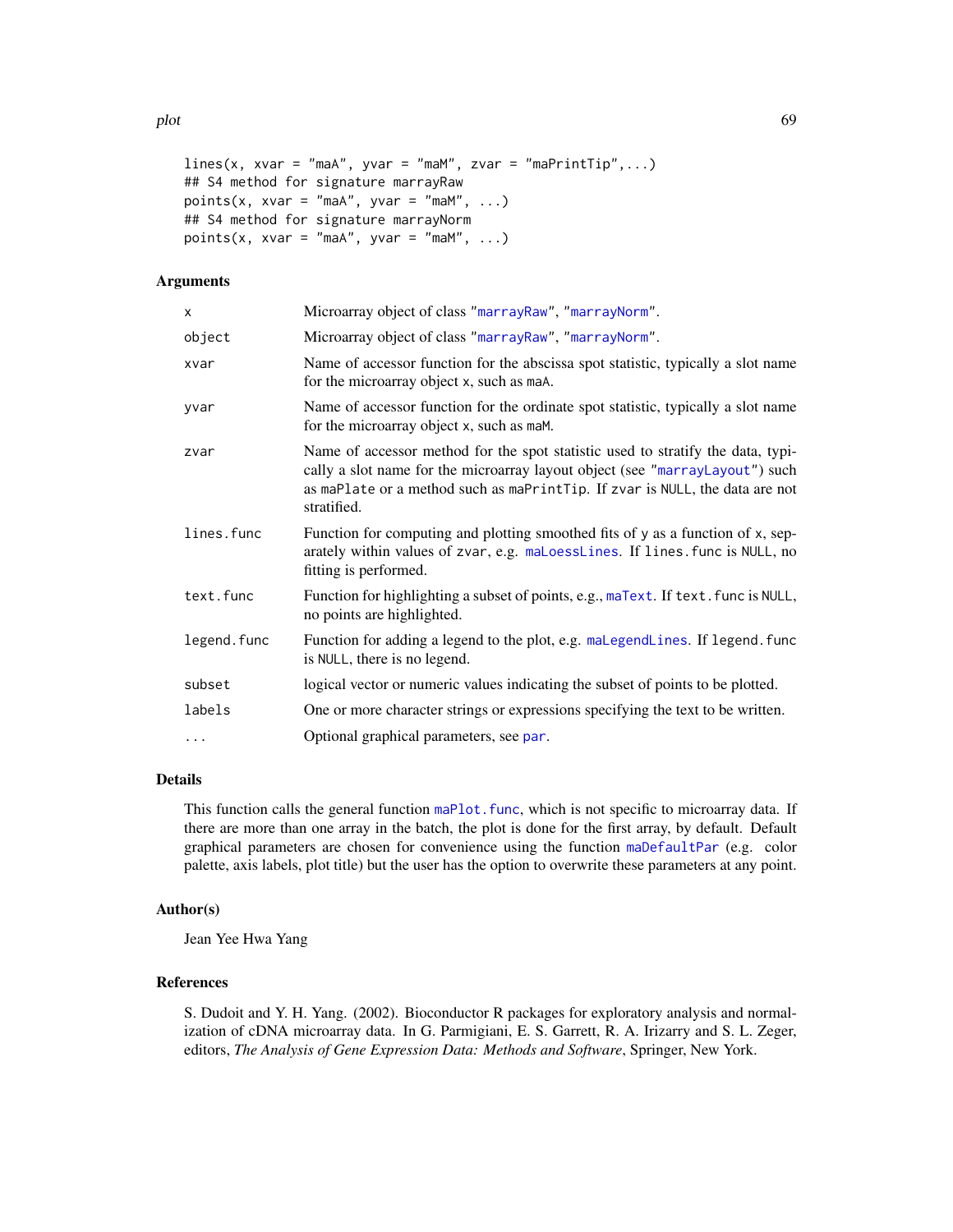```
lines(x, xvar = "maA", yvar = "maM", zvar = "maPrintTip",...)
## S4 method for signature marrayRaw
points(x, xvar = "maA", yvar = "maM", ...)
## S4 method for signature marrayNorm
points(x, xvar = "maA", yvar = "maM", ...)
```

## Arguments

| | |
|---|---|
| `x` | Microarray object of class "marrayRaw", "marrayNorm". |
| `object` | Microarray object of class "marrayRaw", "marrayNorm". |
| `xvar` | Name of accessor function for the abscissa spot statistic, typically a slot name for the microarray object `x`, such as `maA`. |
| `yvar` | Name of accessor function for the ordinate spot statistic, typically a slot name for the microarray object `x`, such as `maM`. |
| `zvar` | Name of accessor method for the spot statistic used to stratify the data, typically a slot name for the microarray layout object (see "marrayLayout") such as `maPlate` or a method such as `maPrintTip`. If `zvar` is `NULL`, the data are not stratified. |
| `lines.func` | Function for computing and plotting smoothed fits of y as a function of x, separately within values of `zvar`, e.g. `maLoessLines`. If `lines.func` is `NULL`, no fitting is performed. |
| `text.func` | Function for highlighting a subset of points, e.g., `maText`. If `text.func` is `NULL`, no points are highlighted. |
| `legend.func` | Function for adding a legend to the plot, e.g. `maLegendLines`. If `legend.func` is `NULL`, there is no legend. |
| `subset` | logical vector or numeric values indicating the subset of points to be plotted. |
| `labels` | One or more character strings or expressions specifying the text to be written. |
| `...` | Optional graphical parameters, see `par`. |

## Details

This function calls the general function `maPlot.func`, which is not specific to microarray data. If there are more than one array in the batch, the plot is done for the first array, by default. Default graphical parameters are chosen for convenience using the function `maDefaultPar` (e.g. color palette, axis labels, plot title) but the user has the option to overwrite these parameters at any point.

## Author(s)

Jean Yee Hwa Yang

## References

S. Dudoit and Y. H. Yang. (2002). Bioconductor R packages for exploratory analysis and normalization of cDNA microarray data. In G. Parmigiani, E. S. Garrett, R. A. Irizarry and S. L. Zeger, editors, *The Analysis of Gene Expression Data: Methods and Software*, Springer, New York.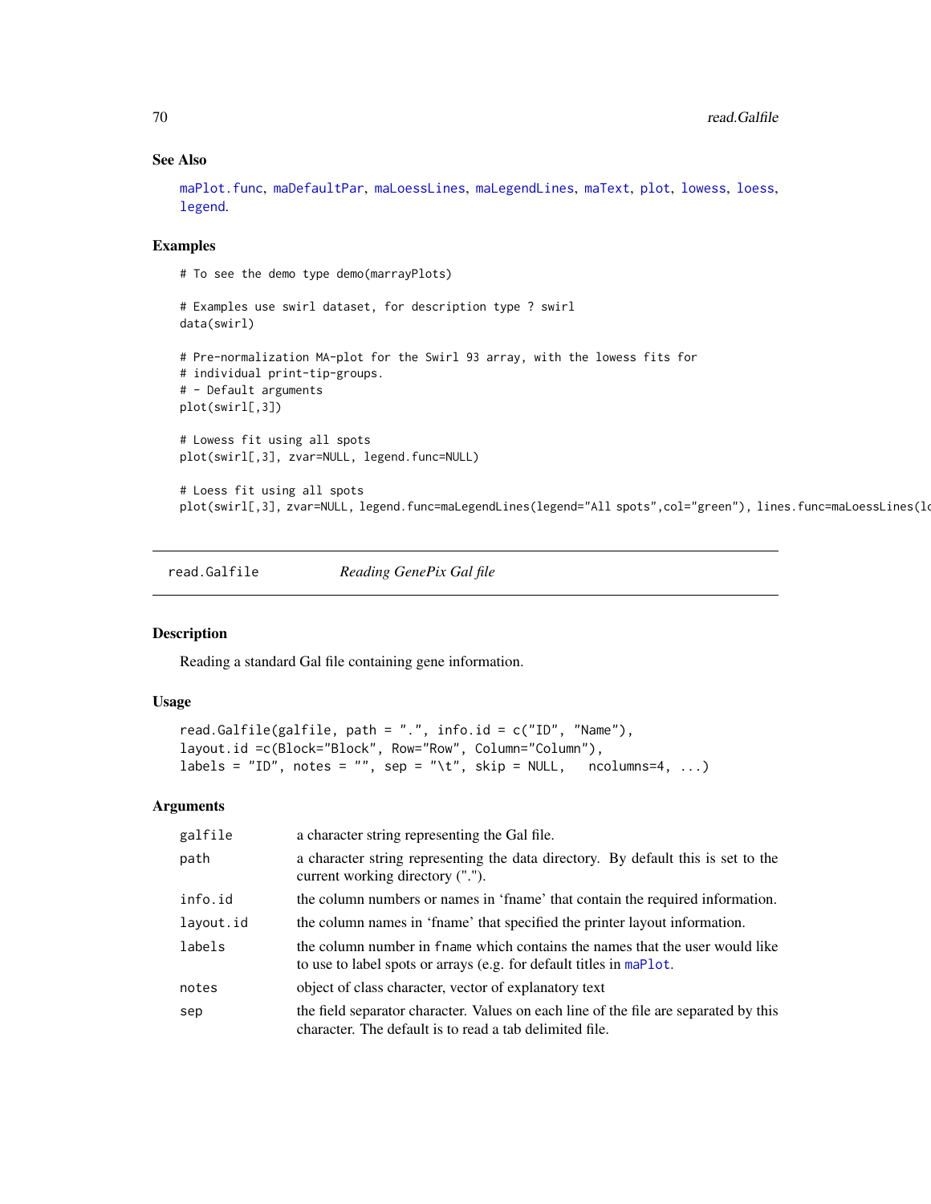## See Also

maPlot.func, maDefaultPar, maLoessLines, maLegendLines, maText, plot, lowess, loess, legend.

## Examples

```
# To see the demo type demo(marrayPlots)

# Examples use swirl dataset, for description type ? swirl
data(swirl)

# Pre-normalization MA-plot for the Swirl 93 array, with the lowess fits for
# individual print-tip-groups.
# - Default arguments
plot(swirl[,3])

# Lowess fit using all spots
plot(swirl[,3], zvar=NULL, legend.func=NULL)

# Loess fit using all spots
plot(swirl[,3], zvar=NULL, legend.func=maLegendLines(legend="All spots",col="green"), lines.func=maLoessLines(lo
```

---

read.Galfile *Reading GenePix Gal file*

---

## Description

Reading a standard Gal file containing gene information.

## Usage

```
read.Galfile(galfile, path = ".", info.id = c("ID", "Name"),
layout.id =c(Block="Block", Row="Row", Column="Column"),
labels = "ID", notes = "", sep = "\t", skip = NULL,   ncolumns=4, ...)
```

## Arguments

| | |
|---|---|
| galfile | a character string representing the Gal file. |
| path | a character string representing the data directory. By default this is set to the current working directory ("."). |
| info.id | the column numbers or names in 'fname' that contain the required information. |
| layout.id | the column names in 'fname' that specified the printer layout information. |
| labels | the column number in fname which contains the names that the user would like to use to label spots or arrays (e.g. for default titles in maPlot. |
| notes | object of class character, vector of explanatory text |
| sep | the field separator character. Values on each line of the file are separated by this character. The default is to read a tab delimited file. |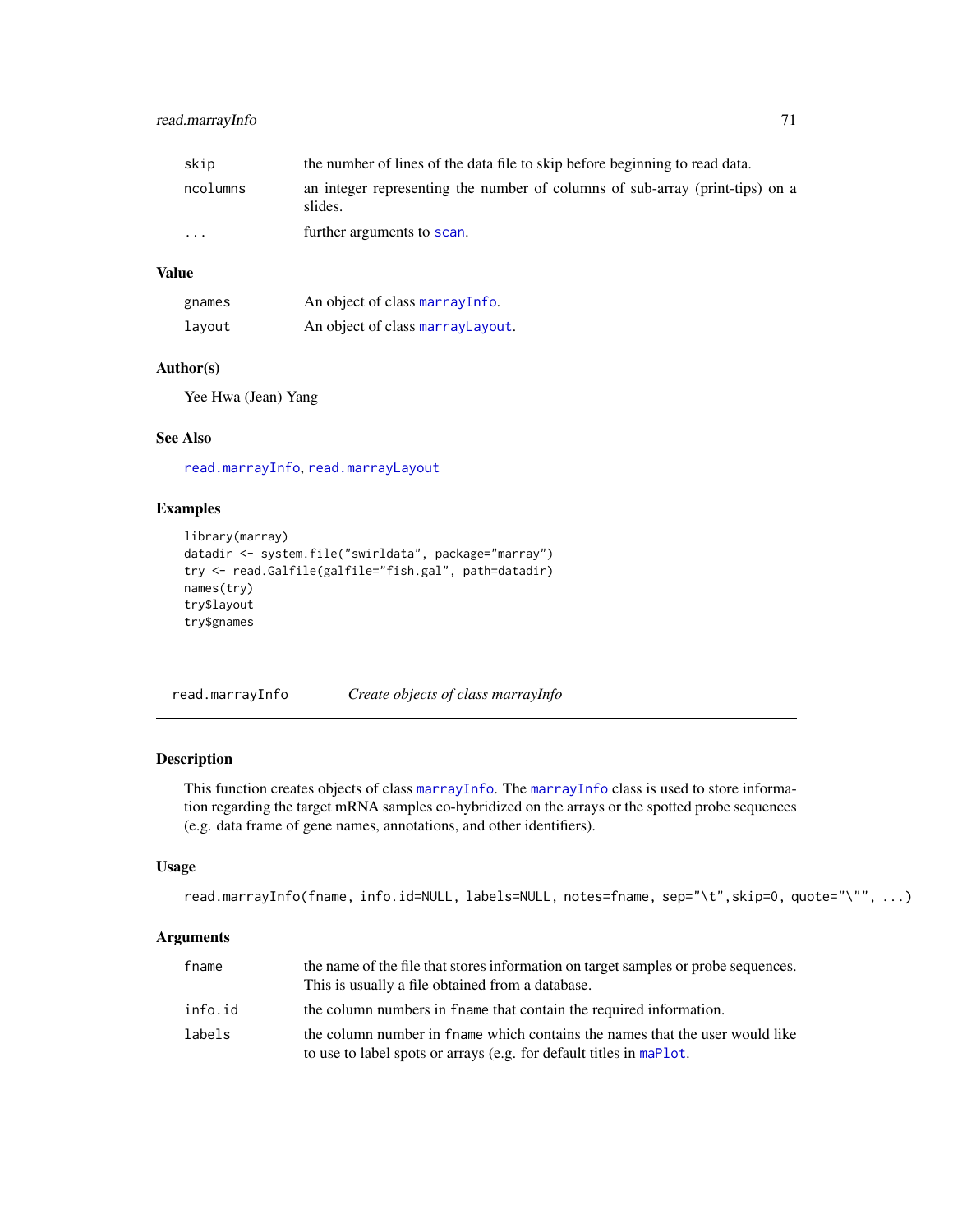| | |
|---|---|
| skip | the number of lines of the data file to skip before beginning to read data. |
| ncolumns | an integer representing the number of columns of sub-array (print-tips) on a slides. |
| ... | further arguments to scan. |

### Value

| | |
|---|---|
| gnames | An object of class marrayInfo. |
| layout | An object of class marrayLayout. |

### Author(s)

Yee Hwa (Jean) Yang

### See Also

read.marrayInfo, read.marrayLayout

### Examples

```
library(marray)
datadir <- system.file("swirldata", package="marray")
try <- read.Galfile(galfile="fish.gal", path=datadir)
names(try)
try$layout
try$gnames
```

---

## read.marrayInfo — *Create objects of class marrayInfo*

---

### Description

This function creates objects of class marrayInfo. The marrayInfo class is used to store information regarding the target mRNA samples co-hybridized on the arrays or the spotted probe sequences (e.g. data frame of gene names, annotations, and other identifiers).

### Usage

```
read.marrayInfo(fname, info.id=NULL, labels=NULL, notes=fname, sep="\t",skip=0, quote="\"", ...)
```

### Arguments

| | |
|---|---|
| fname | the name of the file that stores information on target samples or probe sequences. This is usually a file obtained from a database. |
| info.id | the column numbers in fname that contain the required information. |
| labels | the column number in fname which contains the names that the user would like to use to label spots or arrays (e.g. for default titles in maPlot. |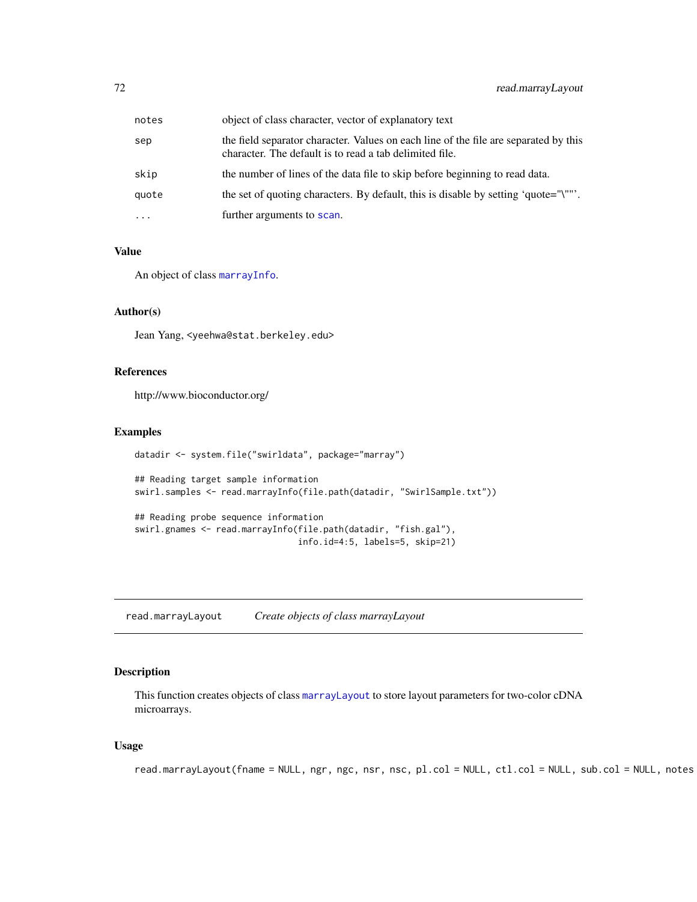| | |
|---|---|
| notes | object of class character, vector of explanatory text |
| sep | the field separator character. Values on each line of the file are separated by this character. The default is to read a tab delimited file. |
| skip | the number of lines of the data file to skip before beginning to read data. |
| quote | the set of quoting characters. By default, this is disable by setting 'quote="\""'. |
| ... | further arguments to scan. |

### Value

An object of class marrayInfo.

### Author(s)

Jean Yang, <yeehwa@stat.berkeley.edu>

### References

http://www.bioconductor.org/

### Examples

```
datadir <- system.file("swirldata", package="marray")

## Reading target sample information
swirl.samples <- read.marrayInfo(file.path(datadir, "SwirlSample.txt"))

## Reading probe sequence information
swirl.gnames <- read.marrayInfo(file.path(datadir, "fish.gal"),
                                info.id=4:5, labels=5, skip=21)
```

---

## read.marrayLayout    *Create objects of class marrayLayout*

---

### Description

This function creates objects of class marrayLayout to store layout parameters for two-color cDNA microarrays.

### Usage

```
read.marrayLayout(fname = NULL, ngr, ngc, nsr, nsc, pl.col = NULL, ctl.col = NULL, sub.col = NULL, notes
```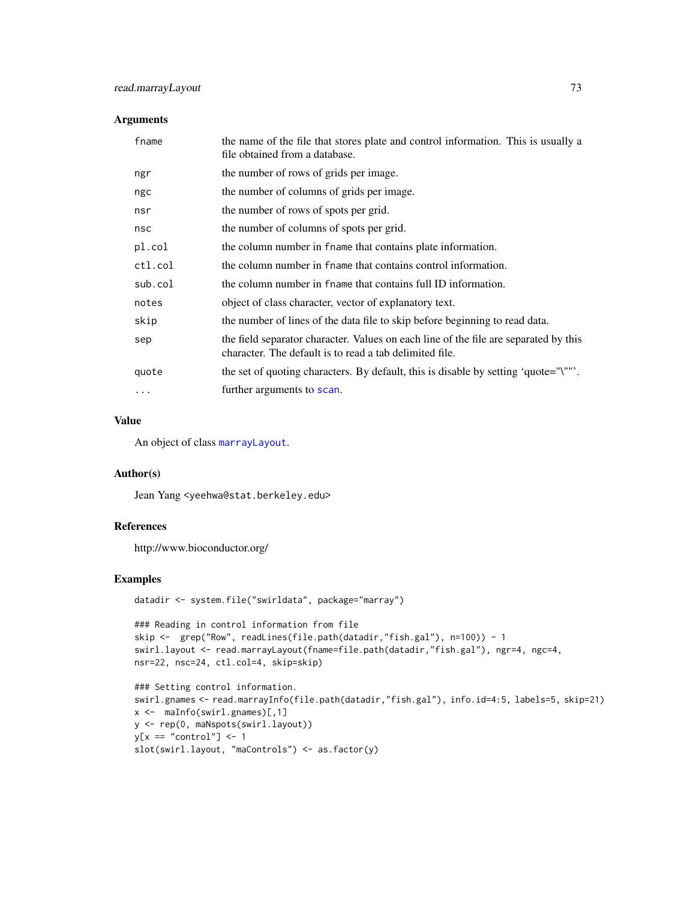## Arguments

| | |
|---|---|
| `fname` | the name of the file that stores plate and control information. This is usually a file obtained from a database. |
| `ngr` | the number of rows of grids per image. |
| `ngc` | the number of columns of grids per image. |
| `nsr` | the number of rows of spots per grid. |
| `nsc` | the number of columns of spots per grid. |
| `pl.col` | the column number in `fname` that contains plate information. |
| `ctl.col` | the column number in `fname` that contains control information. |
| `sub.col` | the column number in `fname` that contains full ID information. |
| `notes` | object of class character, vector of explanatory text. |
| `skip` | the number of lines of the data file to skip before beginning to read data. |
| `sep` | the field separator character. Values on each line of the file are separated by this character. The default is to read a tab delimited file. |
| `quote` | the set of quoting characters. By default, this is disable by setting 'quote="\""'. |
| `...` | further arguments to `scan`. |

## Value

An object of class `marrayLayout`.

## Author(s)

Jean Yang <yeehwa@stat.berkeley.edu>

## References

http://www.bioconductor.org/

## Examples

```
datadir <- system.file("swirldata", package="marray")

### Reading in control information from file
skip <-  grep("Row", readLines(file.path(datadir,"fish.gal"), n=100)) - 1
swirl.layout <- read.marrayLayout(fname=file.path(datadir,"fish.gal"), ngr=4, ngc=4,
nsr=22, nsc=24, ctl.col=4, skip=skip)

### Setting control information.
swirl.gnames <- read.marrayInfo(file.path(datadir,"fish.gal"), info.id=4:5, labels=5, skip=21)
x <-  maInfo(swirl.gnames)[,1]
y <- rep(0, maNspots(swirl.layout))
y[x == "control"] <- 1
slot(swirl.layout, "maControls") <- as.factor(y)
```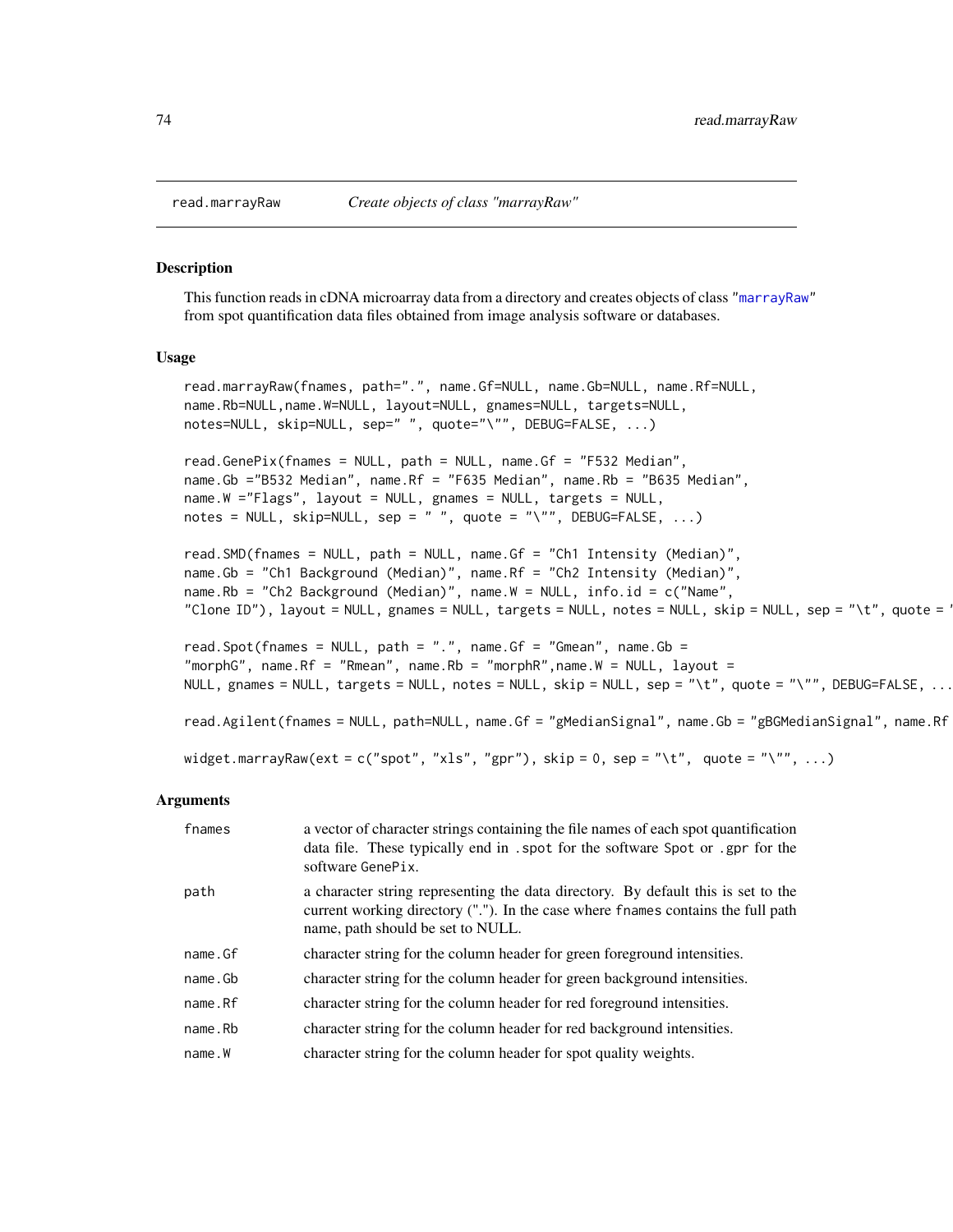read.marrayRaw *Create objects of class "marrayRaw"*

### Description

This function reads in cDNA microarray data from a directory and creates objects of class "marrayRaw" from spot quantification data files obtained from image analysis software or databases.

### Usage

```
read.marrayRaw(fnames, path=".", name.Gf=NULL, name.Gb=NULL, name.Rf=NULL,
name.Rb=NULL,name.W=NULL, layout=NULL, gnames=NULL, targets=NULL,
notes=NULL, skip=NULL, sep=" ", quote="\"", DEBUG=FALSE, ...)

read.GenePix(fnames = NULL, path = NULL, name.Gf = "F532 Median",
name.Gb ="B532 Median", name.Rf = "F635 Median", name.Rb = "B635 Median",
name.W ="Flags", layout = NULL, gnames = NULL, targets = NULL,
notes = NULL, skip=NULL, sep = " ", quote = "\"", DEBUG=FALSE, ...)

read.SMD(fnames = NULL, path = NULL, name.Gf = "Ch1 Intensity (Median)",
name.Gb = "Ch1 Background (Median)", name.Rf = "Ch2 Intensity (Median)",
name.Rb = "Ch2 Background (Median)", name.W = NULL, info.id = c("Name",
"Clone ID"), layout = NULL, gnames = NULL, targets = NULL, notes = NULL, skip = NULL, sep = "\t", quote = '

read.Spot(fnames = NULL, path = ".", name.Gf = "Gmean", name.Gb =
"morphG", name.Rf = "Rmean", name.Rb = "morphR",name.W = NULL, layout =
NULL, gnames = NULL, targets = NULL, notes = NULL, skip = NULL, sep = "\t", quote = "\"", DEBUG=FALSE, ...

read.Agilent(fnames = NULL, path=NULL, name.Gf = "gMedianSignal", name.Gb = "gBGMedianSignal", name.Rf

widget.marrayRaw(ext = c("spot", "xls", "gpr"), skip = 0, sep = "\t",  quote = "\"", ...)
```

### Arguments

| | |
|---|---|
| fnames | a vector of character strings containing the file names of each spot quantification data file. These typically end in .spot for the software Spot or .gpr for the software GenePix. |
| path | a character string representing the data directory. By default this is set to the current working directory ("."). In the case where fnames contains the full path name, path should be set to NULL. |
| name.Gf | character string for the column header for green foreground intensities. |
| name.Gb | character string for the column header for green background intensities. |
| name.Rf | character string for the column header for red foreground intensities. |
| name.Rb | character string for the column header for red background intensities. |
| name.W | character string for the column header for spot quality weights. |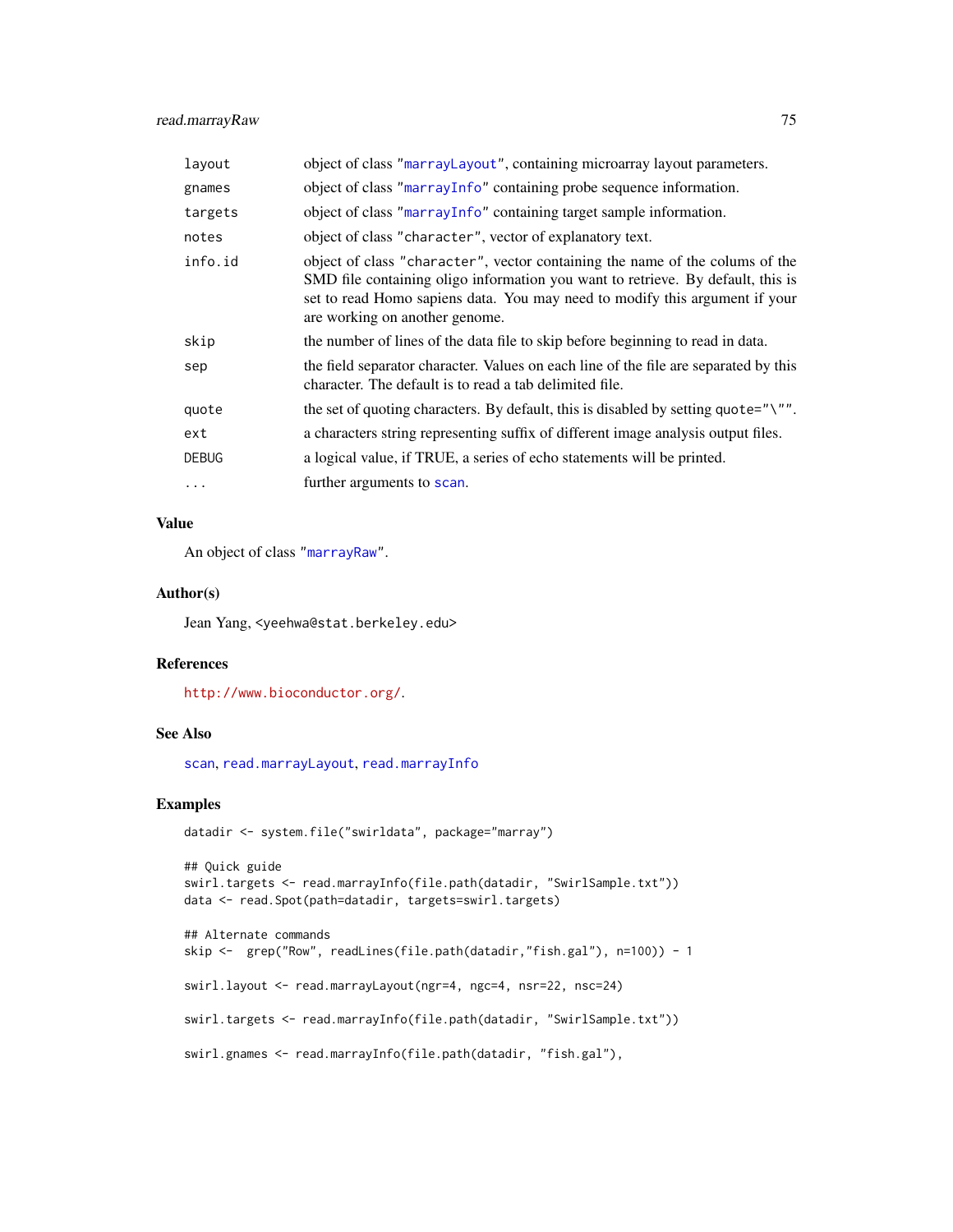| | |
|---|---|
| `layout` | object of class "`marrayLayout`", containing microarray layout parameters. |
| `gnames` | object of class "`marrayInfo`" containing probe sequence information. |
| `targets` | object of class "`marrayInfo`" containing target sample information. |
| `notes` | object of class "`character`", vector of explanatory text. |
| `info.id` | object of class "`character`", vector containing the name of the colums of the SMD file containing oligo information you want to retrieve. By default, this is set to read Homo sapiens data. You may need to modify this argument if your are working on another genome. |
| `skip` | the number of lines of the data file to skip before beginning to read in data. |
| `sep` | the field separator character. Values on each line of the file are separated by this character. The default is to read a tab delimited file. |
| `quote` | the set of quoting characters. By default, this is disabled by setting `quote="\""`. |
| `ext` | a characters string representing suffix of different image analysis output files. |
| `DEBUG` | a logical value, if TRUE, a series of echo statements will be printed. |
| `...` | further arguments to `scan`. |

## Value

An object of class "`marrayRaw`".

## Author(s)

Jean Yang, <yeehwa@stat.berkeley.edu>

## References

`http://www.bioconductor.org/`.

## See Also

`scan`, `read.marrayLayout`, `read.marrayInfo`

## Examples

```
datadir <- system.file("swirldata", package="marray")

## Quick guide
swirl.targets <- read.marrayInfo(file.path(datadir, "SwirlSample.txt"))
data <- read.Spot(path=datadir, targets=swirl.targets)

## Alternate commands
skip <-  grep("Row", readLines(file.path(datadir,"fish.gal"), n=100)) - 1

swirl.layout <- read.marrayLayout(ngr=4, ngc=4, nsr=22, nsc=24)

swirl.targets <- read.marrayInfo(file.path(datadir, "SwirlSample.txt"))

swirl.gnames <- read.marrayInfo(file.path(datadir, "fish.gal"),
```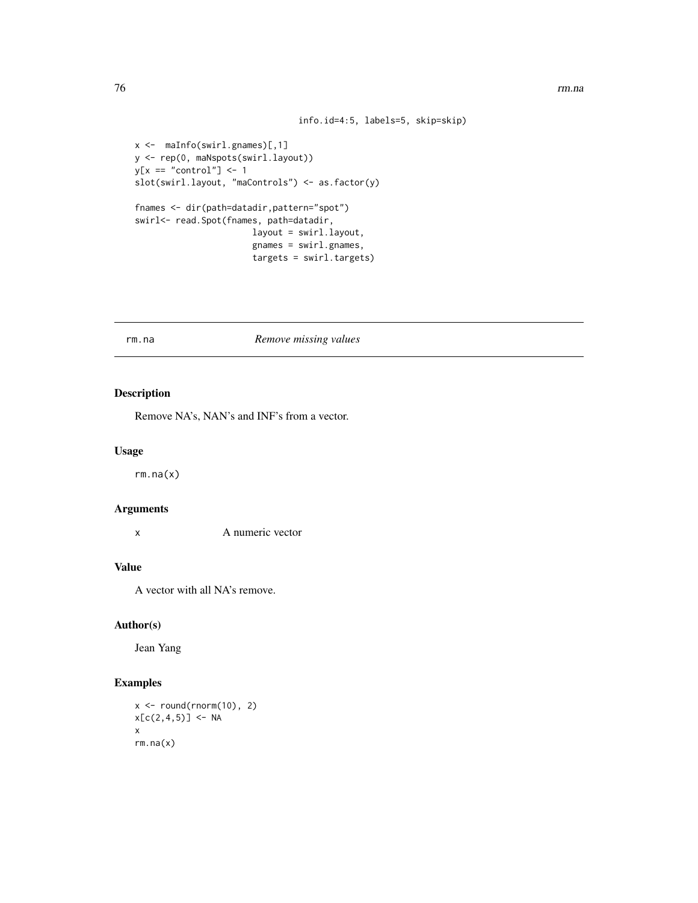```
                                    info.id=4:5, labels=5, skip=skip)

x <-  maInfo(swirl.gnames)[,1]
y <- rep(0, maNspots(swirl.layout))
y[x == "control"] <- 1
slot(swirl.layout, "maControls") <- as.factor(y)

fnames <- dir(path=datadir,pattern="spot")
swirl<- read.Spot(fnames, path=datadir,
                       layout = swirl.layout,
                       gnames = swirl.gnames,
                       targets = swirl.targets)
```

## rm.na *Remove missing values*

### Description

Remove NA's, NAN's and INF's from a vector.

### Usage

```
rm.na(x)
```

### Arguments

x A numeric vector

### Value

A vector with all NA's remove.

### Author(s)

Jean Yang

### Examples

```
x <- round(rnorm(10), 2)
x[c(2,4,5)] <- NA
x
rm.na(x)
```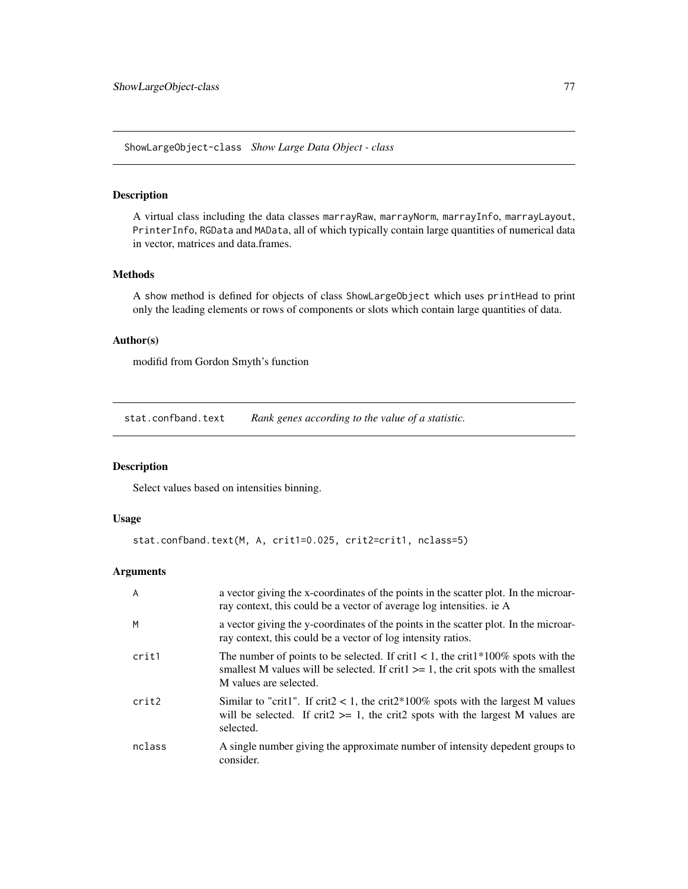## ShowLargeObject-class *Show Large Data Object - class*

### Description

A virtual class including the data classes `marrayRaw`, `marrayNorm`, `marrayInfo`, `marrayLayout`, `PrinterInfo`, `RGData` and `MAData`, all of which typically contain large quantities of numerical data in vector, matrices and data.frames.

### Methods

A `show` method is defined for objects of class `ShowLargeObject` which uses `printHead` to print only the leading elements or rows of components or slots which contain large quantities of data.

### Author(s)

modifid from Gordon Smyth's function

## stat.confband.text *Rank genes according to the value of a statistic.*

### Description

Select values based on intensities binning.

### Usage

```
stat.confband.text(M, A, crit1=0.025, crit2=crit1, nclass=5)
```

### Arguments

| | |
|---|---|
| A | a vector giving the x-coordinates of the points in the scatter plot. In the microarray context, this could be a vector of average log intensities. ie A |
| M | a vector giving the y-coordinates of the points in the scatter plot. In the microarray context, this could be a vector of log intensity ratios. |
| crit1 | The number of points to be selected. If crit1 < 1, the crit1*100% spots with the smallest M values will be selected. If crit1 >= 1, the crit spots with the smallest M values are selected. |
| crit2 | Similar to "crit1". If crit2 < 1, the crit2*100% spots with the largest M values will be selected. If crit2 >= 1, the crit2 spots with the largest M values are selected. |
| nclass | A single number giving the approximate number of intensity depedent groups to consider. |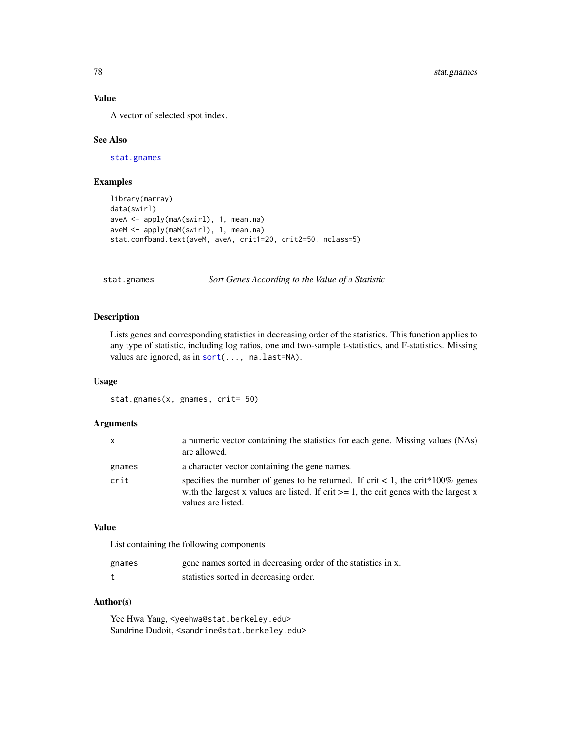### Value

A vector of selected spot index.

### See Also

stat.gnames

### Examples

```
library(marray)
data(swirl)
aveA <- apply(maA(swirl), 1, mean.na)
aveM <- apply(maM(swirl), 1, mean.na)
stat.confband.text(aveM, aveA, crit1=20, crit2=50, nclass=5)
```

---

## stat.gnames — *Sort Genes According to the Value of a Statistic*

### Description

Lists genes and corresponding statistics in decreasing order of the statistics. This function applies to any type of statistic, including log ratios, one and two-sample t-statistics, and F-statistics. Missing values are ignored, as in `sort(..., na.last=NA)`.

### Usage

```
stat.gnames(x, gnames, crit= 50)
```

### Arguments

| | |
|---|---|
| `x` | a numeric vector containing the statistics for each gene. Missing values (NAs) are allowed. |
| `gnames` | a character vector containing the gene names. |
| `crit` | specifies the number of genes to be returned. If crit < 1, the crit*100% genes with the largest x values are listed. If crit >= 1, the crit genes with the largest x values are listed. |

### Value

List containing the following components

| | |
|---|---|
| `gnames` | gene names sorted in decreasing order of the statistics in x. |
| `t` | statistics sorted in decreasing order. |

### Author(s)

Yee Hwa Yang, <yeehwa@stat.berkeley.edu>
Sandrine Dudoit, <sandrine@stat.berkeley.edu>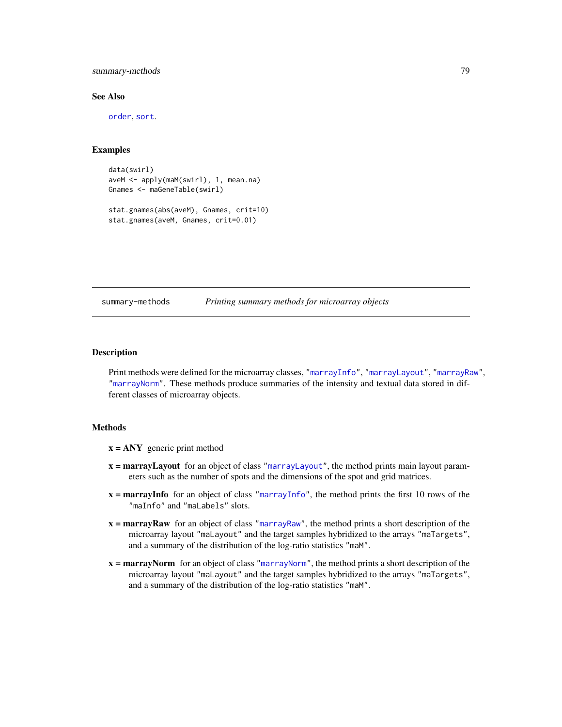## See Also

`order`, `sort`.

## Examples

```
data(swirl)
aveM <- apply(maM(swirl), 1, mean.na)
Gnames <- maGeneTable(swirl)

stat.gnames(abs(aveM), Gnames, crit=10)
stat.gnames(aveM, Gnames, crit=0.01)
```

---

# summary-methods *Printing summary methods for microarray objects*

---

## Description

Print methods were defined for the microarray classes, "`marrayInfo`", "`marrayLayout`", "`marrayRaw`", "`marrayNorm`". These methods produce summaries of the intensity and textual data stored in different classes of microarray objects.

## Methods

**x = ANY** generic print method

**x = marrayLayout** for an object of class "`marrayLayout`", the method prints main layout parameters such as the number of spots and the dimensions of the spot and grid matrices.

**x = marrayInfo** for an object of class "`marrayInfo`", the method prints the first 10 rows of the "`maInfo`" and "`maLabels`" slots.

**x = marrayRaw** for an object of class "`marrayRaw`", the method prints a short description of the microarray layout "`maLayout`" and the target samples hybridized to the arrays "`maTargets`", and a summary of the distribution of the log-ratio statistics "`maM`".

**x = marrayNorm** for an object of class "`marrayNorm`", the method prints a short description of the microarray layout "`maLayout`" and the target samples hybridized to the arrays "`maTargets`", and a summary of the distribution of the log-ratio statistics "`maM`".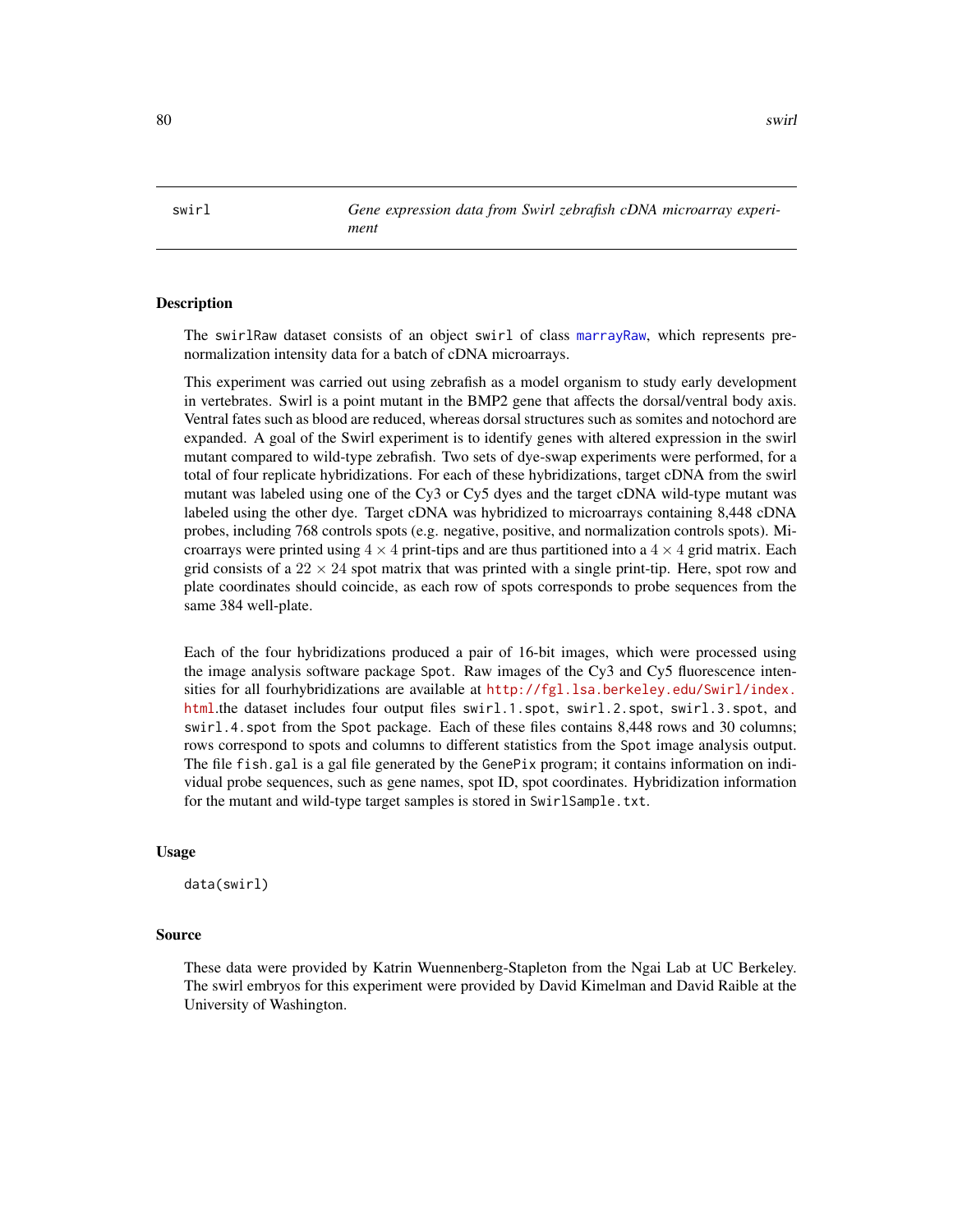swirl — *Gene expression data from Swirl zebrafish cDNA microarray experiment*

## Description

The swirlRaw dataset consists of an object swirl of class marrayRaw, which represents pre-normalization intensity data for a batch of cDNA microarrays.

This experiment was carried out using zebrafish as a model organism to study early development in vertebrates. Swirl is a point mutant in the BMP2 gene that affects the dorsal/ventral body axis. Ventral fates such as blood are reduced, whereas dorsal structures such as somites and notochord are expanded. A goal of the Swirl experiment is to identify genes with altered expression in the swirl mutant compared to wild-type zebrafish. Two sets of dye-swap experiments were performed, for a total of four replicate hybridizations. For each of these hybridizations, target cDNA from the swirl mutant was labeled using one of the Cy3 or Cy5 dyes and the target cDNA wild-type mutant was labeled using the other dye. Target cDNA was hybridized to microarrays containing 8,448 cDNA probes, including 768 controls spots (e.g. negative, positive, and normalization controls spots). Microarrays were printed using $4 \times 4$ print-tips and are thus partitioned into a $4 \times 4$ grid matrix. Each grid consists of a $22 \times 24$ spot matrix that was printed with a single print-tip. Here, spot row and plate coordinates should coincide, as each row of spots corresponds to probe sequences from the same 384 well-plate.

Each of the four hybridizations produced a pair of 16-bit images, which were processed using the image analysis software package Spot. Raw images of the Cy3 and Cy5 fluorescence intensities for all fourhybridizations are available at http://fgl.lsa.berkeley.edu/Swirl/index.html.the dataset includes four output files swirl.1.spot, swirl.2.spot, swirl.3.spot, and swirl.4.spot from the Spot package. Each of these files contains 8,448 rows and 30 columns; rows correspond to spots and columns to different statistics from the Spot image analysis output. The file fish.gal is a gal file generated by the GenePix program; it contains information on individual probe sequences, such as gene names, spot ID, spot coordinates. Hybridization information for the mutant and wild-type target samples is stored in SwirlSample.txt.

## Usage

```
data(swirl)
```

## Source

These data were provided by Katrin Wuennenberg-Stapleton from the Ngai Lab at UC Berkeley. The swirl embryos for this experiment were provided by David Kimelman and David Raible at the University of Washington.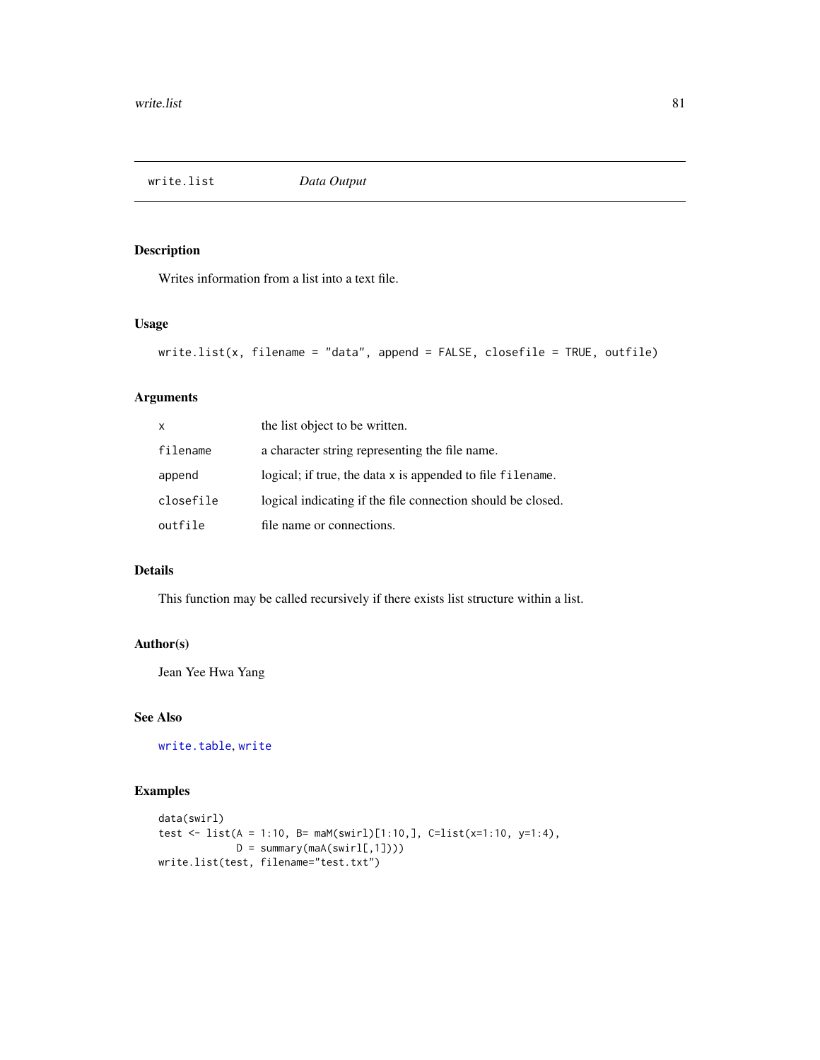## write.list — *Data Output*

### Description

Writes information from a list into a text file.

### Usage

```
write.list(x, filename = "data", append = FALSE, closefile = TRUE, outfile)
```

### Arguments

| | |
|---|---|
| x | the list object to be written. |
| filename | a character string representing the file name. |
| append | logical; if true, the data x is appended to file filename. |
| closefile | logical indicating if the file connection should be closed. |
| outfile | file name or connections. |

### Details

This function may be called recursively if there exists list structure within a list.

### Author(s)

Jean Yee Hwa Yang

### See Also

write.table, write

### Examples

```
data(swirl)
test <- list(A = 1:10, B= maM(swirl)[1:10,], C=list(x=1:10, y=1:4),
             D = summary(maA(swirl[,1])))
write.list(test, filename="test.txt")
```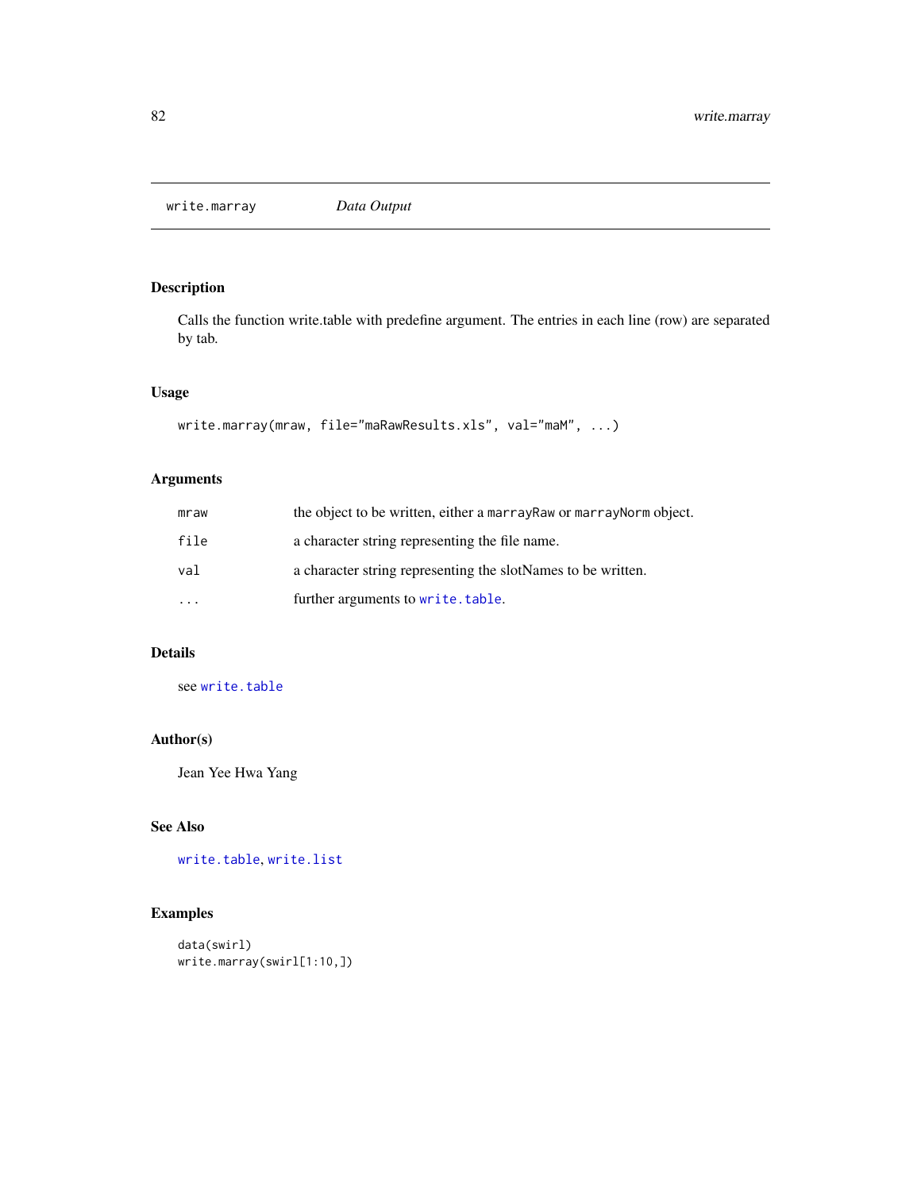# write.marray — *Data Output*

## Description

Calls the function write.table with predefine argument. The entries in each line (row) are separated by tab.

## Usage

```
write.marray(mraw, file="maRawResults.xls", val="maM", ...)
```

## Arguments

| | |
|---|---|
| `mraw` | the object to be written, either a `marrayRaw` or `marrayNorm` object. |
| `file` | a character string representing the file name. |
| `val` | a character string representing the slotNames to be written. |
| `...` | further arguments to `write.table`. |

## Details

see `write.table`

## Author(s)

Jean Yee Hwa Yang

## See Also

`write.table`, `write.list`

## Examples

```
data(swirl)
write.marray(swirl[1:10,])
```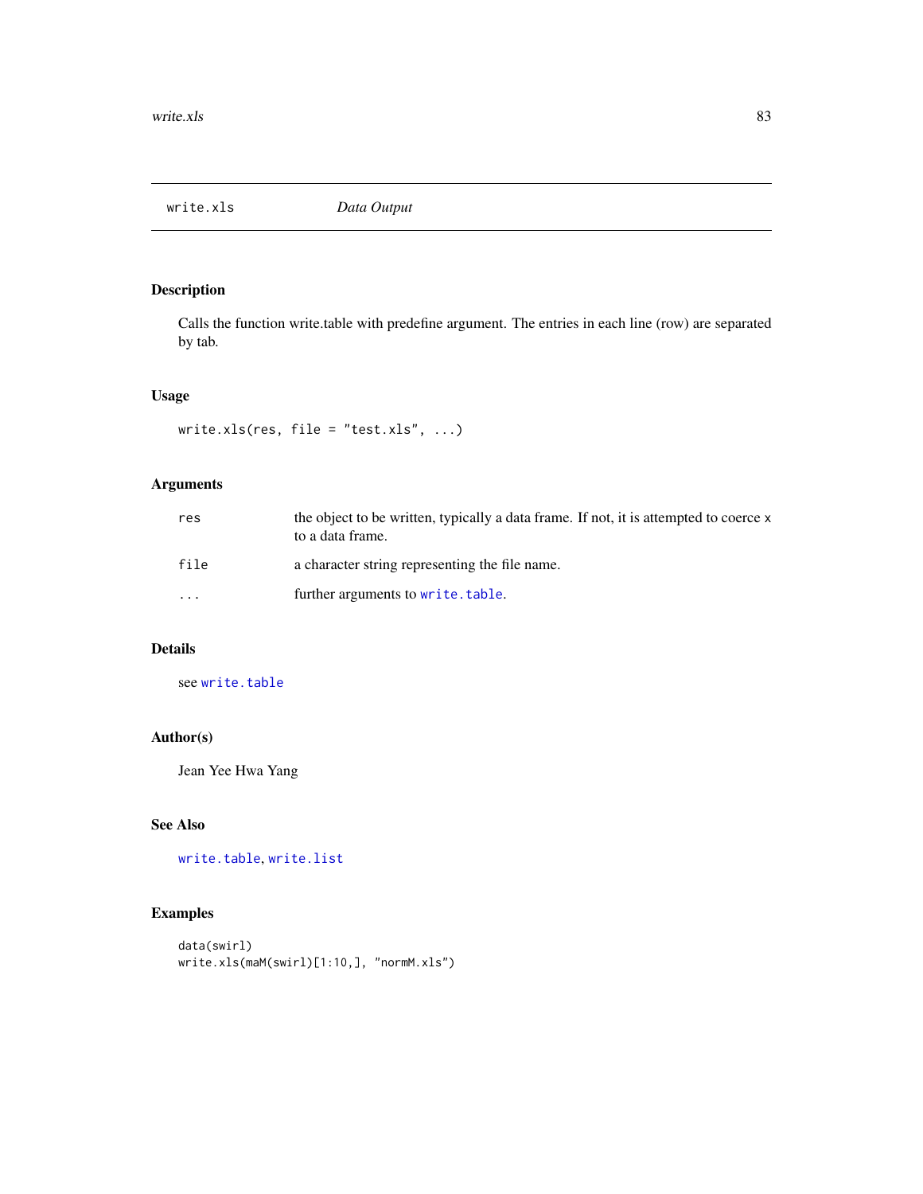## write.xls *Data Output*

### Description

Calls the function write.table with predefine argument. The entries in each line (row) are separated by tab.

### Usage

```
write.xls(res, file = "test.xls", ...)
```

### Arguments

| | |
|---|---|
| res | the object to be written, typically a data frame. If not, it is attempted to coerce x to a data frame. |
| file | a character string representing the file name. |
| ... | further arguments to write.table. |

### Details

see write.table

### Author(s)

Jean Yee Hwa Yang

### See Also

write.table, write.list

### Examples

```
data(swirl)
write.xls(maM(swirl)[1:10,], "normM.xls")
```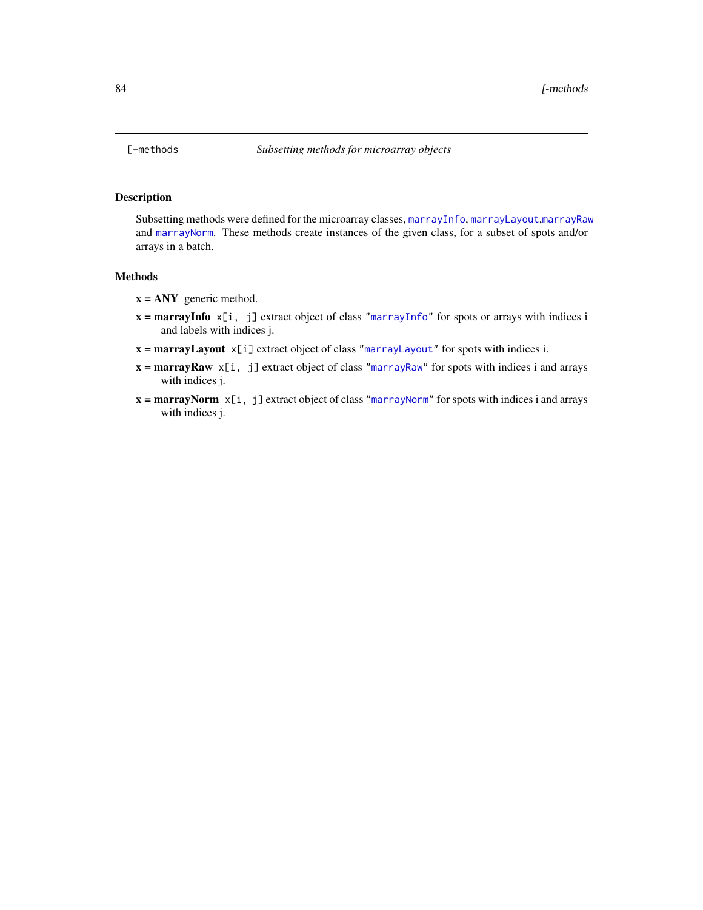# [-methods — *Subsetting methods for microarray objects*

## Description

Subsetting methods were defined for the microarray classes, marrayInfo, marrayLayout, marrayRaw and marrayNorm. These methods create instances of the given class, for a subset of spots and/or arrays in a batch.

## Methods

**x = ANY** generic method.

**x = marrayInfo** `x[i, j]` extract object of class "marrayInfo" for spots or arrays with indices i and labels with indices j.

**x = marrayLayout** `x[i]` extract object of class "marrayLayout" for spots with indices i.

**x = marrayRaw** `x[i, j]` extract object of class "marrayRaw" for spots with indices i and arrays with indices j.

**x = marrayNorm** `x[i, j]` extract object of class "marrayNorm" for spots with indices i and arrays with indices j.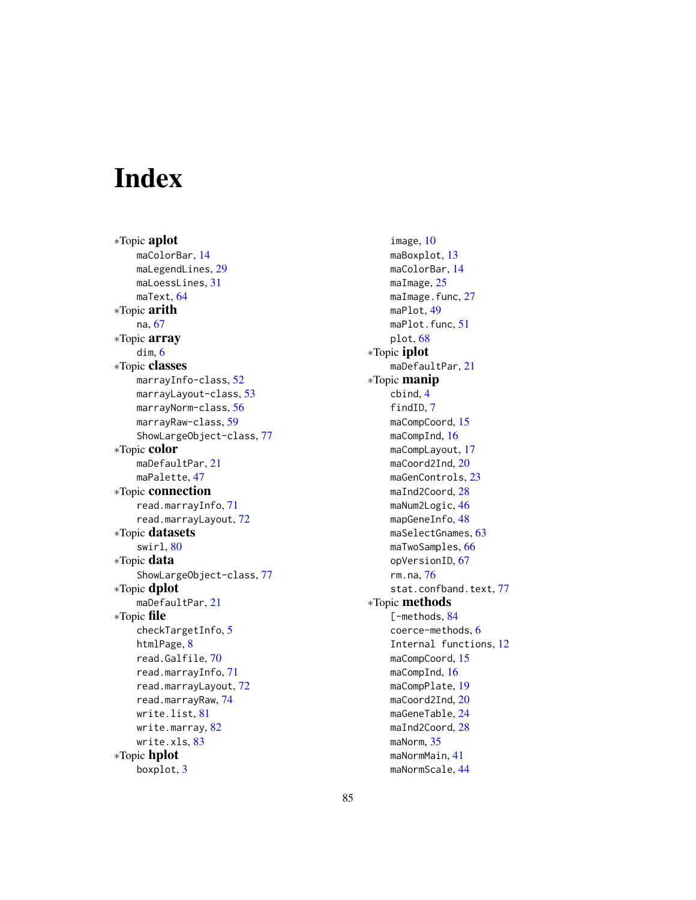# Index

∗Topic **aplot**
- maColorBar, 14
- maLegendLines, 29
- maLoessLines, 31
- maText, 64

∗Topic **arith**
- na, 67

∗Topic **array**
- dim, 6

∗Topic **classes**
- marrayInfo-class, 52
- marrayLayout-class, 53
- marrayNorm-class, 56
- marrayRaw-class, 59
- ShowLargeObject-class, 77

∗Topic **color**
- maDefaultPar, 21
- maPalette, 47

∗Topic **connection**
- read.marrayInfo, 71
- read.marrayLayout, 72

∗Topic **datasets**
- swirl, 80

∗Topic **data**
- ShowLargeObject-class, 77

∗Topic **dplot**
- maDefaultPar, 21

∗Topic **file**
- checkTargetInfo, 5
- htmlPage, 8
- read.Galfile, 70
- read.marrayInfo, 71
- read.marrayLayout, 72
- read.marrayRaw, 74
- write.list, 81
- write.marray, 82
- write.xls, 83

∗Topic **hplot**
- boxplot, 3
- image, 10
- maBoxplot, 13
- maColorBar, 14
- maImage, 25
- maImage.func, 27
- maPlot, 49
- maPlot.func, 51
- plot, 68

∗Topic **iplot**
- maDefaultPar, 21

∗Topic **manip**
- cbind, 4
- findID, 7
- maCompCoord, 15
- maCompInd, 16
- maCompLayout, 17
- maCoord2Ind, 20
- maGenControls, 23
- maInd2Coord, 28
- maNum2Logic, 46
- mapGeneInfo, 48
- maSelectGnames, 63
- maTwoSamples, 66
- opVersionID, 67
- rm.na, 76
- stat.confband.text, 77

∗Topic **methods**
- [-methods, 84
- coerce-methods, 6
- Internal functions, 12
- maCompCoord, 15
- maCompInd, 16
- maCompPlate, 19
- maCoord2Ind, 20
- maGeneTable, 24
- maInd2Coord, 28
- maNorm, 35
- maNormMain, 41
- maNormScale, 44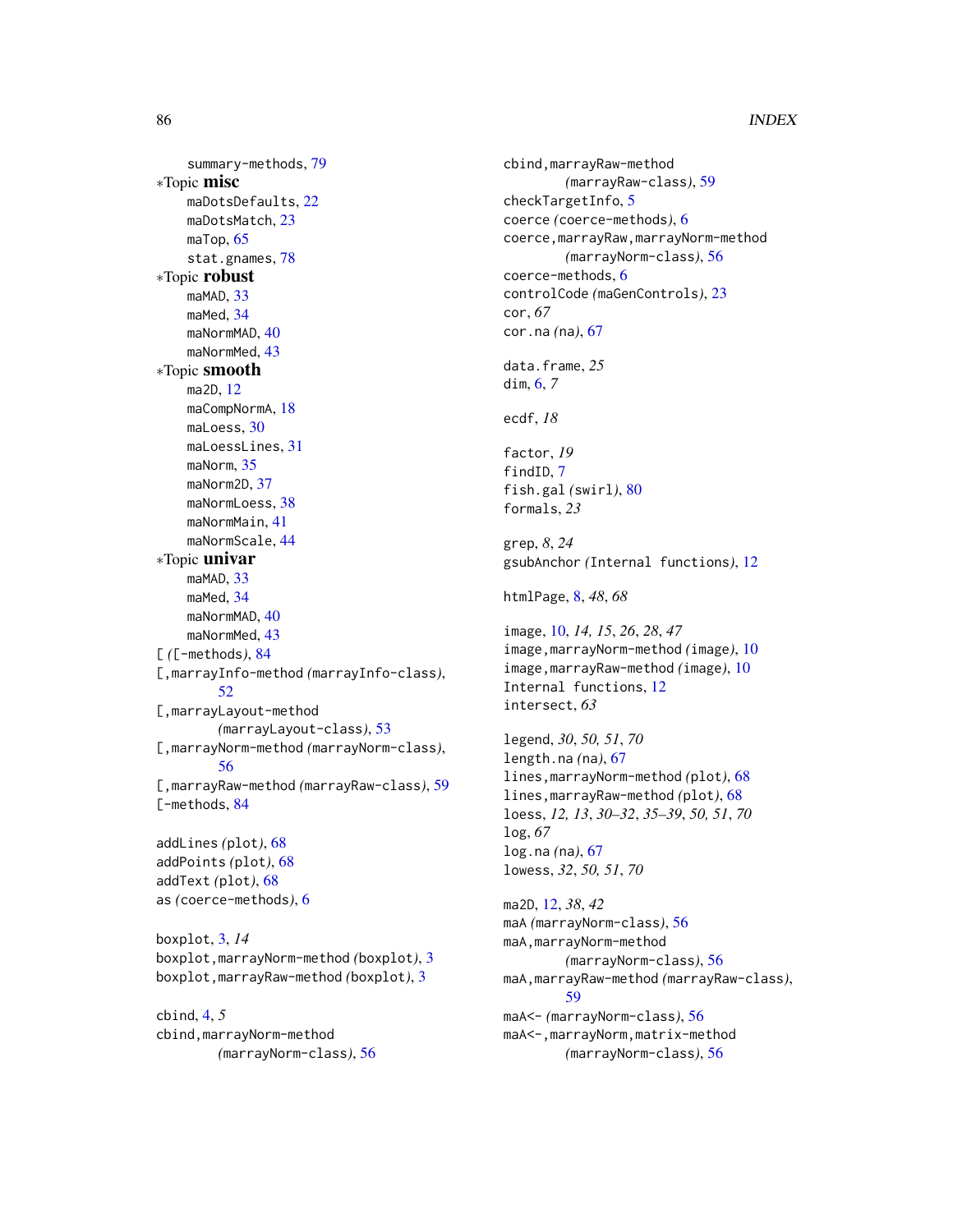summary-methods, 79

*Topic **misc**

maDotsDefaults, 22
maDotsMatch, 23
maTop, 65
stat.gnames, 78

*Topic **robust**

maMAD, 33
maMed, 34
maNormMAD, 40
maNormMed, 43

*Topic **smooth**

ma2D, 12
maCompNormA, 18
maLoess, 30
maLoessLines, 31
maNorm, 35
maNorm2D, 37
maNormLoess, 38
maNormMain, 41
maNormScale, 44

*Topic **univar**

maMAD, 33
maMed, 34
maNormMAD, 40
maNormMed, 43

[ *([-methods)*, 84
[,marrayInfo-method *(marrayInfo-class)*, 52
[,marrayLayout-method *(marrayLayout-class)*, 53
[,marrayNorm-method *(marrayNorm-class)*, 56
[,marrayRaw-method *(marrayRaw-class)*, 59
[-methods, 84

addLines *(plot)*, 68
addPoints *(plot)*, 68
addText *(plot)*, 68
as *(coerce-methods)*, 6

boxplot, 3, *14*
boxplot,marrayNorm-method *(boxplot)*, 3
boxplot,marrayRaw-method *(boxplot)*, 3

cbind, 4, *5*
cbind,marrayNorm-method *(marrayNorm-class)*, 56
cbind,marrayRaw-method *(marrayRaw-class)*, 59
checkTargetInfo, 5
coerce *(coerce-methods)*, 6
coerce,marrayRaw,marrayNorm-method *(marrayNorm-class)*, 56
coerce-methods, 6
controlCode *(maGenControls)*, 23
cor, *67*
cor.na *(na)*, 67

data.frame, *25*
dim, 6, *7*

ecdf, *18*

factor, *19*
findID, 7
fish.gal *(swirl)*, 80
formals, *23*

grep, *8*, *24*
gsubAnchor *(Internal functions)*, 12

htmlPage, 8, *48*, *68*

image, 10, *14, 15*, *26*, *28*, *47*
image,marrayNorm-method *(image)*, 10
image,marrayRaw-method *(image)*, 10
Internal functions, 12
intersect, *63*

legend, *30*, *50, 51*, *70*
length.na *(na)*, 67
lines,marrayNorm-method *(plot)*, 68
lines,marrayRaw-method *(plot)*, 68
loess, *12, 13*, *30–32*, *35–39*, *50, 51*, *70*
log, *67*
log.na *(na)*, 67
lowess, *32*, *50, 51*, *70*

ma2D, 12, *38*, *42*
maA *(marrayNorm-class)*, 56
maA,marrayNorm-method *(marrayNorm-class)*, 56
maA,marrayRaw-method *(marrayRaw-class)*, 59
maA<- *(marrayNorm-class)*, 56
maA<-,marrayNorm,matrix-method *(marrayNorm-class)*, 56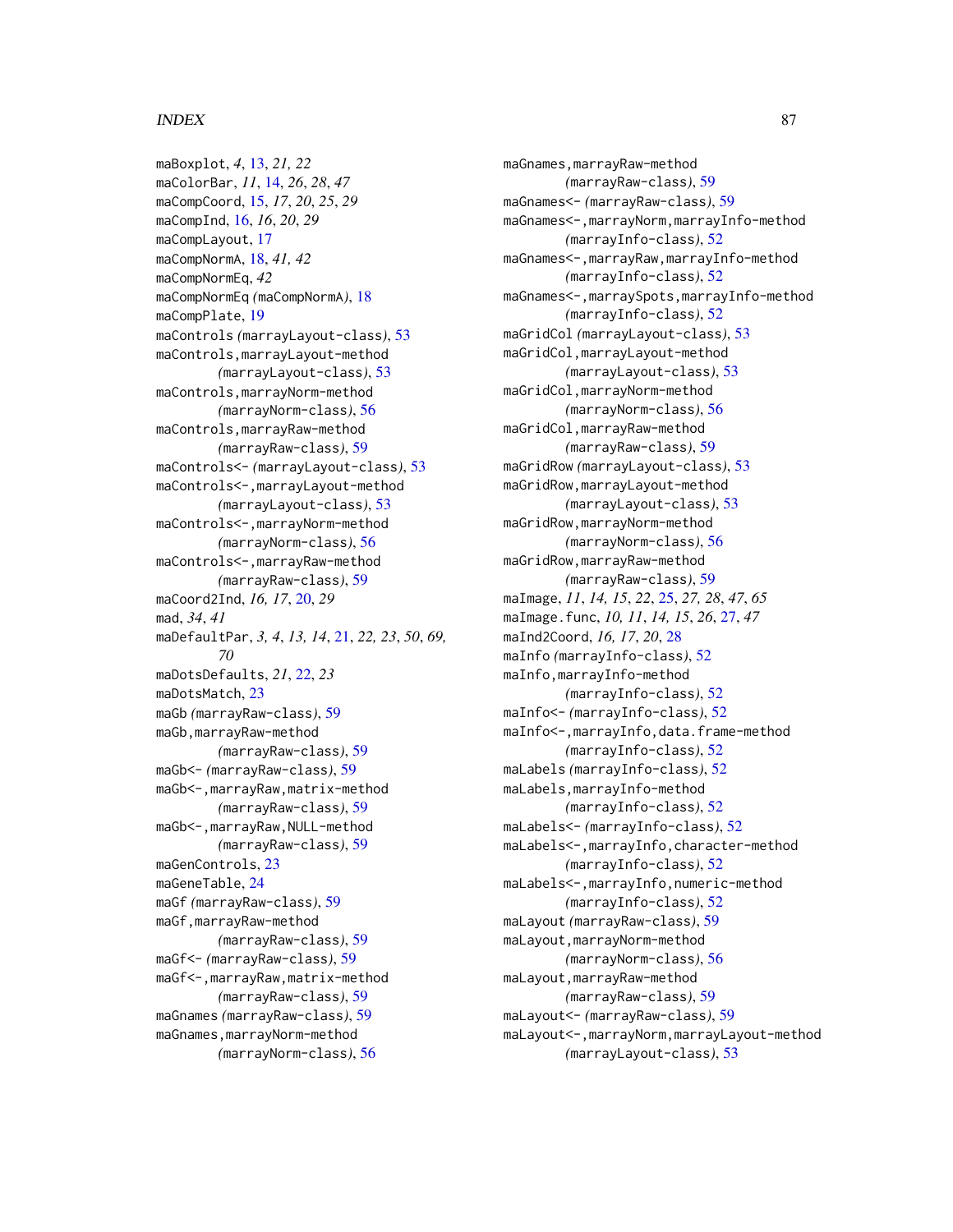maBoxplot, *4*, 13, *21, 22*
maColorBar, *11*, 14, *26*, *28*, *47*
maCompCoord, 15, *17*, *20*, *25*, *29*
maCompInd, 16, *16*, *20*, *29*
maCompLayout, 17
maCompNormA, 18, *41, 42*
maCompNormEq, *42*
maCompNormEq *(*maCompNormA*)*, 18
maCompPlate, 19
maControls *(*marrayLayout-class*)*, 53
maControls,marrayLayout-method
*(*marrayLayout-class*)*, 53
maControls,marrayNorm-method
*(*marrayNorm-class*)*, 56
maControls,marrayRaw-method
*(*marrayRaw-class*)*, 59
maControls<- *(*marrayLayout-class*)*, 53
maControls<-,marrayLayout-method
*(*marrayLayout-class*)*, 53
maControls<-,marrayNorm-method
*(*marrayNorm-class*)*, 56
maControls<-,marrayRaw-method
*(*marrayRaw-class*)*, 59
maCoord2Ind, *16, 17*, 20, *29*
mad, *34*, *41*
maDefaultPar, *3, 4*, *13, 14*, 21, *22, 23*, *50*, *69, 70*
maDotsDefaults, *21*, 22, *23*
maDotsMatch, 23
maGb *(*marrayRaw-class*)*, 59
maGb,marrayRaw-method
*(*marrayRaw-class*)*, 59
maGb<- *(*marrayRaw-class*)*, 59
maGb<-,marrayRaw,matrix-method
*(*marrayRaw-class*)*, 59
maGb<-,marrayRaw,NULL-method
*(*marrayRaw-class*)*, 59
maGenControls, 23
maGeneTable, 24
maGf *(*marrayRaw-class*)*, 59
maGf,marrayRaw-method
*(*marrayRaw-class*)*, 59
maGf<- *(*marrayRaw-class*)*, 59
maGf<-,marrayRaw,matrix-method
*(*marrayRaw-class*)*, 59
maGnames *(*marrayRaw-class*)*, 59
maGnames,marrayNorm-method
*(*marrayNorm-class*)*, 56
maGnames,marrayRaw-method
*(*marrayRaw-class*)*, 59
maGnames<- *(*marrayRaw-class*)*, 59
maGnames<-,marrayNorm,marrayInfo-method
*(*marrayInfo-class*)*, 52
maGnames<-,marrayRaw,marrayInfo-method
*(*marrayInfo-class*)*, 52
maGnames<-,marraySpots,marrayInfo-method
*(*marrayInfo-class*)*, 52
maGridCol *(*marrayLayout-class*)*, 53
maGridCol,marrayLayout-method
*(*marrayLayout-class*)*, 53
maGridCol,marrayNorm-method
*(*marrayNorm-class*)*, 56
maGridCol,marrayRaw-method
*(*marrayRaw-class*)*, 59
maGridRow *(*marrayLayout-class*)*, 53
maGridRow,marrayLayout-method
*(*marrayLayout-class*)*, 53
maGridRow,marrayNorm-method
*(*marrayNorm-class*)*, 56
maGridRow,marrayRaw-method
*(*marrayRaw-class*)*, 59
maImage, *11*, *14, 15*, *22*, 25, *27, 28*, *47*, *65*
maImage.func, *10, 11*, *14, 15*, *26*, 27, *47*
maInd2Coord, *16, 17*, *20*, 28
maInfo *(*marrayInfo-class*)*, 52
maInfo,marrayInfo-method
*(*marrayInfo-class*)*, 52
maInfo<- *(*marrayInfo-class*)*, 52
maInfo<-,marrayInfo,data.frame-method
*(*marrayInfo-class*)*, 52
maLabels *(*marrayInfo-class*)*, 52
maLabels,marrayInfo-method
*(*marrayInfo-class*)*, 52
maLabels<- *(*marrayInfo-class*)*, 52
maLabels<-,marrayInfo,character-method
*(*marrayInfo-class*)*, 52
maLabels<-,marrayInfo,numeric-method
*(*marrayInfo-class*)*, 52
maLayout *(*marrayRaw-class*)*, 59
maLayout,marrayNorm-method
*(*marrayNorm-class*)*, 56
maLayout,marrayRaw-method
*(*marrayRaw-class*)*, 59
maLayout<- *(*marrayRaw-class*)*, 59
maLayout<-,marrayNorm,marrayLayout-method
*(*marrayLayout-class*)*, 53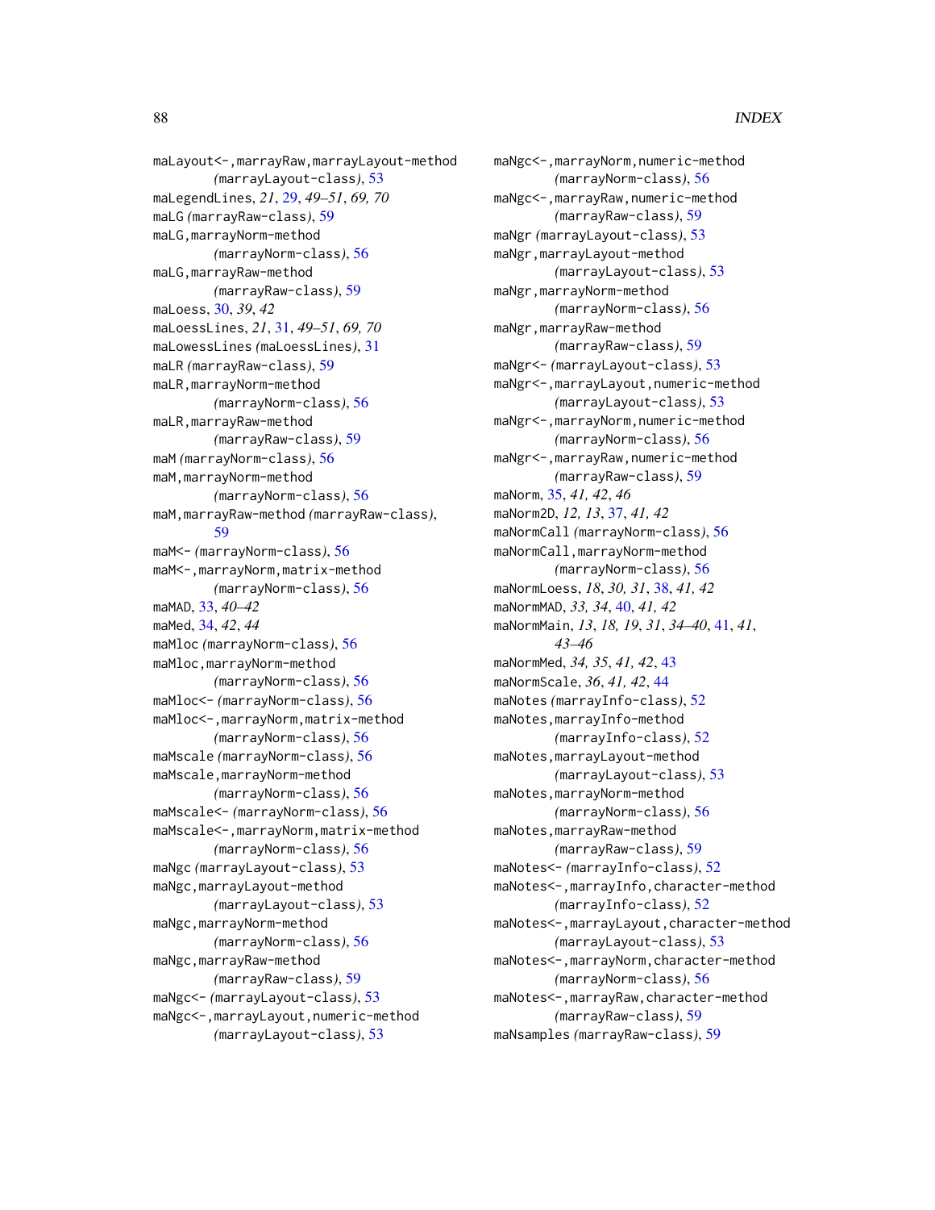maLayout<-,marrayRaw,marrayLayout-method
    *(*marrayLayout-class*)*, 53
maLegendLines, *21*, 29, *49–51*, *69, 70*
maLG *(*marrayRaw-class*)*, 59
maLG,marrayNorm-method
    *(*marrayNorm-class*)*, 56
maLG,marrayRaw-method
    *(*marrayRaw-class*)*, 59
maLoess, 30, *39*, *42*
maLoessLines, *21*, 31, *49–51*, *69, 70*
maLowessLines *(*maLoessLines*)*, 31
maLR *(*marrayRaw-class*)*, 59
maLR,marrayNorm-method
    *(*marrayNorm-class*)*, 56
maLR,marrayRaw-method
    *(*marrayRaw-class*)*, 59
maM *(*marrayNorm-class*)*, 56
maM,marrayNorm-method
    *(*marrayNorm-class*)*, 56
maM,marrayRaw-method *(*marrayRaw-class*)*,
    59
maM<- *(*marrayNorm-class*)*, 56
maM<-,marrayNorm,matrix-method
    *(*marrayNorm-class*)*, 56
maMAD, 33, *40–42*
maMed, 34, *42*, *44*
maMloc *(*marrayNorm-class*)*, 56
maMloc,marrayNorm-method
    *(*marrayNorm-class*)*, 56
maMloc<- *(*marrayNorm-class*)*, 56
maMloc<-,marrayNorm,matrix-method
    *(*marrayNorm-class*)*, 56
maMscale *(*marrayNorm-class*)*, 56
maMscale,marrayNorm-method
    *(*marrayNorm-class*)*, 56
maMscale<- *(*marrayNorm-class*)*, 56
maMscale<-,marrayNorm,matrix-method
    *(*marrayNorm-class*)*, 56
maNgc *(*marrayLayout-class*)*, 53
maNgc,marrayLayout-method
    *(*marrayLayout-class*)*, 53
maNgc,marrayNorm-method
    *(*marrayNorm-class*)*, 56
maNgc,marrayRaw-method
    *(*marrayRaw-class*)*, 59
maNgc<- *(*marrayLayout-class*)*, 53
maNgc<-,marrayLayout,numeric-method
    *(*marrayLayout-class*)*, 53
maNgc<-,marrayNorm,numeric-method
    *(*marrayNorm-class*)*, 56
maNgc<-,marrayRaw,numeric-method
    *(*marrayRaw-class*)*, 59
maNgr *(*marrayLayout-class*)*, 53
maNgr,marrayLayout-method
    *(*marrayLayout-class*)*, 53
maNgr,marrayNorm-method
    *(*marrayNorm-class*)*, 56
maNgr,marrayRaw-method
    *(*marrayRaw-class*)*, 59
maNgr<- *(*marrayLayout-class*)*, 53
maNgr<-,marrayLayout,numeric-method
    *(*marrayLayout-class*)*, 53
maNgr<-,marrayNorm,numeric-method
    *(*marrayNorm-class*)*, 56
maNgr<-,marrayRaw,numeric-method
    *(*marrayRaw-class*)*, 59
maNorm, 35, *41, 42*, *46*
maNorm2D, *12, 13*, 37, *41, 42*
maNormCall *(*marrayNorm-class*)*, 56
maNormCall,marrayNorm-method
    *(*marrayNorm-class*)*, 56
maNormLoess, *18*, *30, 31*, 38, *41, 42*
maNormMAD, *33, 34*, 40, *41, 42*
maNormMain, *13*, *18, 19*, *31*, *34–40*, 41, *41*,
    *43–46*
maNormMed, *34, 35*, *41, 42*, 43
maNormScale, *36*, *41, 42*, 44
maNotes *(*marrayInfo-class*)*, 52
maNotes,marrayInfo-method
    *(*marrayInfo-class*)*, 52
maNotes,marrayLayout-method
    *(*marrayLayout-class*)*, 53
maNotes,marrayNorm-method
    *(*marrayNorm-class*)*, 56
maNotes,marrayRaw-method
    *(*marrayRaw-class*)*, 59
maNotes<- *(*marrayInfo-class*)*, 52
maNotes<-,marrayInfo,character-method
    *(*marrayInfo-class*)*, 52
maNotes<-,marrayLayout,character-method
    *(*marrayLayout-class*)*, 53
maNotes<-,marrayNorm,character-method
    *(*marrayNorm-class*)*, 56
maNotes<-,marrayRaw,character-method
    *(*marrayRaw-class*)*, 59
maNsamples *(*marrayRaw-class*)*, 59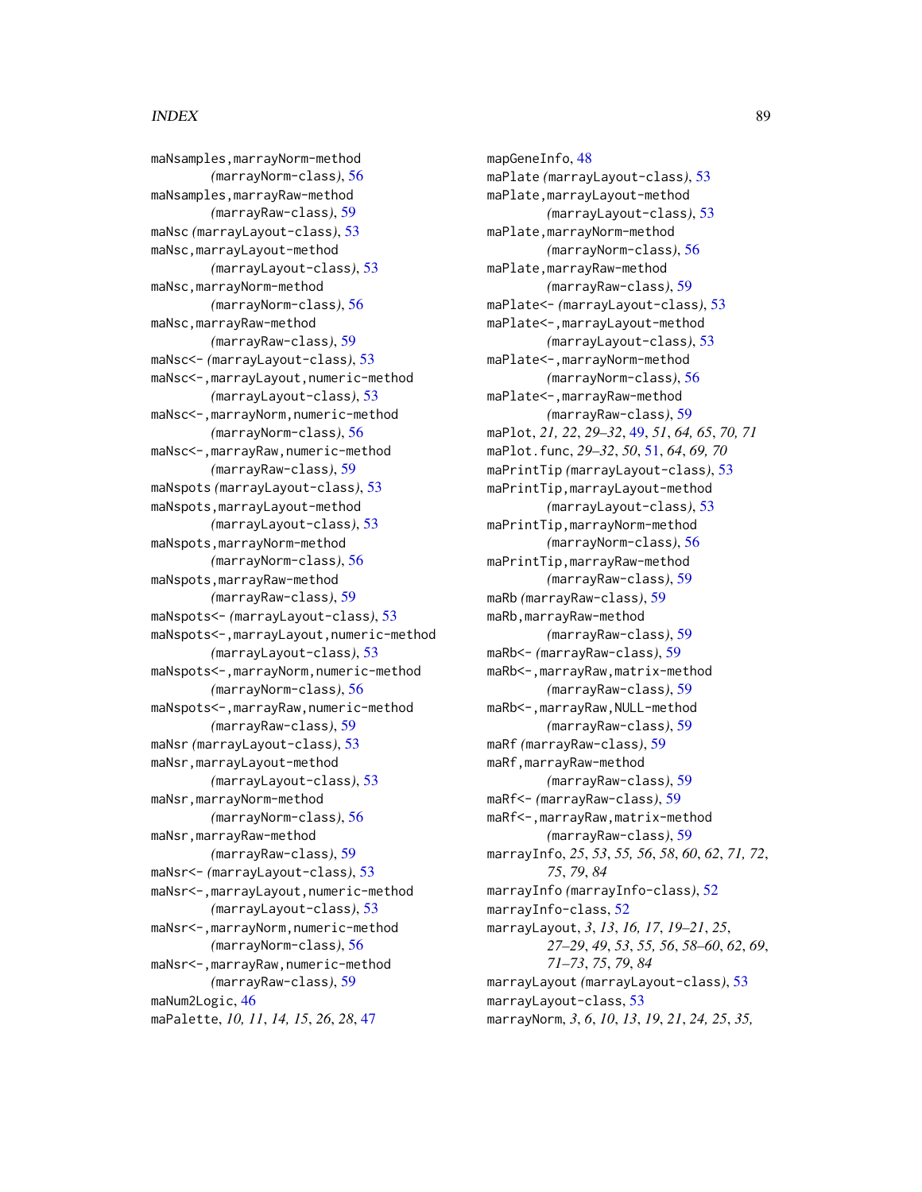maNsamples,marrayNorm-method
*(marrayNorm-class)*, 56
maNsamples,marrayRaw-method
*(marrayRaw-class)*, 59
maNsc *(marrayLayout-class)*, 53
maNsc,marrayLayout-method
*(marrayLayout-class)*, 53
maNsc,marrayNorm-method
*(marrayNorm-class)*, 56
maNsc,marrayRaw-method
*(marrayRaw-class)*, 59
maNsc<- *(marrayLayout-class)*, 53
maNsc<-,marrayLayout,numeric-method
*(marrayLayout-class)*, 53
maNsc<-,marrayNorm,numeric-method
*(marrayNorm-class)*, 56
maNsc<-,marrayRaw,numeric-method
*(marrayRaw-class)*, 59
maNspots *(marrayLayout-class)*, 53
maNspots,marrayLayout-method
*(marrayLayout-class)*, 53
maNspots,marrayNorm-method
*(marrayNorm-class)*, 56
maNspots,marrayRaw-method
*(marrayRaw-class)*, 59
maNspots<- *(marrayLayout-class)*, 53
maNspots<-,marrayLayout,numeric-method
*(marrayLayout-class)*, 53
maNspots<-,marrayNorm,numeric-method
*(marrayNorm-class)*, 56
maNspots<-,marrayRaw,numeric-method
*(marrayRaw-class)*, 59
maNsr *(marrayLayout-class)*, 53
maNsr,marrayLayout-method
*(marrayLayout-class)*, 53
maNsr,marrayNorm-method
*(marrayNorm-class)*, 56
maNsr,marrayRaw-method
*(marrayRaw-class)*, 59
maNsr<- *(marrayLayout-class)*, 53
maNsr<-,marrayLayout,numeric-method
*(marrayLayout-class)*, 53
maNsr<-,marrayNorm,numeric-method
*(marrayNorm-class)*, 56
maNsr<-,marrayRaw,numeric-method
*(marrayRaw-class)*, 59
maNum2Logic, 46
maPalette, *10, 11, 14, 15, 26, 28*, 47
mapGeneInfo, 48
maPlate *(marrayLayout-class)*, 53
maPlate,marrayLayout-method
*(marrayLayout-class)*, 53
maPlate,marrayNorm-method
*(marrayNorm-class)*, 56
maPlate,marrayRaw-method
*(marrayRaw-class)*, 59
maPlate<- *(marrayLayout-class)*, 53
maPlate<-,marrayLayout-method
*(marrayLayout-class)*, 53
maPlate<-,marrayNorm-method
*(marrayNorm-class)*, 56
maPlate<-,marrayRaw-method
*(marrayRaw-class)*, 59
maPlot, *21, 22, 29–32*, 49, *51, 64, 65, 70, 71*
maPlot.func, *29–32, 50*, 51, *64, 69, 70*
maPrintTip *(marrayLayout-class)*, 53
maPrintTip,marrayLayout-method
*(marrayLayout-class)*, 53
maPrintTip,marrayNorm-method
*(marrayNorm-class)*, 56
maPrintTip,marrayRaw-method
*(marrayRaw-class)*, 59
maRb *(marrayRaw-class)*, 59
maRb,marrayRaw-method
*(marrayRaw-class)*, 59
maRb<- *(marrayRaw-class)*, 59
maRb<-,marrayRaw,matrix-method
*(marrayRaw-class)*, 59
maRb<-,marrayRaw,NULL-method
*(marrayRaw-class)*, 59
maRf *(marrayRaw-class)*, 59
maRf,marrayRaw-method
*(marrayRaw-class)*, 59
maRf<- *(marrayRaw-class)*, 59
maRf<-,marrayRaw,matrix-method
*(marrayRaw-class)*, 59
marrayInfo, *25, 53, 55, 56, 58, 60, 62, 71, 72, 75, 79, 84*
marrayInfo *(marrayInfo-class)*, 52
marrayInfo-class, 52
marrayLayout, *3, 13, 16, 17, 19–21, 25, 27–29, 49, 53, 55, 56, 58–60, 62, 69, 71–73, 75, 79, 84*
marrayLayout *(marrayLayout-class)*, 53
marrayLayout-class, 53
marrayNorm, *3, 6, 10, 13, 19, 21, 24, 25, 35,*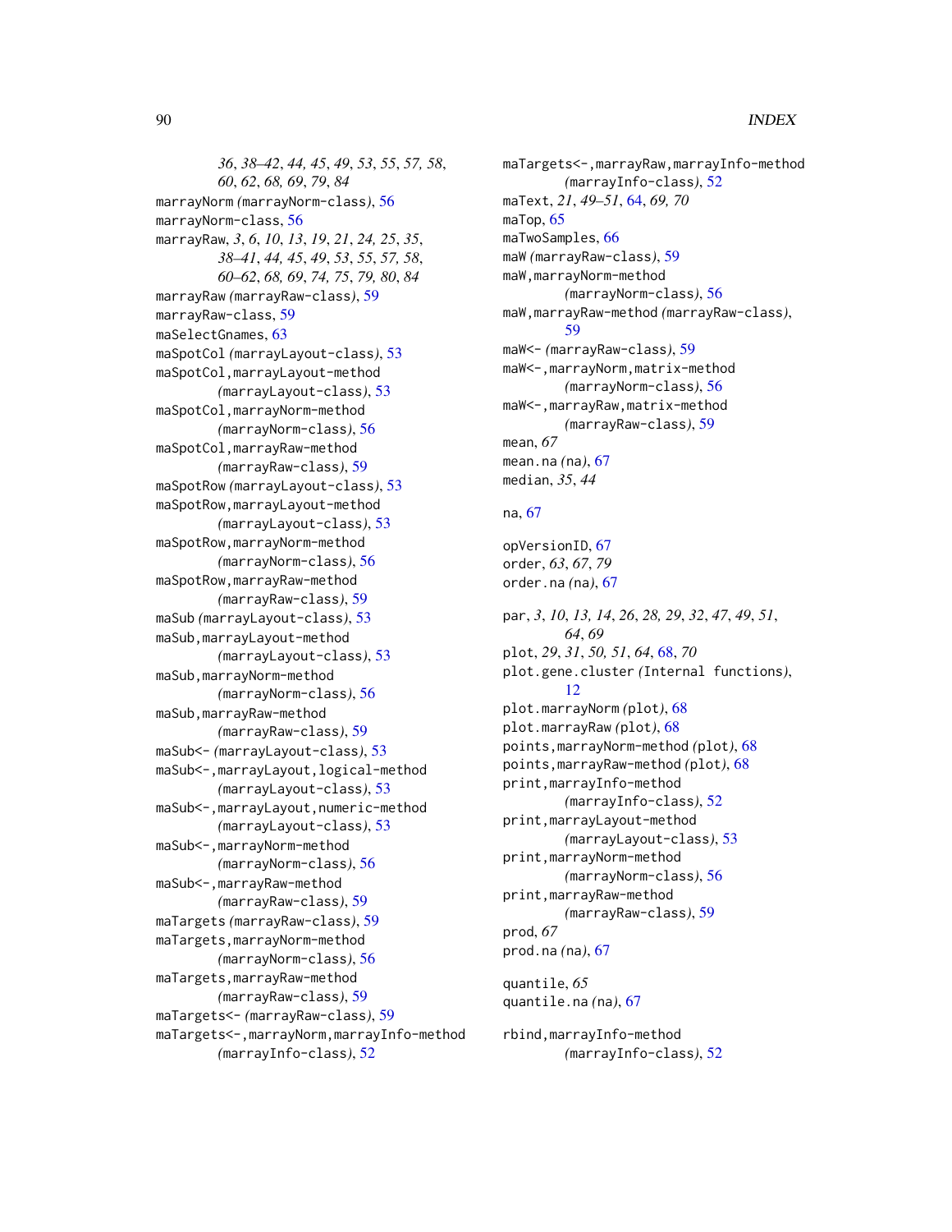36, 38–42, 44, 45, 49, 53, 55, 57, 58, 60, 62, 68, 69, 79, 84
marrayNorm (marrayNorm-class), 56
marrayNorm-class, 56
marrayRaw, 3, 6, 10, 13, 19, 21, 24, 25, 35, 38–41, 44, 45, 49, 53, 55, 57, 58, 60–62, 68, 69, 74, 75, 79, 80, 84
marrayRaw (marrayRaw-class), 59
marrayRaw-class, 59
maSelectGnames, 63
maSpotCol (marrayLayout-class), 53
maSpotCol,marrayLayout-method (marrayLayout-class), 53
maSpotCol,marrayNorm-method (marrayNorm-class), 56
maSpotCol,marrayRaw-method (marrayRaw-class), 59
maSpotRow (marrayLayout-class), 53
maSpotRow,marrayLayout-method (marrayLayout-class), 53
maSpotRow,marrayNorm-method (marrayNorm-class), 56
maSpotRow,marrayRaw-method (marrayRaw-class), 59
maSub (marrayLayout-class), 53
maSub,marrayLayout-method (marrayLayout-class), 53
maSub,marrayNorm-method (marrayNorm-class), 56
maSub,marrayRaw-method (marrayRaw-class), 59
maSub<- (marrayLayout-class), 53
maSub<-,marrayLayout,logical-method (marrayLayout-class), 53
maSub<-,marrayLayout,numeric-method (marrayLayout-class), 53
maSub<-,marrayNorm-method (marrayNorm-class), 56
maSub<-,marrayRaw-method (marrayRaw-class), 59
maTargets (marrayRaw-class), 59
maTargets,marrayNorm-method (marrayNorm-class), 56
maTargets,marrayRaw-method (marrayRaw-class), 59
maTargets<- (marrayRaw-class), 59
maTargets<-,marrayNorm,marrayInfo-method (marrayInfo-class), 52
maTargets<-,marrayRaw,marrayInfo-method (marrayInfo-class), 52
maText, 21, 49–51, 64, 69, 70
maTop, 65
maTwoSamples, 66
maW (marrayRaw-class), 59
maW,marrayNorm-method (marrayNorm-class), 56
maW,marrayRaw-method (marrayRaw-class), 59
maW<- (marrayRaw-class), 59
maW<-,marrayNorm,matrix-method (marrayNorm-class), 56
maW<-,marrayRaw,matrix-method (marrayRaw-class), 59
mean, 67
mean.na (na), 67
median, 35, 44

na, 67

opVersionID, 67
order, 63, 67, 79
order.na (na), 67

par, 3, 10, 13, 14, 26, 28, 29, 32, 47, 49, 51, 64, 69
plot, 29, 31, 50, 51, 64, 68, 70
plot.gene.cluster (Internal functions), 12
plot.marrayNorm (plot), 68
plot.marrayRaw (plot), 68
points,marrayNorm-method (plot), 68
points,marrayRaw-method (plot), 68
print,marrayInfo-method (marrayInfo-class), 52
print,marrayLayout-method (marrayLayout-class), 53
print,marrayNorm-method (marrayNorm-class), 56
print,marrayRaw-method (marrayRaw-class), 59
prod, 67
prod.na (na), 67

quantile, 65
quantile.na (na), 67

rbind,marrayInfo-method (marrayInfo-class), 52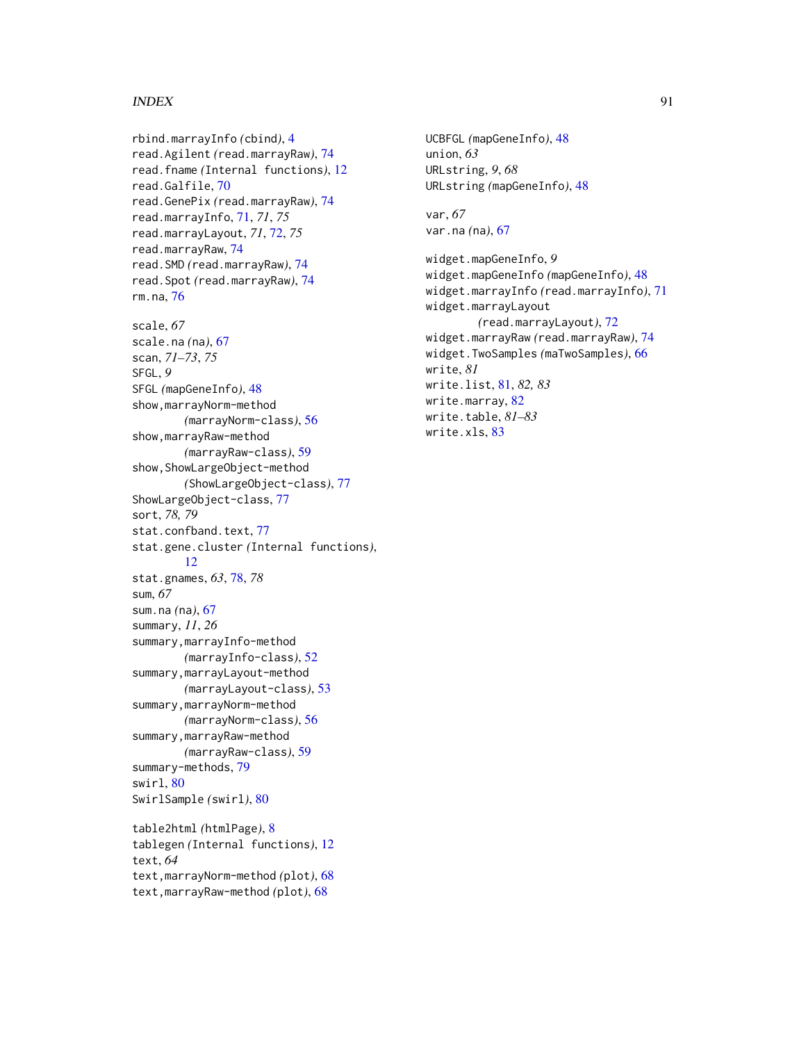rbind.marrayInfo *(cbind)*, 4
read.Agilent *(read.marrayRaw)*, 74
read.fname *(Internal functions)*, 12
read.Galfile, 70
read.GenePix *(read.marrayRaw)*, 74
read.marrayInfo, 71, *71*, *75*
read.marrayLayout, *71*, 72, *75*
read.marrayRaw, 74
read.SMD *(read.marrayRaw)*, 74
read.Spot *(read.marrayRaw)*, 74
rm.na, 76

scale, *67*
scale.na *(na)*, 67
scan, *71–73*, *75*
SFGL, *9*
SFGL *(mapGeneInfo)*, 48
show,marrayNorm-method *(marrayNorm-class)*, 56
show,marrayRaw-method *(marrayRaw-class)*, 59
show,ShowLargeObject-method *(ShowLargeObject-class)*, 77
ShowLargeObject-class, 77
sort, *78, 79*
stat.confband.text, 77
stat.gene.cluster *(Internal functions)*, 12
stat.gnames, *63*, 78, *78*
sum, *67*
sum.na *(na)*, 67
summary, *11*, *26*
summary,marrayInfo-method *(marrayInfo-class)*, 52
summary,marrayLayout-method *(marrayLayout-class)*, 53
summary,marrayNorm-method *(marrayNorm-class)*, 56
summary,marrayRaw-method *(marrayRaw-class)*, 59
summary-methods, 79
swirl, 80
SwirlSample *(swirl)*, 80

table2html *(htmlPage)*, 8
tablegen *(Internal functions)*, 12
text, *64*
text,marrayNorm-method *(plot)*, 68
text,marrayRaw-method *(plot)*, 68

UCBFGL *(mapGeneInfo)*, 48
union, *63*
URLstring, *9*, *68*
URLstring *(mapGeneInfo)*, 48

var, *67*
var.na *(na)*, 67

widget.mapGeneInfo, *9*
widget.mapGeneInfo *(mapGeneInfo)*, 48
widget.marrayInfo *(read.marrayInfo)*, 71
widget.marrayLayout *(read.marrayLayout)*, 72
widget.marrayRaw *(read.marrayRaw)*, 74
widget.TwoSamples *(maTwoSamples)*, 66
write, *81*
write.list, 81, *82, 83*
write.marray, 82
write.table, *81–83*
write.xls, 83